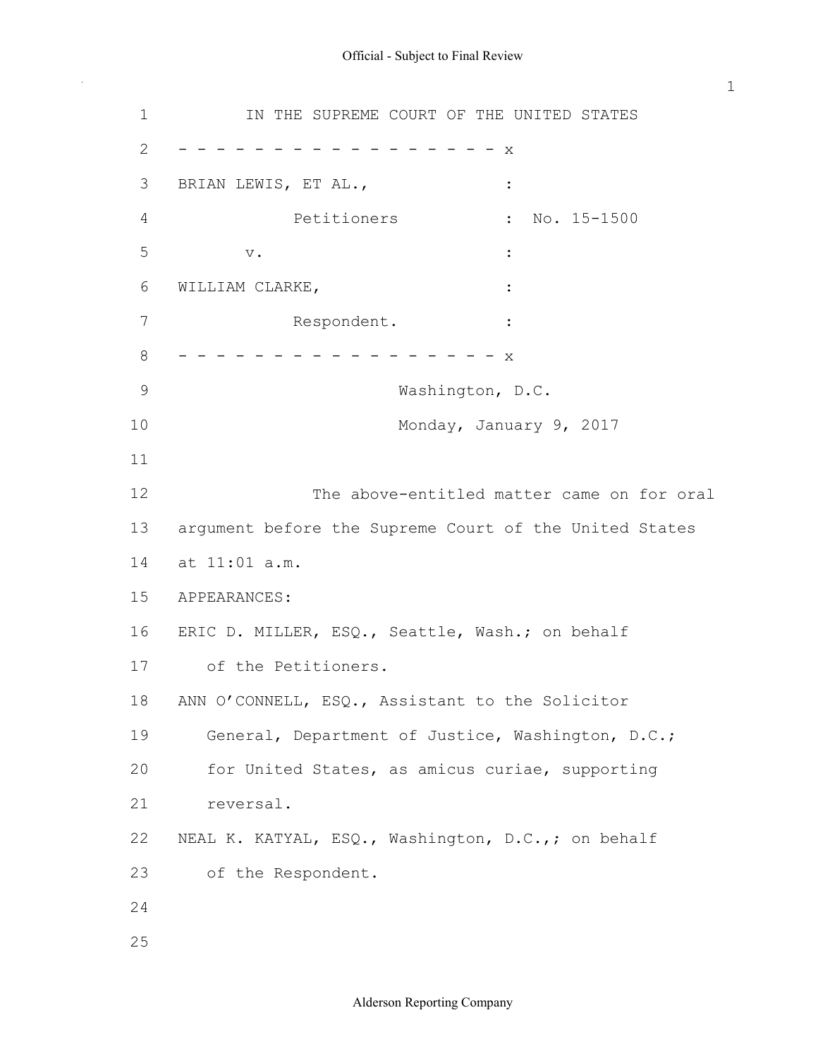IN THE SUPREME COURT OF THE UNITED STATES

- - - - - - - - - - - - - - - - - - x

BRIAN LEWIS, ET AL., :

Petitioners : No. 15-1500

v. :

WILLIAM CLARKE, :

Respondent. :

- - - - - - - - - - - - - - - - - - x

Washington, D.C.

Monday, January 9, 2017

The above-entitled matter came on for oral argument before the Supreme Court of the United States at 11:01 a.m.

APPEARANCES:

ERIC D. MILLER, ESQ., Seattle, Wash.; on behalf of the Petitioners.

ANN O'CONNELL, ESQ., Assistant to the Solicitor General, Department of Justice, Washington, D.C.; for United States, as amicus curiae, supporting reversal.

NEAL K. KATYAL, ESQ., Washington, D.C.,; on behalf of the Respondent.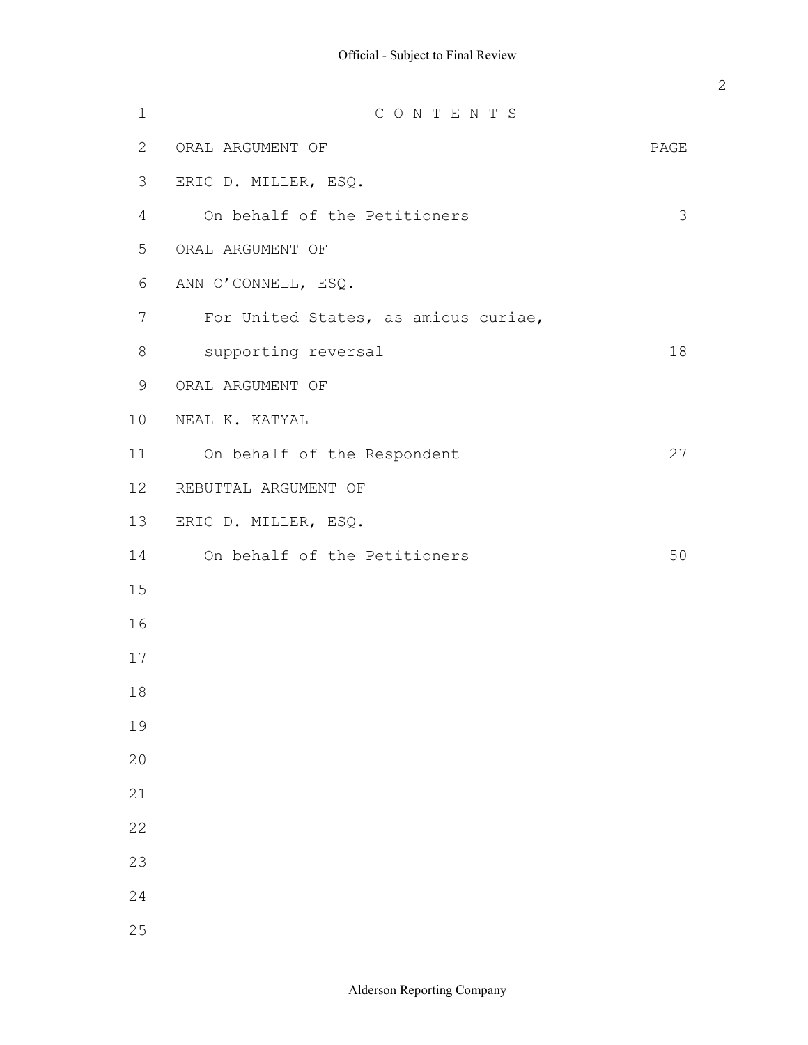# C O N T E N T S

| ORAL ARGUMENT OF | PAGE |
|---|---|
| ERIC D. MILLER, ESQ. | |
| On behalf of the Petitioners | 3 |
| ORAL ARGUMENT OF | |
| ANN O'CONNELL, ESQ. | |
| For United States, as amicus curiae, | |
| supporting reversal | 18 |
| ORAL ARGUMENT OF | |
| NEAL K. KATYAL | |
| On behalf of the Respondent | 27 |
| REBUTTAL ARGUMENT OF | |
| ERIC D. MILLER, ESQ. | |
| On behalf of the Petitioners | 50 |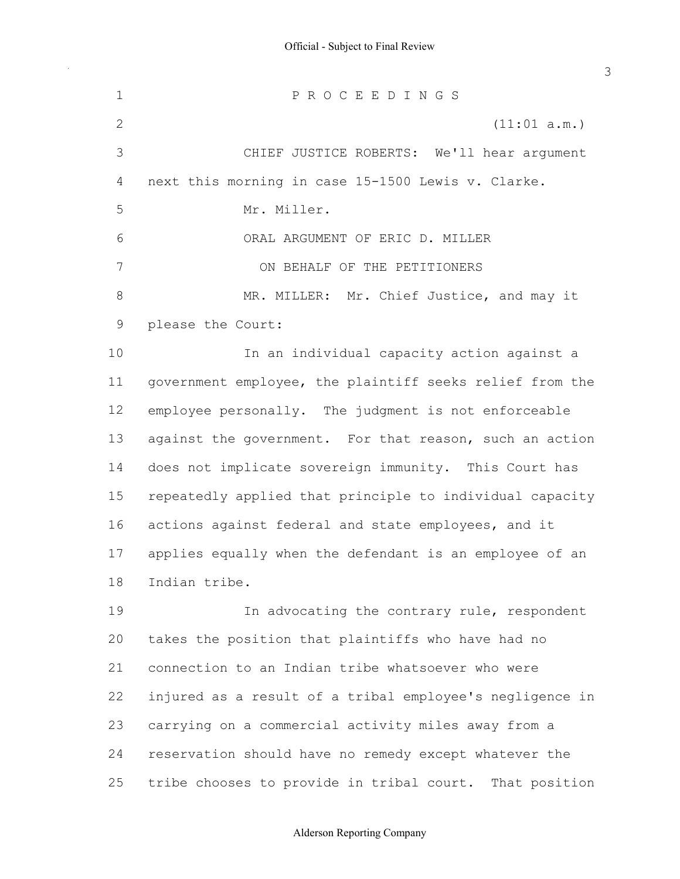P R O C E E D I N G S

(11:01 a.m.)

CHIEF JUSTICE ROBERTS: We'll hear argument next this morning in case 15-1500 Lewis v. Clarke.

Mr. Miller.

ORAL ARGUMENT OF ERIC D. MILLER

ON BEHALF OF THE PETITIONERS

MR. MILLER: Mr. Chief Justice, and may it please the Court:

In an individual capacity action against a government employee, the plaintiff seeks relief from the employee personally. The judgment is not enforceable against the government. For that reason, such an action does not implicate sovereign immunity. This Court has repeatedly applied that principle to individual capacity actions against federal and state employees, and it applies equally when the defendant is an employee of an Indian tribe.

In advocating the contrary rule, respondent takes the position that plaintiffs who have had no connection to an Indian tribe whatsoever who were injured as a result of a tribal employee's negligence in carrying on a commercial activity miles away from a reservation should have no remedy except whatever the tribe chooses to provide in tribal court. That position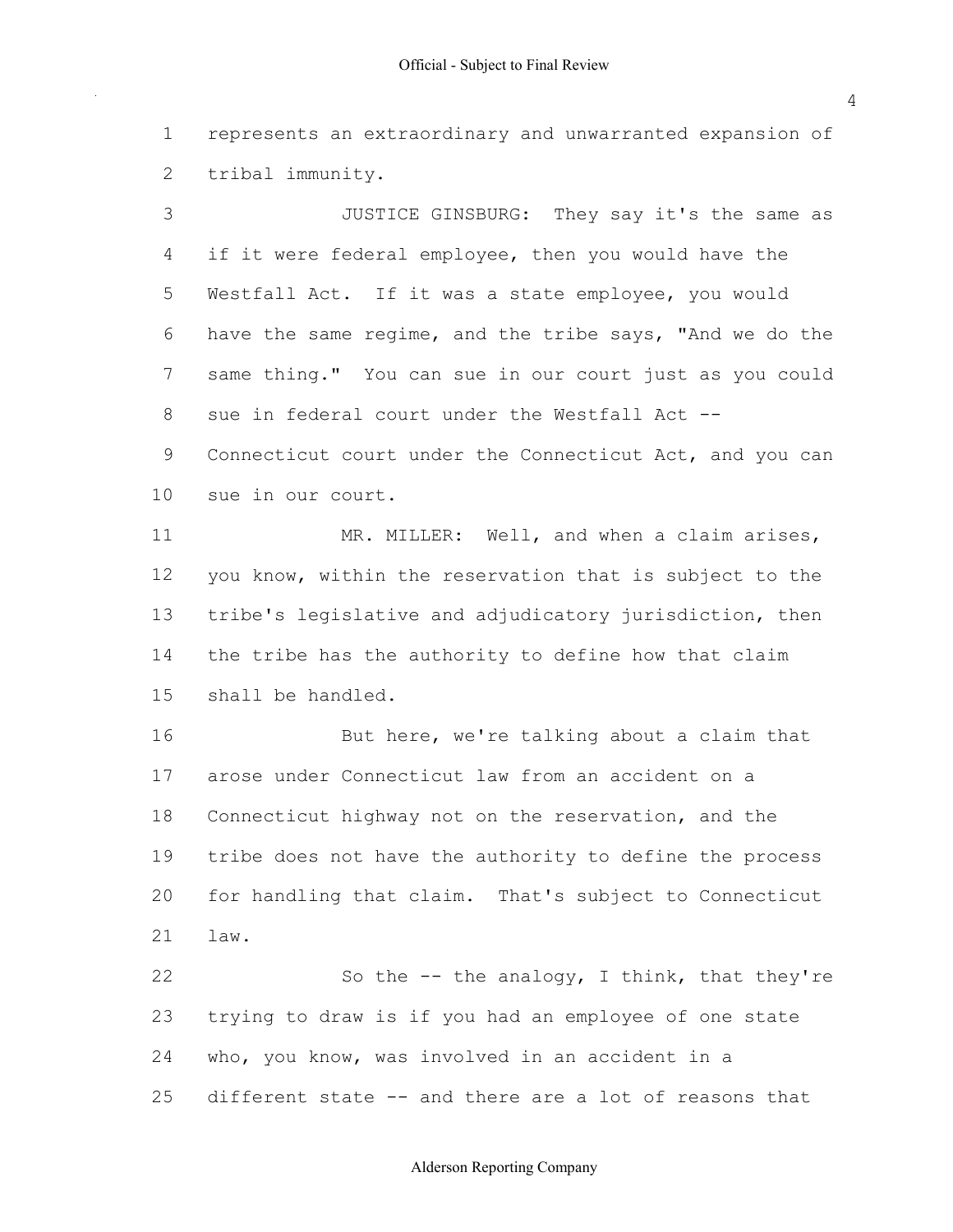represents an extraordinary and unwarranted expansion of tribal immunity.

JUSTICE GINSBURG: They say it's the same as if it were federal employee, then you would have the Westfall Act. If it was a state employee, you would have the same regime, and the tribe says, "And we do the same thing." You can sue in our court just as you could sue in federal court under the Westfall Act -- Connecticut court under the Connecticut Act, and you can sue in our court.

MR. MILLER: Well, and when a claim arises, you know, within the reservation that is subject to the tribe's legislative and adjudicatory jurisdiction, then the tribe has the authority to define how that claim shall be handled.

But here, we're talking about a claim that arose under Connecticut law from an accident on a Connecticut highway not on the reservation, and the tribe does not have the authority to define the process for handling that claim. That's subject to Connecticut law.

So the -- the analogy, I think, that they're trying to draw is if you had an employee of one state who, you know, was involved in an accident in a different state -- and there are a lot of reasons that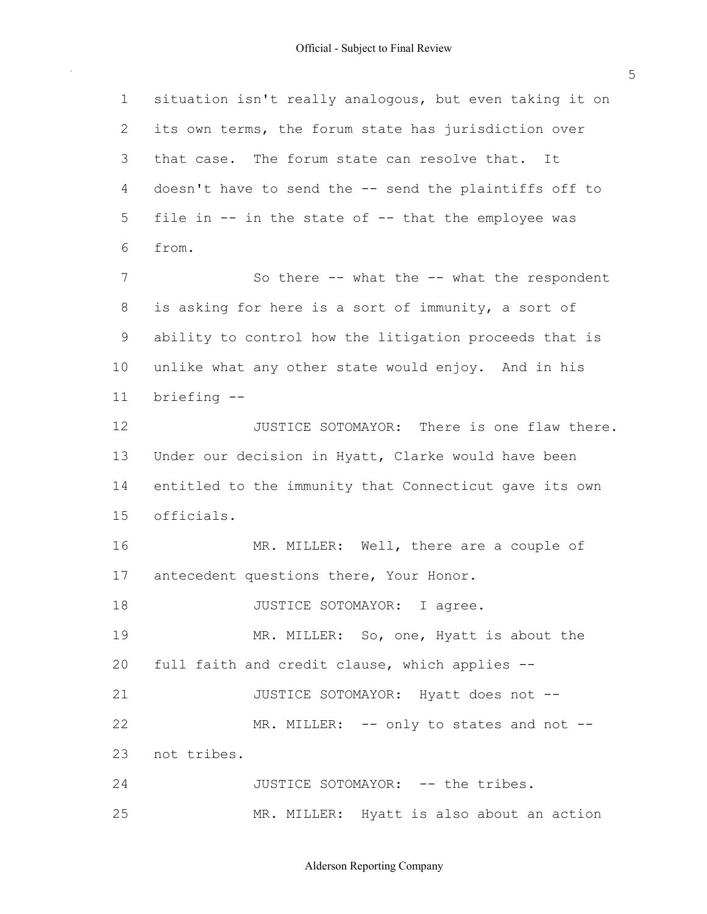situation isn't really analogous, but even taking it on its own terms, the forum state has jurisdiction over that case. The forum state can resolve that. It doesn't have to send the -- send the plaintiffs off to file in -- in the state of -- that the employee was from.

So there -- what the -- what the respondent is asking for here is a sort of immunity, a sort of ability to control how the litigation proceeds that is unlike what any other state would enjoy. And in his briefing --

JUSTICE SOTOMAYOR: There is one flaw there. Under our decision in Hyatt, Clarke would have been entitled to the immunity that Connecticut gave its own officials.

MR. MILLER: Well, there are a couple of antecedent questions there, Your Honor.

JUSTICE SOTOMAYOR: I agree.

MR. MILLER: So, one, Hyatt is about the full faith and credit clause, which applies --

JUSTICE SOTOMAYOR: Hyatt does not --

MR. MILLER: -- only to states and not -- not tribes.

JUSTICE SOTOMAYOR: -- the tribes.

MR. MILLER: Hyatt is also about an action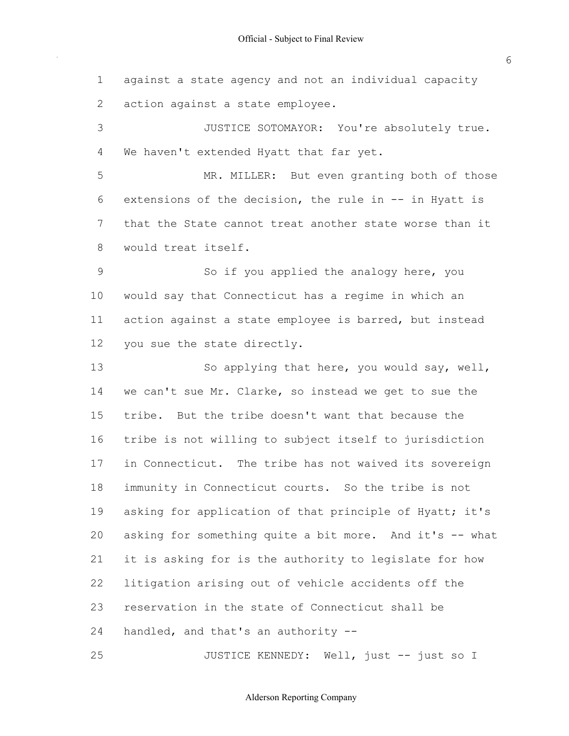against a state agency and not an individual capacity action against a state employee.

JUSTICE SOTOMAYOR: You're absolutely true. We haven't extended Hyatt that far yet.

MR. MILLER: But even granting both of those extensions of the decision, the rule in -- in Hyatt is that the State cannot treat another state worse than it would treat itself.

So if you applied the analogy here, you would say that Connecticut has a regime in which an action against a state employee is barred, but instead you sue the state directly.

So applying that here, you would say, well, we can't sue Mr. Clarke, so instead we get to sue the tribe. But the tribe doesn't want that because the tribe is not willing to subject itself to jurisdiction in Connecticut. The tribe has not waived its sovereign immunity in Connecticut courts. So the tribe is not asking for application of that principle of Hyatt; it's asking for something quite a bit more. And it's -- what it is asking for is the authority to legislate for how litigation arising out of vehicle accidents off the reservation in the state of Connecticut shall be handled, and that's an authority --

JUSTICE KENNEDY: Well, just -- just so I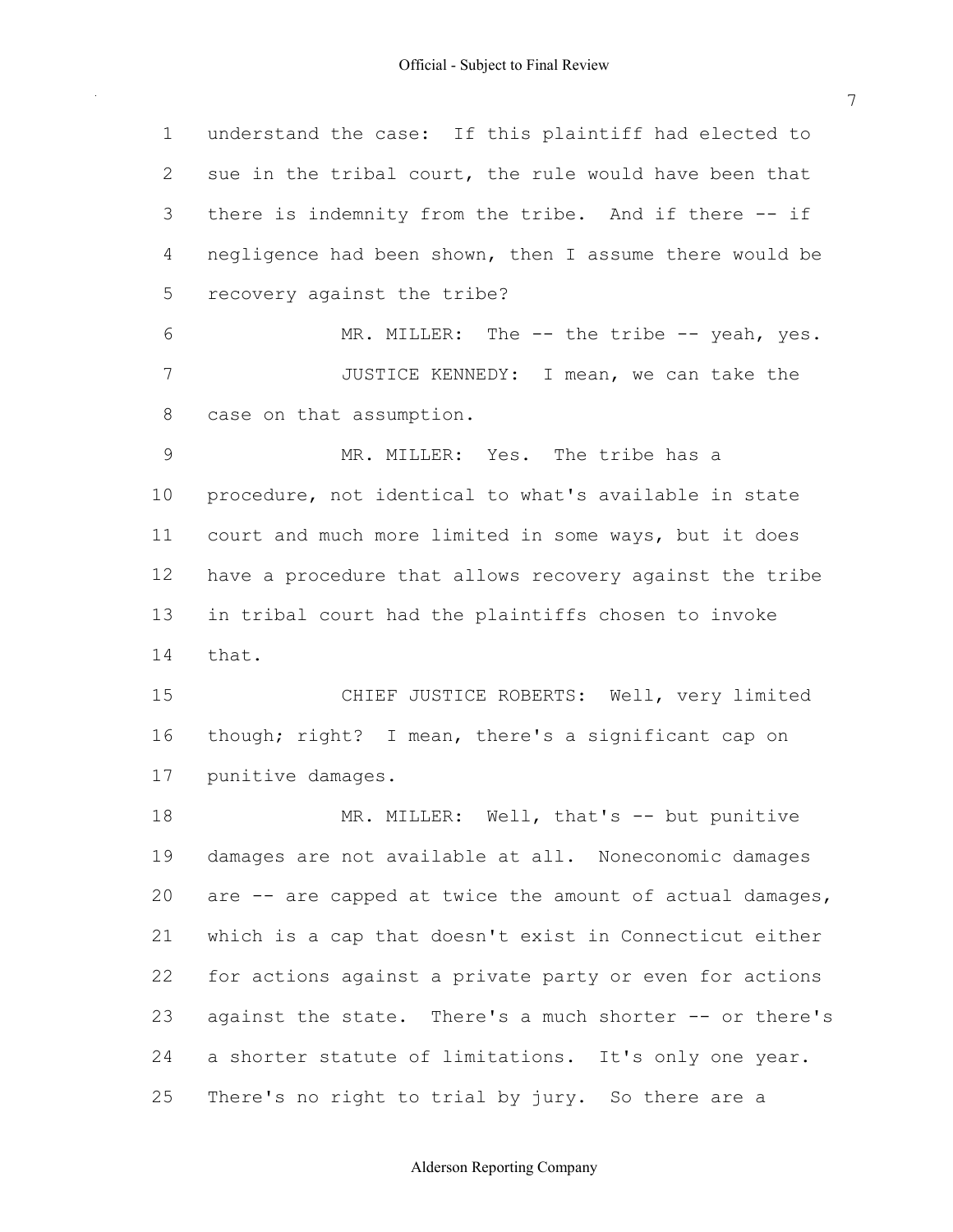understand the case: If this plaintiff had elected to sue in the tribal court, the rule would have been that there is indemnity from the tribe. And if there -- if negligence had been shown, then I assume there would be recovery against the tribe?

MR. MILLER: The -- the tribe -- yeah, yes.

JUSTICE KENNEDY: I mean, we can take the case on that assumption.

MR. MILLER: Yes. The tribe has a procedure, not identical to what's available in state court and much more limited in some ways, but it does have a procedure that allows recovery against the tribe in tribal court had the plaintiffs chosen to invoke that.

CHIEF JUSTICE ROBERTS: Well, very limited though; right? I mean, there's a significant cap on punitive damages.

MR. MILLER: Well, that's -- but punitive damages are not available at all. Noneconomic damages are -- are capped at twice the amount of actual damages, which is a cap that doesn't exist in Connecticut either for actions against a private party or even for actions against the state. There's a much shorter -- or there's a shorter statute of limitations. It's only one year. There's no right to trial by jury. So there are a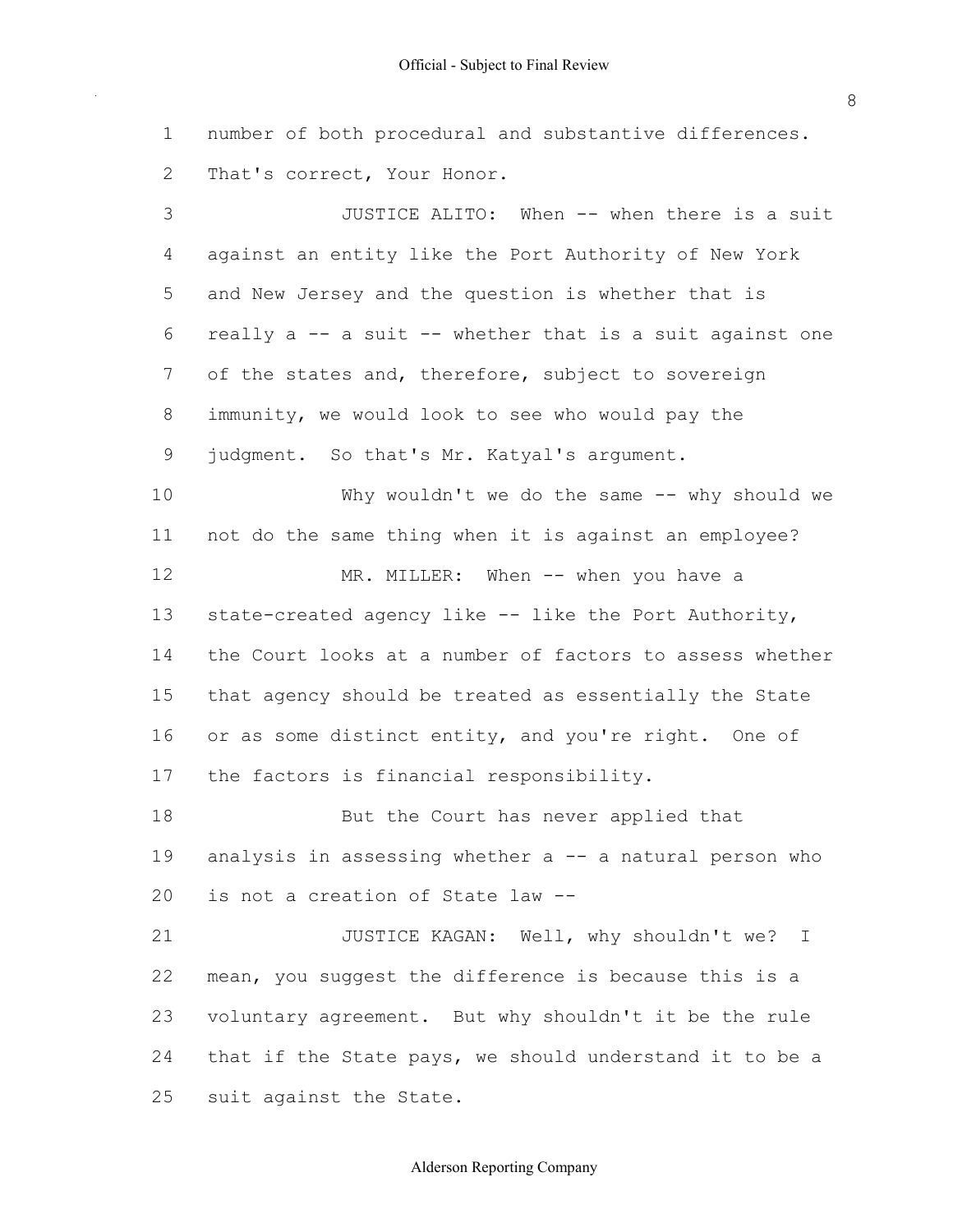number of both procedural and substantive differences. That's correct, Your Honor.

JUSTICE ALITO: When -- when there is a suit against an entity like the Port Authority of New York and New Jersey and the question is whether that is really a -- a suit -- whether that is a suit against one of the states and, therefore, subject to sovereign immunity, we would look to see who would pay the judgment. So that's Mr. Katyal's argument.

Why wouldn't we do the same -- why should we not do the same thing when it is against an employee?

MR. MILLER: When -- when you have a state-created agency like -- like the Port Authority, the Court looks at a number of factors to assess whether that agency should be treated as essentially the State or as some distinct entity, and you're right. One of the factors is financial responsibility.

But the Court has never applied that analysis in assessing whether a -- a natural person who is not a creation of State law --

JUSTICE KAGAN: Well, why shouldn't we? I mean, you suggest the difference is because this is a voluntary agreement. But why shouldn't it be the rule that if the State pays, we should understand it to be a suit against the State.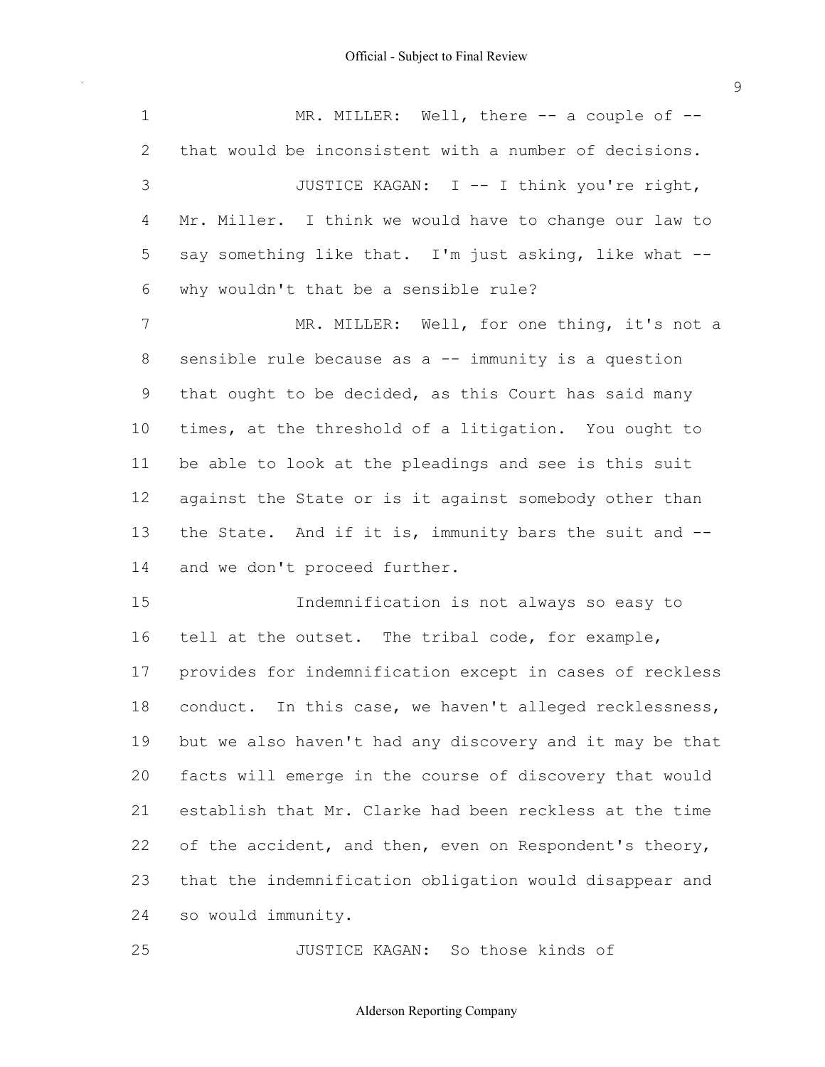MR. MILLER: Well, there -- a couple of -- that would be inconsistent with a number of decisions.

JUSTICE KAGAN: I -- I think you're right, Mr. Miller. I think we would have to change our law to say something like that. I'm just asking, like what -- why wouldn't that be a sensible rule?

MR. MILLER: Well, for one thing, it's not a sensible rule because as a -- immunity is a question that ought to be decided, as this Court has said many times, at the threshold of a litigation. You ought to be able to look at the pleadings and see is this suit against the State or is it against somebody other than the State. And if it is, immunity bars the suit and -- and we don't proceed further.

Indemnification is not always so easy to tell at the outset. The tribal code, for example, provides for indemnification except in cases of reckless conduct. In this case, we haven't alleged recklessness, but we also haven't had any discovery and it may be that facts will emerge in the course of discovery that would establish that Mr. Clarke had been reckless at the time of the accident, and then, even on Respondent's theory, that the indemnification obligation would disappear and so would immunity.

JUSTICE KAGAN: So those kinds of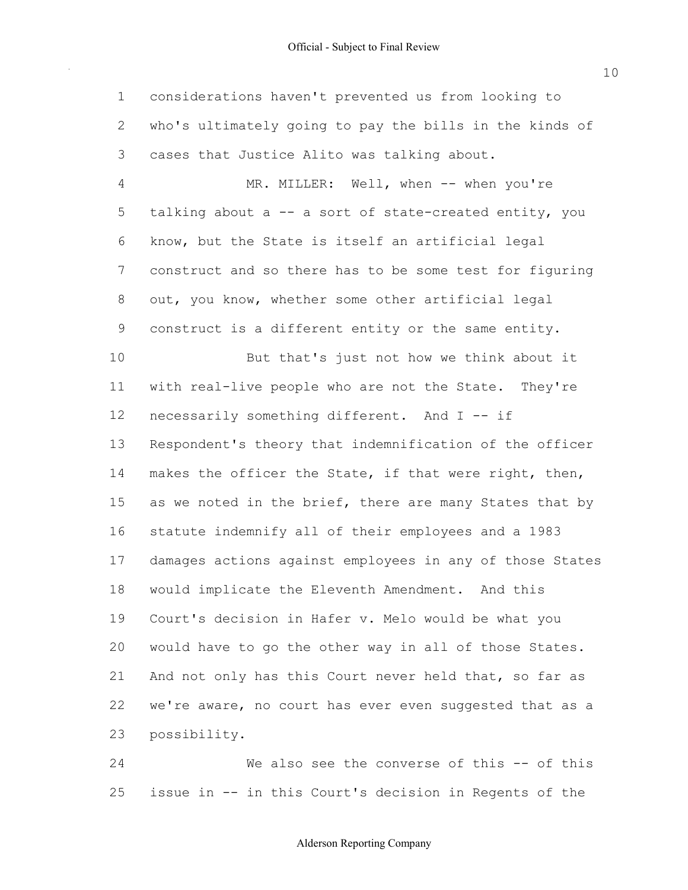considerations haven't prevented us from looking to who's ultimately going to pay the bills in the kinds of cases that Justice Alito was talking about.

MR. MILLER: Well, when -- when you're talking about a -- a sort of state-created entity, you know, but the State is itself an artificial legal construct and so there has to be some test for figuring out, you know, whether some other artificial legal construct is a different entity or the same entity.

But that's just not how we think about it with real-live people who are not the State. They're necessarily something different. And I -- if Respondent's theory that indemnification of the officer makes the officer the State, if that were right, then, as we noted in the brief, there are many States that by statute indemnify all of their employees and a 1983 damages actions against employees in any of those States would implicate the Eleventh Amendment. And this Court's decision in Hafer v. Melo would be what you would have to go the other way in all of those States. And not only has this Court never held that, so far as we're aware, no court has ever even suggested that as a possibility.

We also see the converse of this -- of this issue in -- in this Court's decision in Regents of the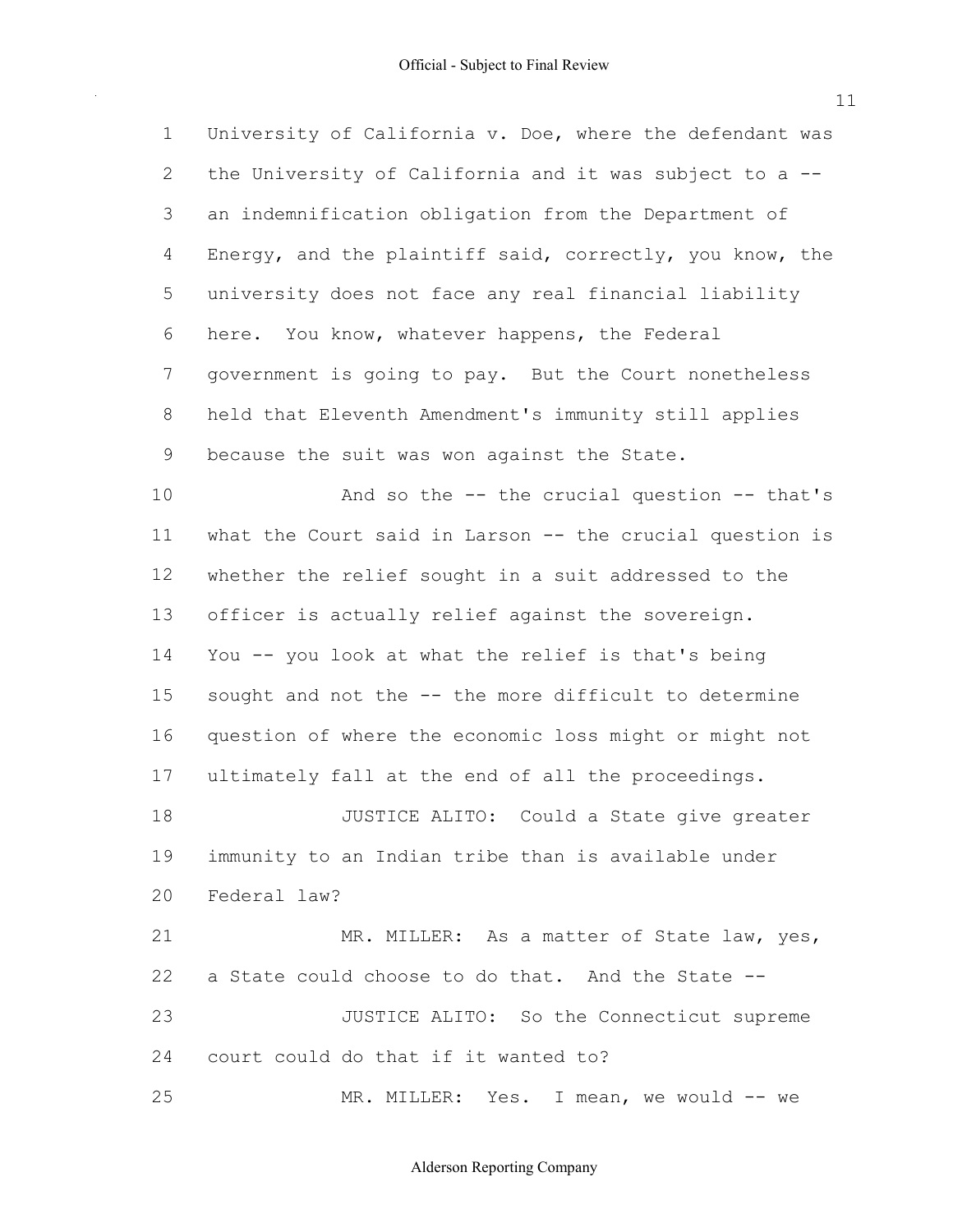University of California v. Doe, where the defendant was the University of California and it was subject to a -- an indemnification obligation from the Department of Energy, and the plaintiff said, correctly, you know, the university does not face any real financial liability here. You know, whatever happens, the Federal government is going to pay. But the Court nonetheless held that Eleventh Amendment's immunity still applies because the suit was won against the State.

And so the -- the crucial question -- that's what the Court said in Larson -- the crucial question is whether the relief sought in a suit addressed to the officer is actually relief against the sovereign. You -- you look at what the relief is that's being sought and not the -- the more difficult to determine question of where the economic loss might or might not ultimately fall at the end of all the proceedings.

JUSTICE ALITO: Could a State give greater immunity to an Indian tribe than is available under Federal law?

MR. MILLER: As a matter of State law, yes, a State could choose to do that. And the State --

JUSTICE ALITO: So the Connecticut supreme court could do that if it wanted to?

MR. MILLER: Yes. I mean, we would -- we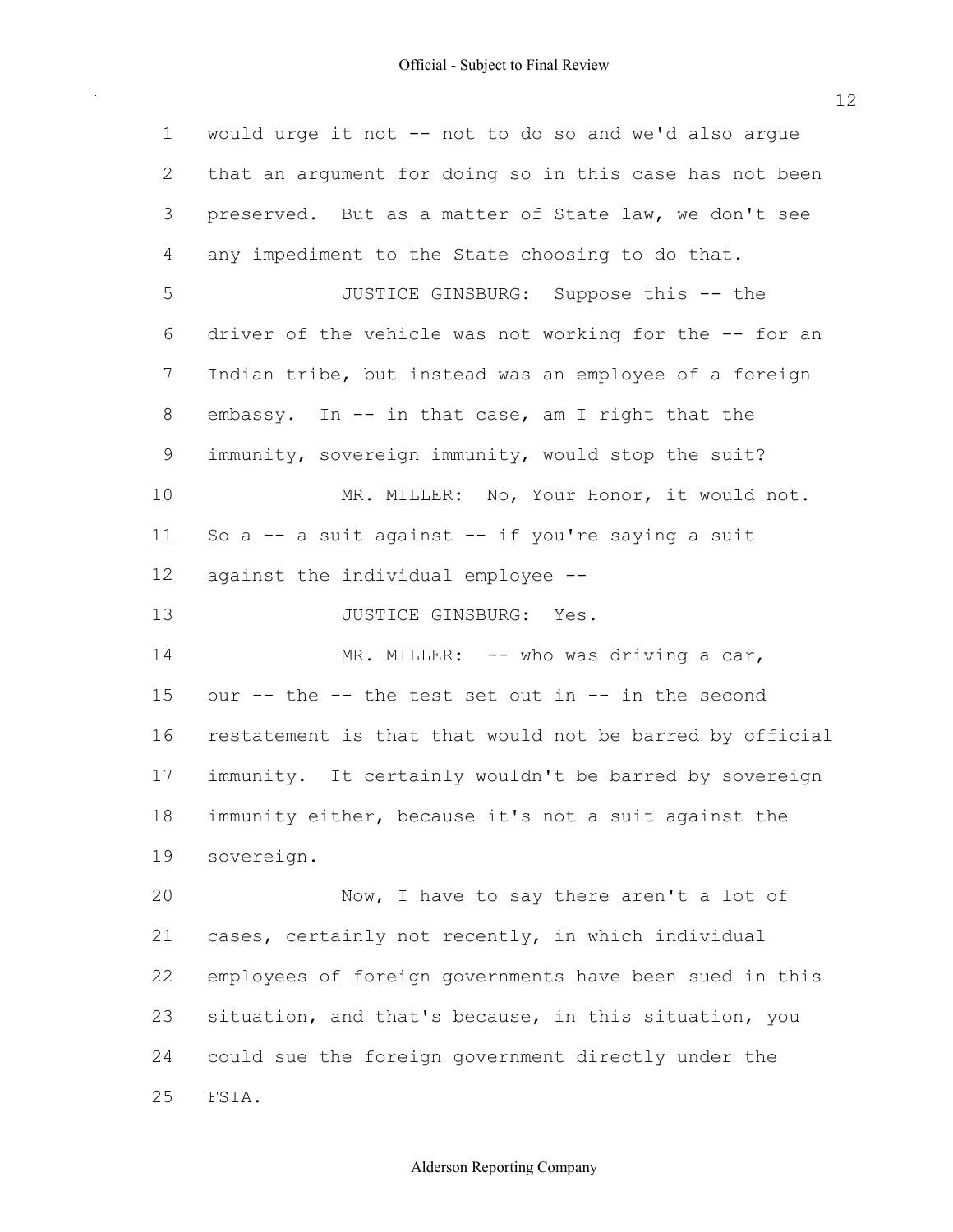would urge it not -- not to do so and we'd also argue that an argument for doing so in this case has not been preserved. But as a matter of State law, we don't see any impediment to the State choosing to do that.

JUSTICE GINSBURG: Suppose this -- the driver of the vehicle was not working for the -- for an Indian tribe, but instead was an employee of a foreign embassy. In -- in that case, am I right that the immunity, sovereign immunity, would stop the suit?

MR. MILLER: No, Your Honor, it would not. So a -- a suit against -- if you're saying a suit against the individual employee --

JUSTICE GINSBURG: Yes.

MR. MILLER: -- who was driving a car, our -- the -- the test set out in -- in the second restatement is that that would not be barred by official immunity. It certainly wouldn't be barred by sovereign immunity either, because it's not a suit against the sovereign.

Now, I have to say there aren't a lot of cases, certainly not recently, in which individual employees of foreign governments have been sued in this situation, and that's because, in this situation, you could sue the foreign government directly under the FSIA.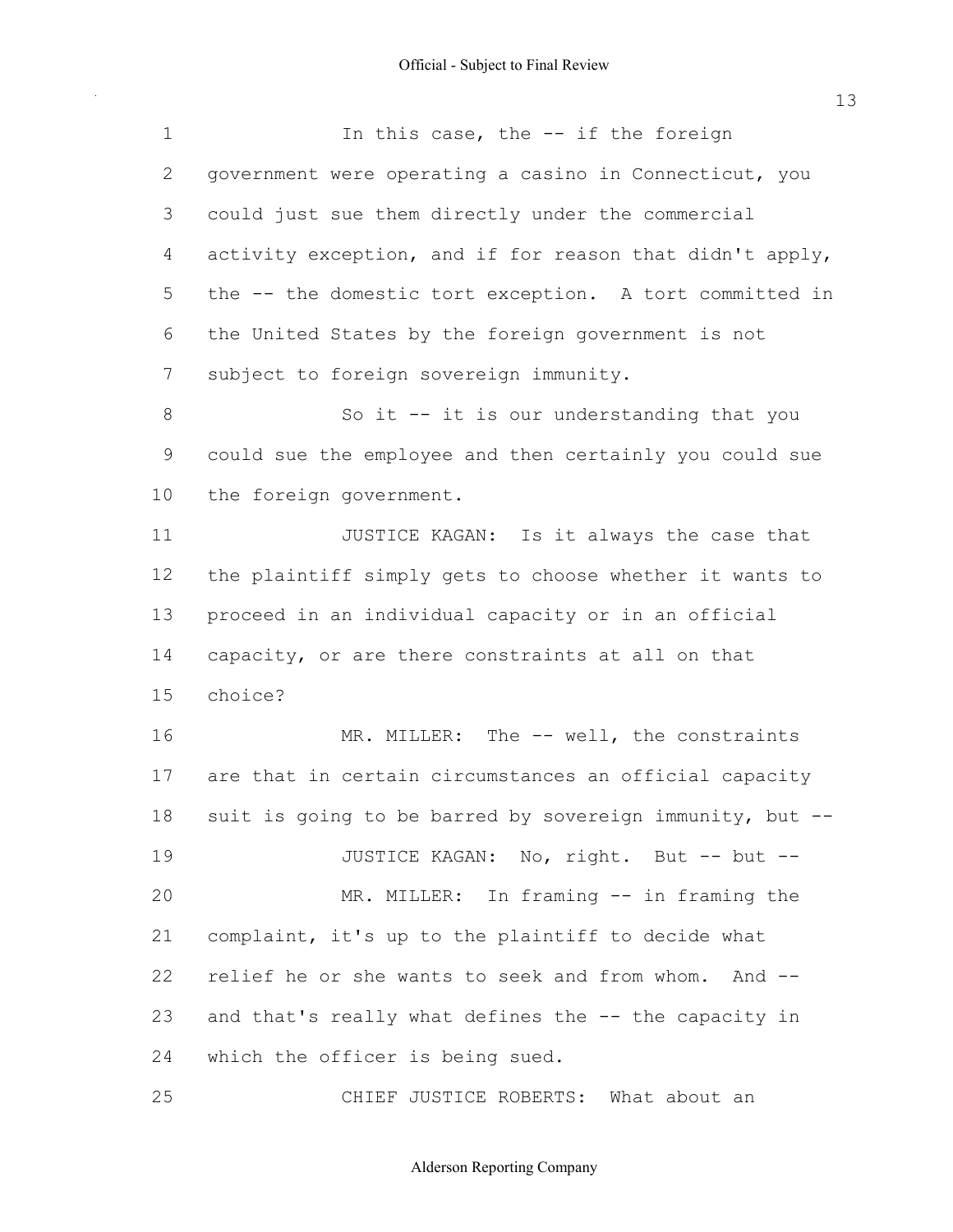In this case, the -- if the foreign government were operating a casino in Connecticut, you could just sue them directly under the commercial activity exception, and if for reason that didn't apply, the -- the domestic tort exception. A tort committed in the United States by the foreign government is not subject to foreign sovereign immunity.

So it -- it is our understanding that you could sue the employee and then certainly you could sue the foreign government.

JUSTICE KAGAN: Is it always the case that the plaintiff simply gets to choose whether it wants to proceed in an individual capacity or in an official capacity, or are there constraints at all on that choice?

MR. MILLER: The -- well, the constraints are that in certain circumstances an official capacity suit is going to be barred by sovereign immunity, but --

JUSTICE KAGAN: No, right. But -- but --

MR. MILLER: In framing -- in framing the complaint, it's up to the plaintiff to decide what relief he or she wants to seek and from whom. And -- and that's really what defines the -- the capacity in which the officer is being sued.

CHIEF JUSTICE ROBERTS: What about an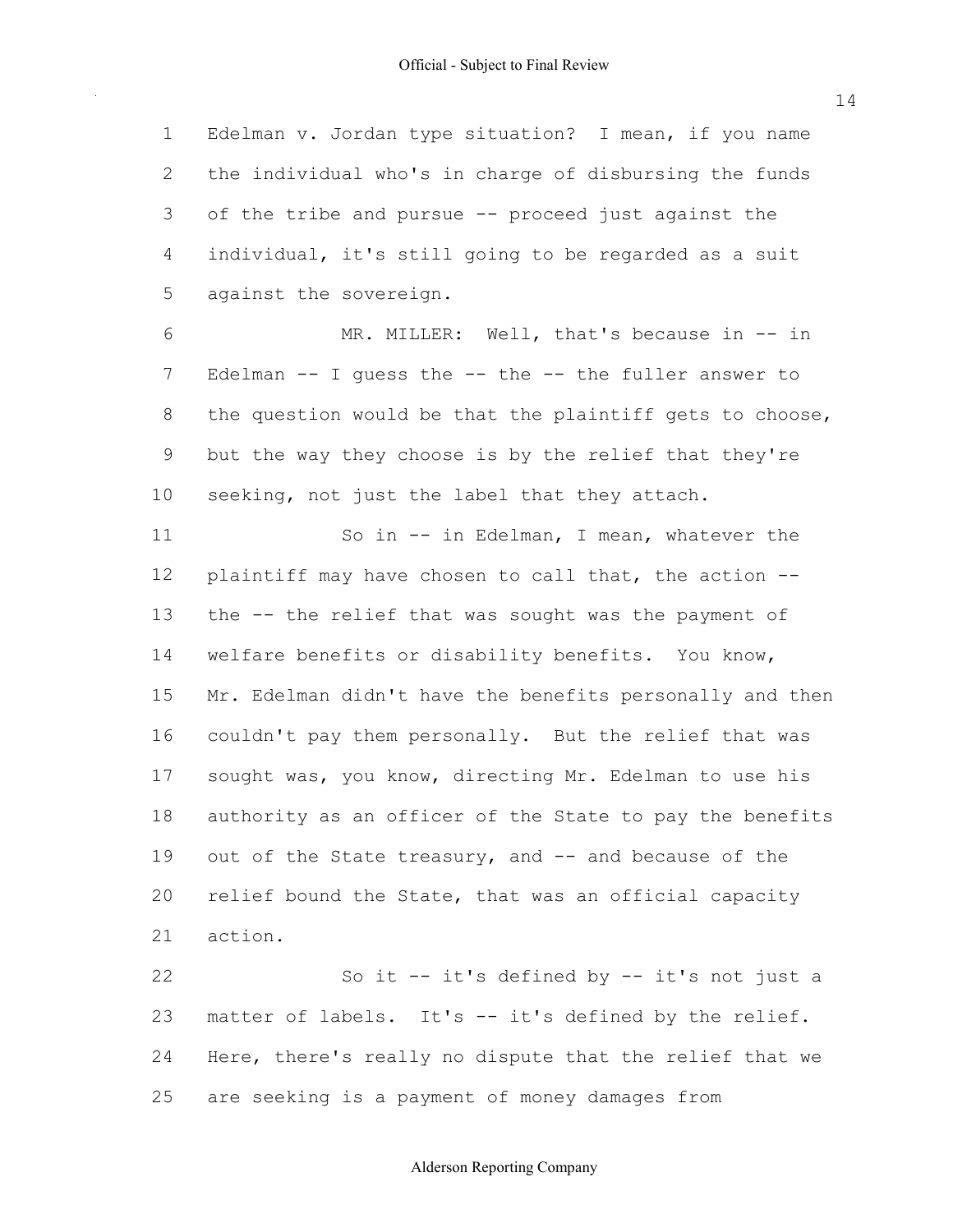Edelman v. Jordan type situation? I mean, if you name the individual who's in charge of disbursing the funds of the tribe and pursue -- proceed just against the individual, it's still going to be regarded as a suit against the sovereign.

MR. MILLER: Well, that's because in -- in Edelman -- I guess the -- the -- the fuller answer to the question would be that the plaintiff gets to choose, but the way they choose is by the relief that they're seeking, not just the label that they attach.

So in -- in Edelman, I mean, whatever the plaintiff may have chosen to call that, the action -- the -- the relief that was sought was the payment of welfare benefits or disability benefits. You know, Mr. Edelman didn't have the benefits personally and then couldn't pay them personally. But the relief that was sought was, you know, directing Mr. Edelman to use his authority as an officer of the State to pay the benefits out of the State treasury, and -- and because of the relief bound the State, that was an official capacity action.

So it -- it's defined by -- it's not just a matter of labels. It's -- it's defined by the relief. Here, there's really no dispute that the relief that we are seeking is a payment of money damages from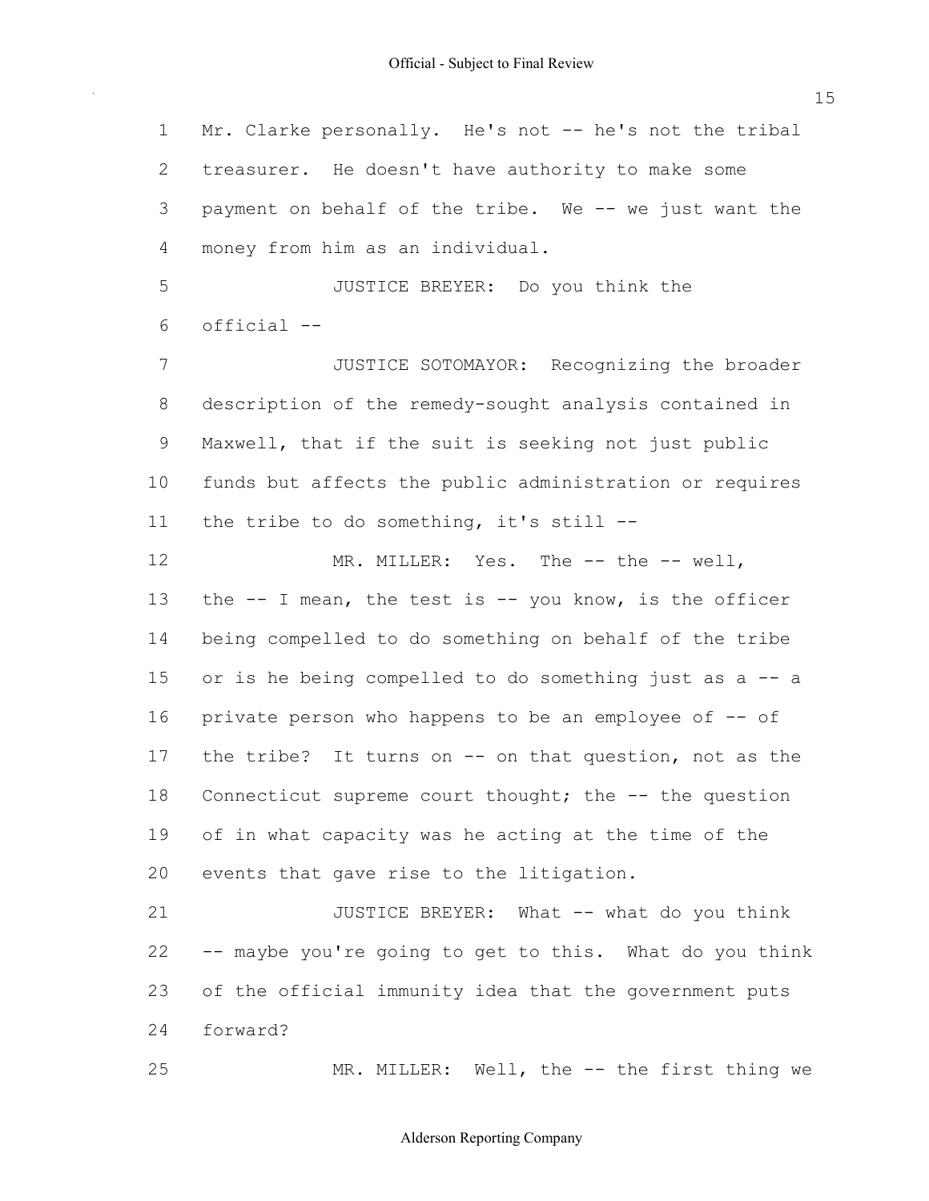1 Mr. Clarke personally. He's not -- he's not the tribal
2 treasurer. He doesn't have authority to make some
3 payment on behalf of the tribe. We -- we just want the
4 money from him as an individual.

5 JUSTICE BREYER: Do you think the
6 official --

7 JUSTICE SOTOMAYOR: Recognizing the broader
8 description of the remedy-sought analysis contained in
9 Maxwell, that if the suit is seeking not just public
10 funds but affects the public administration or requires
11 the tribe to do something, it's still --

12 MR. MILLER: Yes. The -- the -- well,
13 the -- I mean, the test is -- you know, is the officer
14 being compelled to do something on behalf of the tribe
15 or is he being compelled to do something just as a -- a
16 private person who happens to be an employee of -- of
17 the tribe? It turns on -- on that question, not as the
18 Connecticut supreme court thought; the -- the question
19 of in what capacity was he acting at the time of the
20 events that gave rise to the litigation.

21 JUSTICE BREYER: What -- what do you think
22 -- maybe you're going to get to this. What do you think
23 of the official immunity idea that the government puts
24 forward?

25 MR. MILLER: Well, the -- the first thing we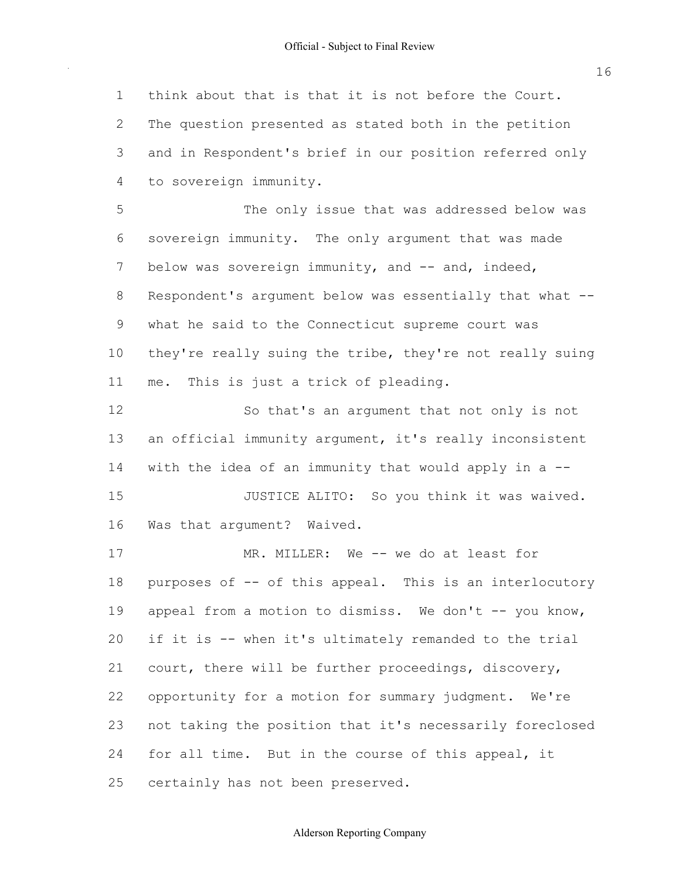think about that is that it is not before the Court. The question presented as stated both in the petition and in Respondent's brief in our position referred only to sovereign immunity.

The only issue that was addressed below was sovereign immunity. The only argument that was made below was sovereign immunity, and -- and, indeed, Respondent's argument below was essentially that what -- what he said to the Connecticut supreme court was they're really suing the tribe, they're not really suing me. This is just a trick of pleading.

So that's an argument that not only is not an official immunity argument, it's really inconsistent with the idea of an immunity that would apply in a --

JUSTICE ALITO: So you think it was waived. Was that argument? Waived.

MR. MILLER: We -- we do at least for purposes of -- of this appeal. This is an interlocutory appeal from a motion to dismiss. We don't -- you know, if it is -- when it's ultimately remanded to the trial court, there will be further proceedings, discovery, opportunity for a motion for summary judgment. We're not taking the position that it's necessarily foreclosed for all time. But in the course of this appeal, it certainly has not been preserved.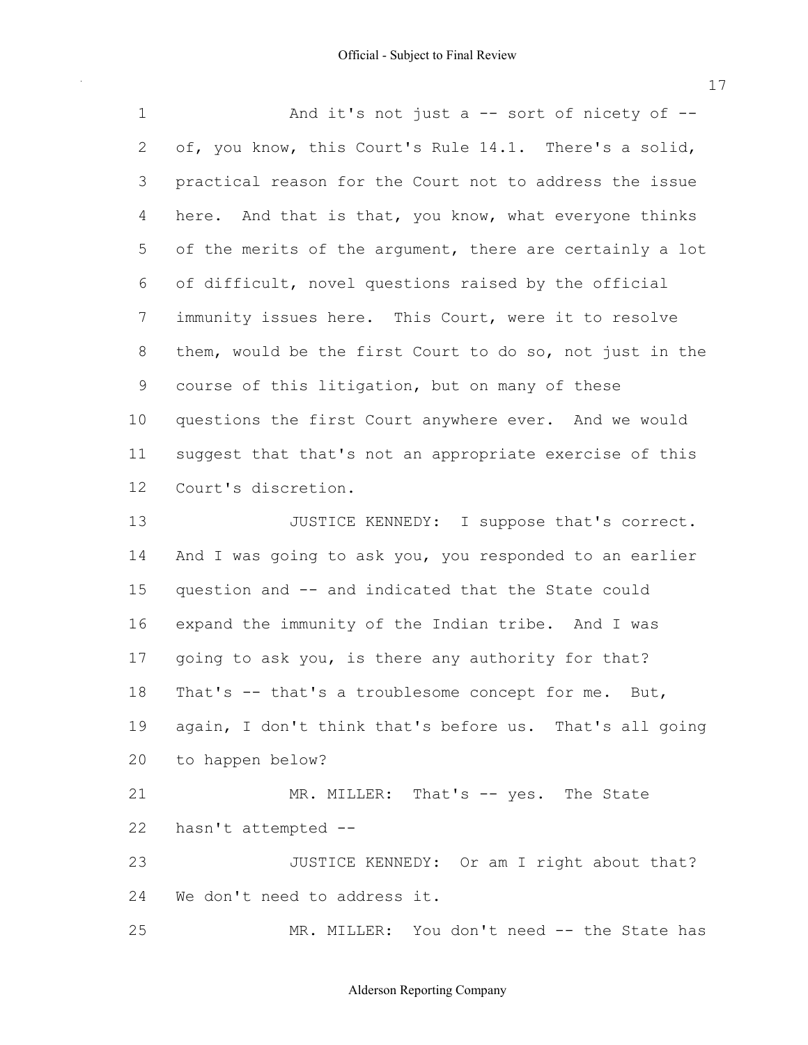1 And it's not just a -- sort of nicety of --
2 of, you know, this Court's Rule 14.1. There's a solid,
3 practical reason for the Court not to address the issue
4 here. And that is that, you know, what everyone thinks
5 of the merits of the argument, there are certainly a lot
6 of difficult, novel questions raised by the official
7 immunity issues here. This Court, were it to resolve
8 them, would be the first Court to do so, not just in the
9 course of this litigation, but on many of these
10 questions the first Court anywhere ever. And we would
11 suggest that that's not an appropriate exercise of this
12 Court's discretion.
13 JUSTICE KENNEDY: I suppose that's correct.
14 And I was going to ask you, you responded to an earlier
15 question and -- and indicated that the State could
16 expand the immunity of the Indian tribe. And I was
17 going to ask you, is there any authority for that?
18 That's -- that's a troublesome concept for me. But,
19 again, I don't think that's before us. That's all going
20 to happen below?
21 MR. MILLER: That's -- yes. The State
22 hasn't attempted --
23 JUSTICE KENNEDY: Or am I right about that?
24 We don't need to address it.
25 MR. MILLER: You don't need -- the State has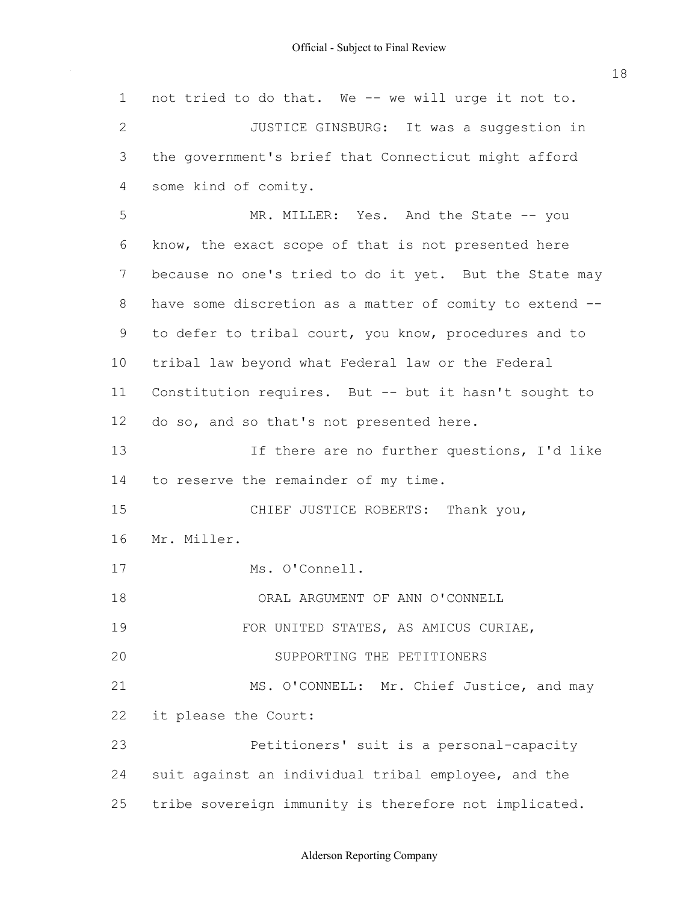not tried to do that. We -- we will urge it not to.

JUSTICE GINSBURG: It was a suggestion in the government's brief that Connecticut might afford some kind of comity.

MR. MILLER: Yes. And the State -- you know, the exact scope of that is not presented here because no one's tried to do it yet. But the State may have some discretion as a matter of comity to extend -- to defer to tribal court, you know, procedures and to tribal law beyond what Federal law or the Federal Constitution requires. But -- but it hasn't sought to do so, and so that's not presented here.

If there are no further questions, I'd like to reserve the remainder of my time.

CHIEF JUSTICE ROBERTS: Thank you, Mr. Miller.

Ms. O'Connell.

ORAL ARGUMENT OF ANN O'CONNELL
FOR UNITED STATES, AS AMICUS CURIAE,
SUPPORTING THE PETITIONERS

MS. O'CONNELL: Mr. Chief Justice, and may it please the Court:

Petitioners' suit is a personal-capacity suit against an individual tribal employee, and the tribe sovereign immunity is therefore not implicated.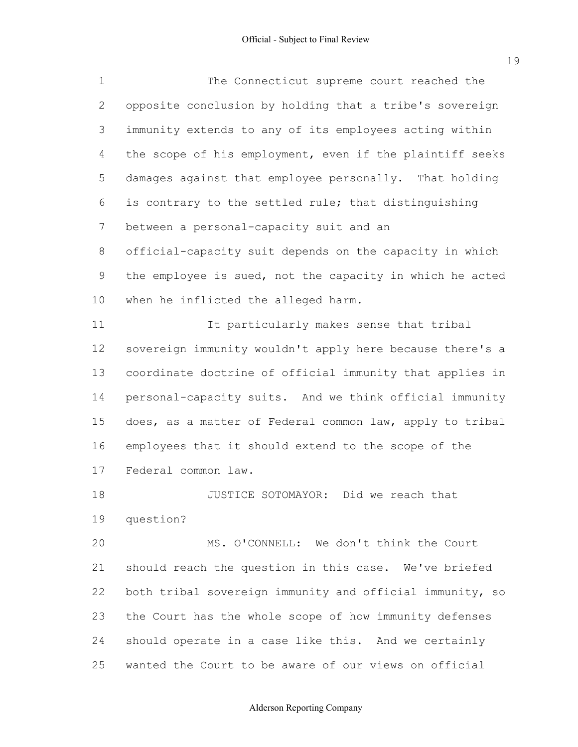The Connecticut supreme court reached the opposite conclusion by holding that a tribe's sovereign immunity extends to any of its employees acting within the scope of his employment, even if the plaintiff seeks damages against that employee personally. That holding is contrary to the settled rule; that distinguishing between a personal-capacity suit and an official-capacity suit depends on the capacity in which the employee is sued, not the capacity in which he acted when he inflicted the alleged harm.

It particularly makes sense that tribal sovereign immunity wouldn't apply here because there's a coordinate doctrine of official immunity that applies in personal-capacity suits. And we think official immunity does, as a matter of Federal common law, apply to tribal employees that it should extend to the scope of the Federal common law.

JUSTICE SOTOMAYOR: Did we reach that question?

MS. O'CONNELL: We don't think the Court should reach the question in this case. We've briefed both tribal sovereign immunity and official immunity, so the Court has the whole scope of how immunity defenses should operate in a case like this. And we certainly wanted the Court to be aware of our views on official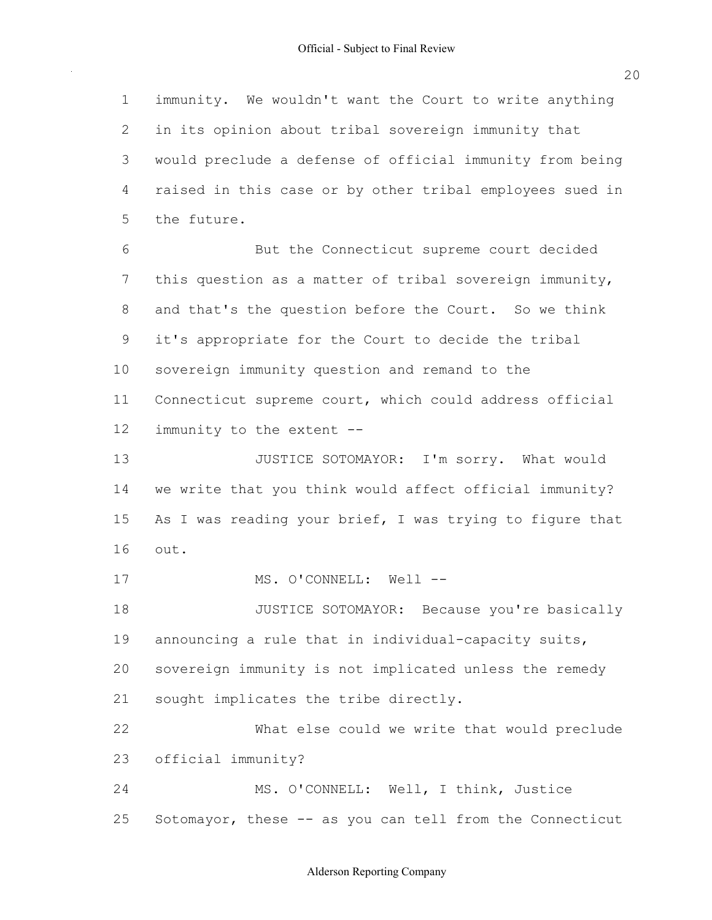immunity. We wouldn't want the Court to write anything in its opinion about tribal sovereign immunity that would preclude a defense of official immunity from being raised in this case or by other tribal employees sued in the future.

But the Connecticut supreme court decided this question as a matter of tribal sovereign immunity, and that's the question before the Court. So we think it's appropriate for the Court to decide the tribal sovereign immunity question and remand to the Connecticut supreme court, which could address official immunity to the extent --

JUSTICE SOTOMAYOR: I'm sorry. What would we write that you think would affect official immunity? As I was reading your brief, I was trying to figure that out.

MS. O'CONNELL: Well --

JUSTICE SOTOMAYOR: Because you're basically announcing a rule that in individual-capacity suits, sovereign immunity is not implicated unless the remedy sought implicates the tribe directly.

What else could we write that would preclude official immunity?

MS. O'CONNELL: Well, I think, Justice Sotomayor, these -- as you can tell from the Connecticut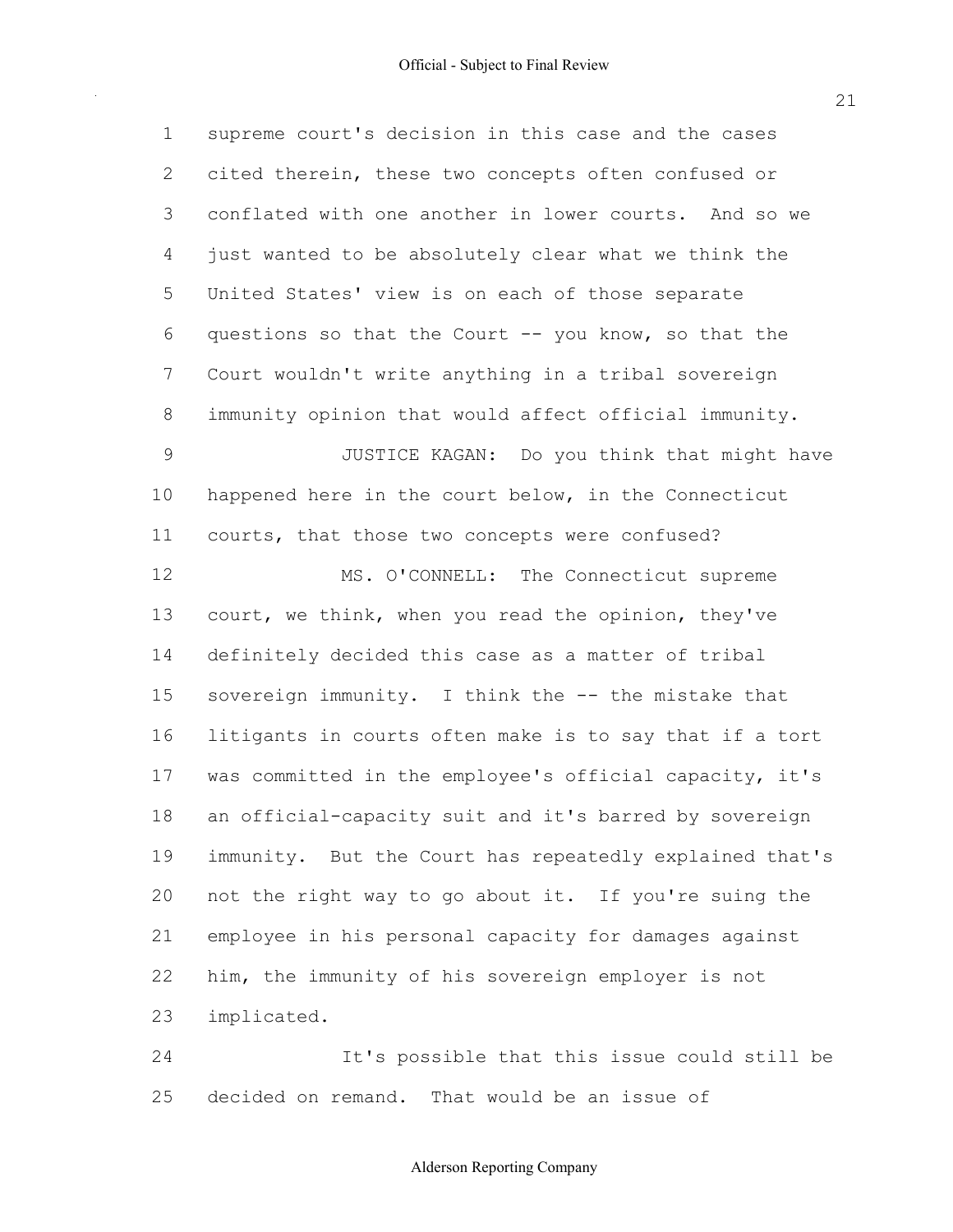supreme court's decision in this case and the cases cited therein, these two concepts often confused or conflated with one another in lower courts. And so we just wanted to be absolutely clear what we think the United States' view is on each of those separate questions so that the Court -- you know, so that the Court wouldn't write anything in a tribal sovereign immunity opinion that would affect official immunity.

JUSTICE KAGAN: Do you think that might have happened here in the court below, in the Connecticut courts, that those two concepts were confused?

MS. O'CONNELL: The Connecticut supreme court, we think, when you read the opinion, they've definitely decided this case as a matter of tribal sovereign immunity. I think the -- the mistake that litigants in courts often make is to say that if a tort was committed in the employee's official capacity, it's an official-capacity suit and it's barred by sovereign immunity. But the Court has repeatedly explained that's not the right way to go about it. If you're suing the employee in his personal capacity for damages against him, the immunity of his sovereign employer is not implicated.

It's possible that this issue could still be decided on remand. That would be an issue of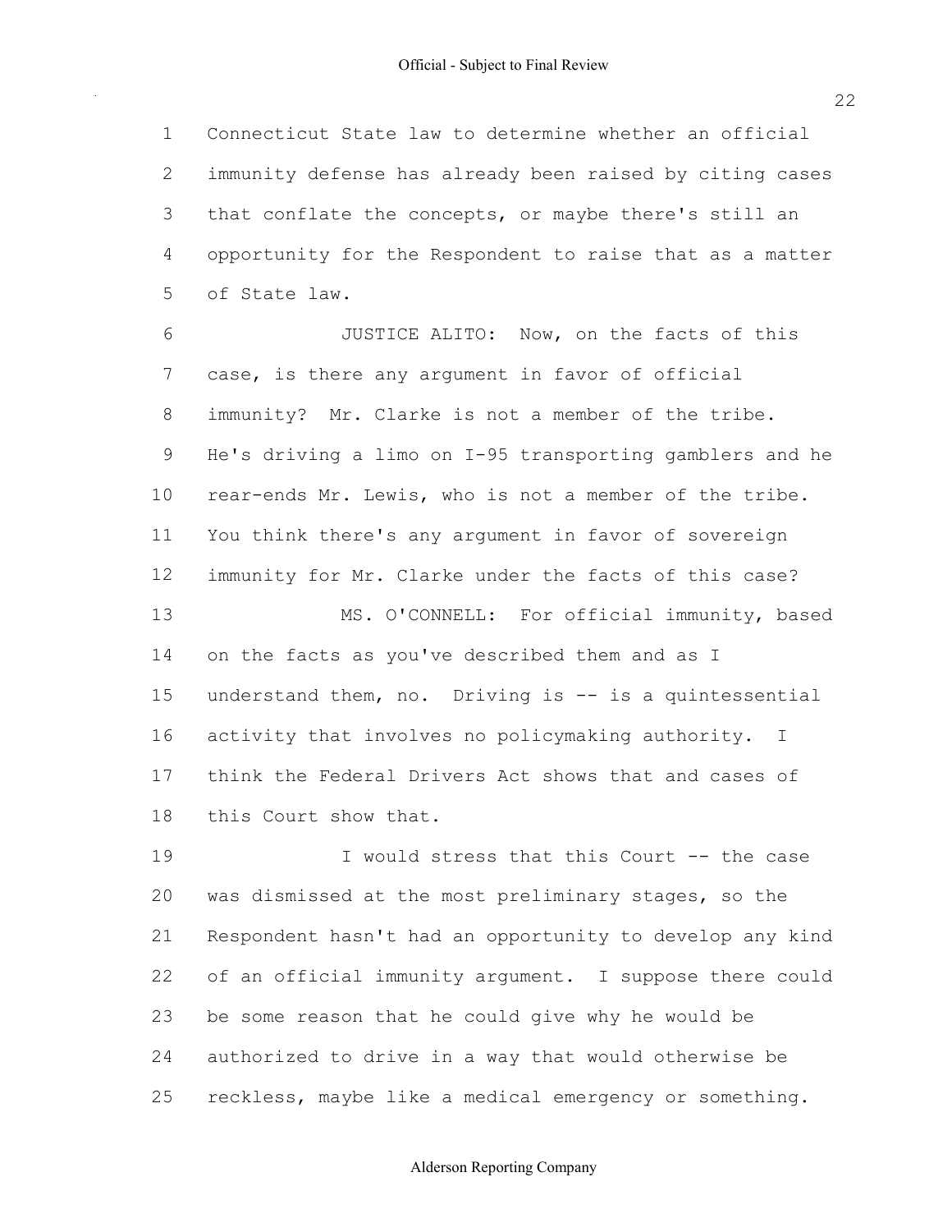Connecticut State law to determine whether an official immunity defense has already been raised by citing cases that conflate the concepts, or maybe there's still an opportunity for the Respondent to raise that as a matter of State law.

JUSTICE ALITO: Now, on the facts of this case, is there any argument in favor of official immunity? Mr. Clarke is not a member of the tribe. He's driving a limo on I-95 transporting gamblers and he rear-ends Mr. Lewis, who is not a member of the tribe. You think there's any argument in favor of sovereign immunity for Mr. Clarke under the facts of this case?

MS. O'CONNELL: For official immunity, based on the facts as you've described them and as I understand them, no. Driving is -- is a quintessential activity that involves no policymaking authority. I think the Federal Drivers Act shows that and cases of this Court show that.

I would stress that this Court -- the case was dismissed at the most preliminary stages, so the Respondent hasn't had an opportunity to develop any kind of an official immunity argument. I suppose there could be some reason that he could give why he would be authorized to drive in a way that would otherwise be reckless, maybe like a medical emergency or something.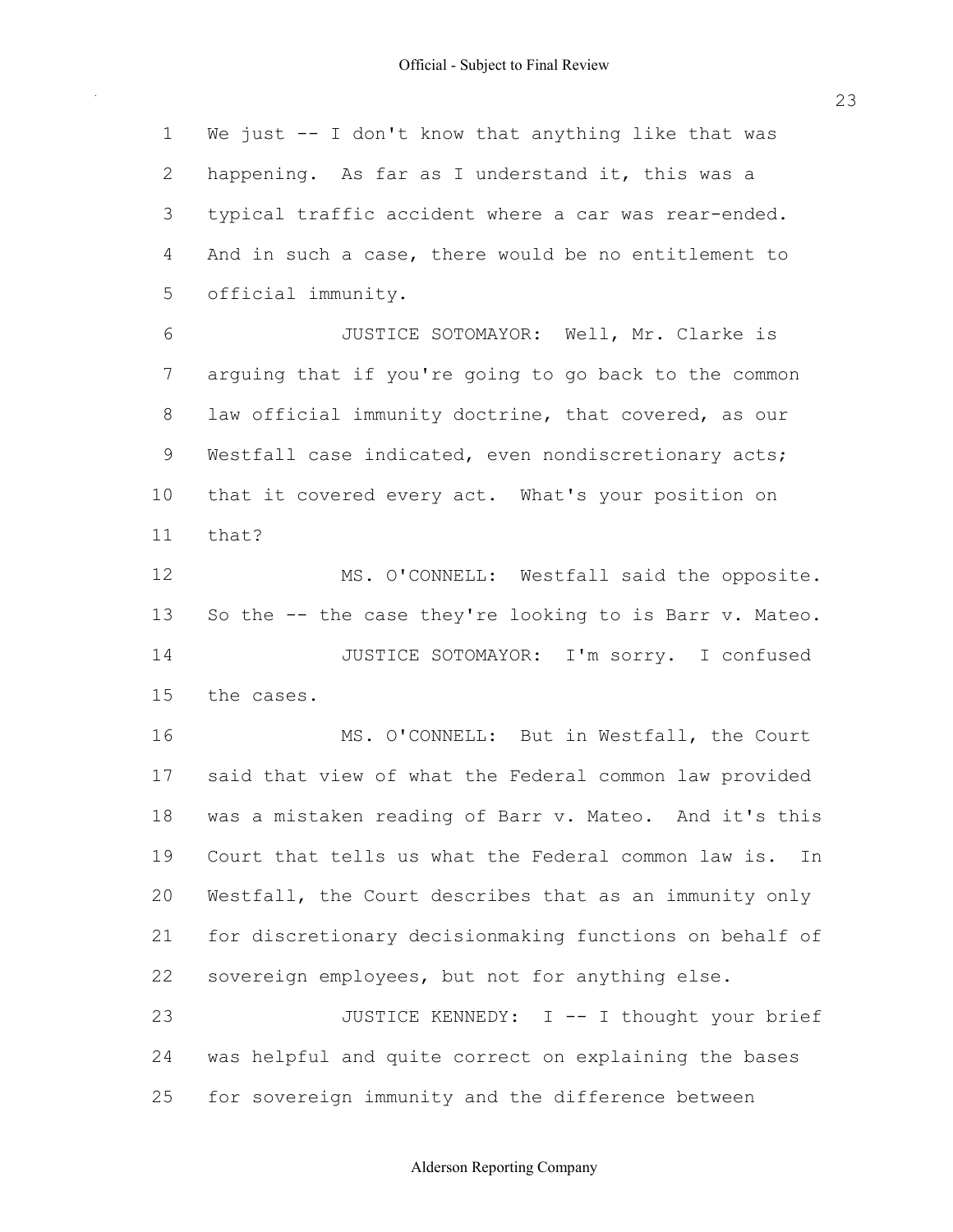1 We just -- I don't know that anything like that was
2 happening. As far as I understand it, this was a
3 typical traffic accident where a car was rear-ended.
4 And in such a case, there would be no entitlement to
5 official immunity.

6 JUSTICE SOTOMAYOR: Well, Mr. Clarke is
7 arguing that if you're going to go back to the common
8 law official immunity doctrine, that covered, as our
9 Westfall case indicated, even nondiscretionary acts;
10 that it covered every act. What's your position on
11 that?

12 MS. O'CONNELL: Westfall said the opposite.
13 So the -- the case they're looking to is Barr v. Mateo.

14 JUSTICE SOTOMAYOR: I'm sorry. I confused
15 the cases.

16 MS. O'CONNELL: But in Westfall, the Court
17 said that view of what the Federal common law provided
18 was a mistaken reading of Barr v. Mateo. And it's this
19 Court that tells us what the Federal common law is. In
20 Westfall, the Court describes that as an immunity only
21 for discretionary decisionmaking functions on behalf of
22 sovereign employees, but not for anything else.

23 JUSTICE KENNEDY: I -- I thought your brief
24 was helpful and quite correct on explaining the bases
25 for sovereign immunity and the difference between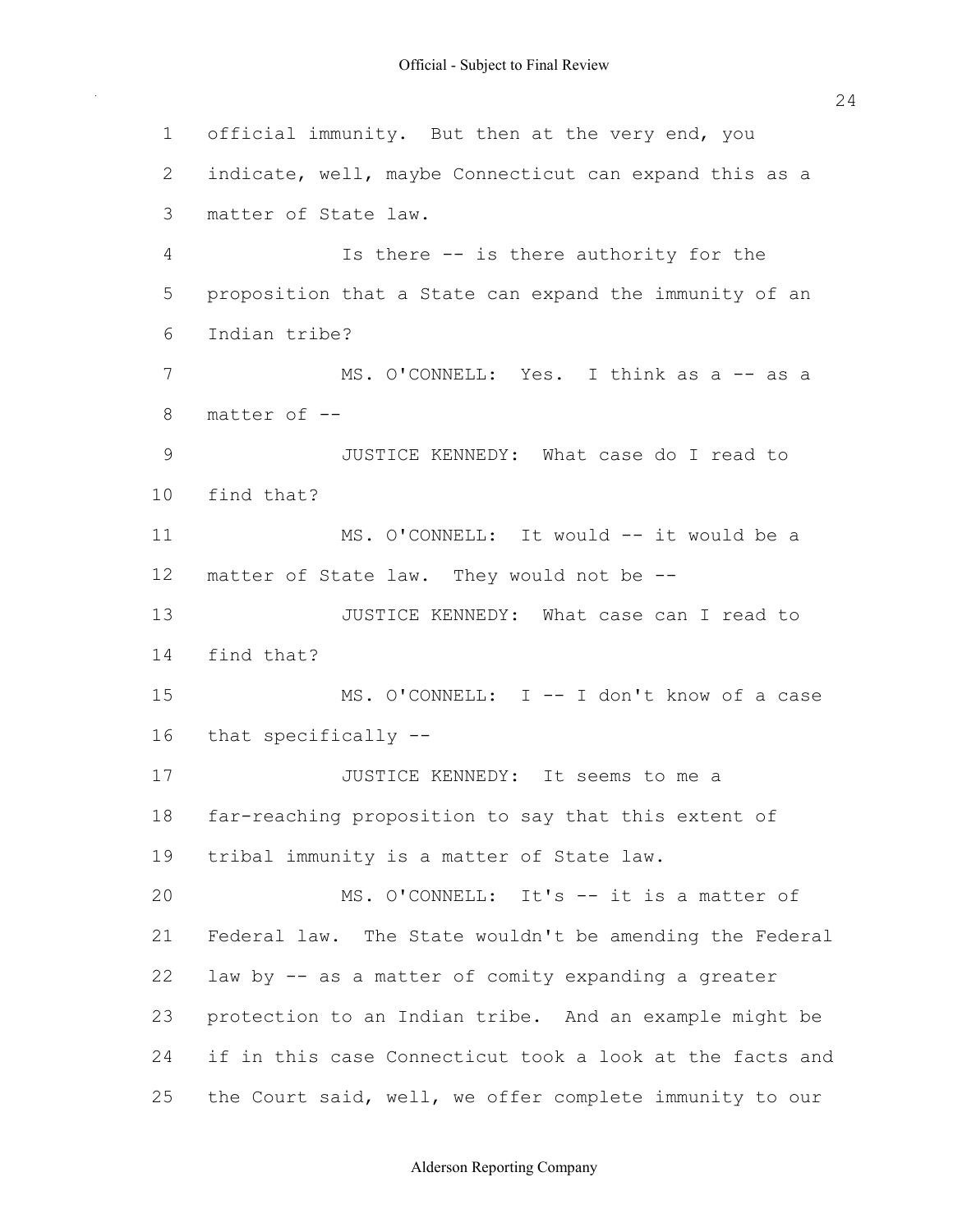official immunity. But then at the very end, you indicate, well, maybe Connecticut can expand this as a matter of State law.

Is there -- is there authority for the proposition that a State can expand the immunity of an Indian tribe?

MS. O'CONNELL: Yes. I think as a -- as a matter of --

JUSTICE KENNEDY: What case do I read to find that?

MS. O'CONNELL: It would -- it would be a matter of State law. They would not be --

JUSTICE KENNEDY: What case can I read to find that?

MS. O'CONNELL: I -- I don't know of a case that specifically --

JUSTICE KENNEDY: It seems to me a far-reaching proposition to say that this extent of tribal immunity is a matter of State law.

MS. O'CONNELL: It's -- it is a matter of Federal law. The State wouldn't be amending the Federal law by -- as a matter of comity expanding a greater protection to an Indian tribe. And an example might be if in this case Connecticut took a look at the facts and the Court said, well, we offer complete immunity to our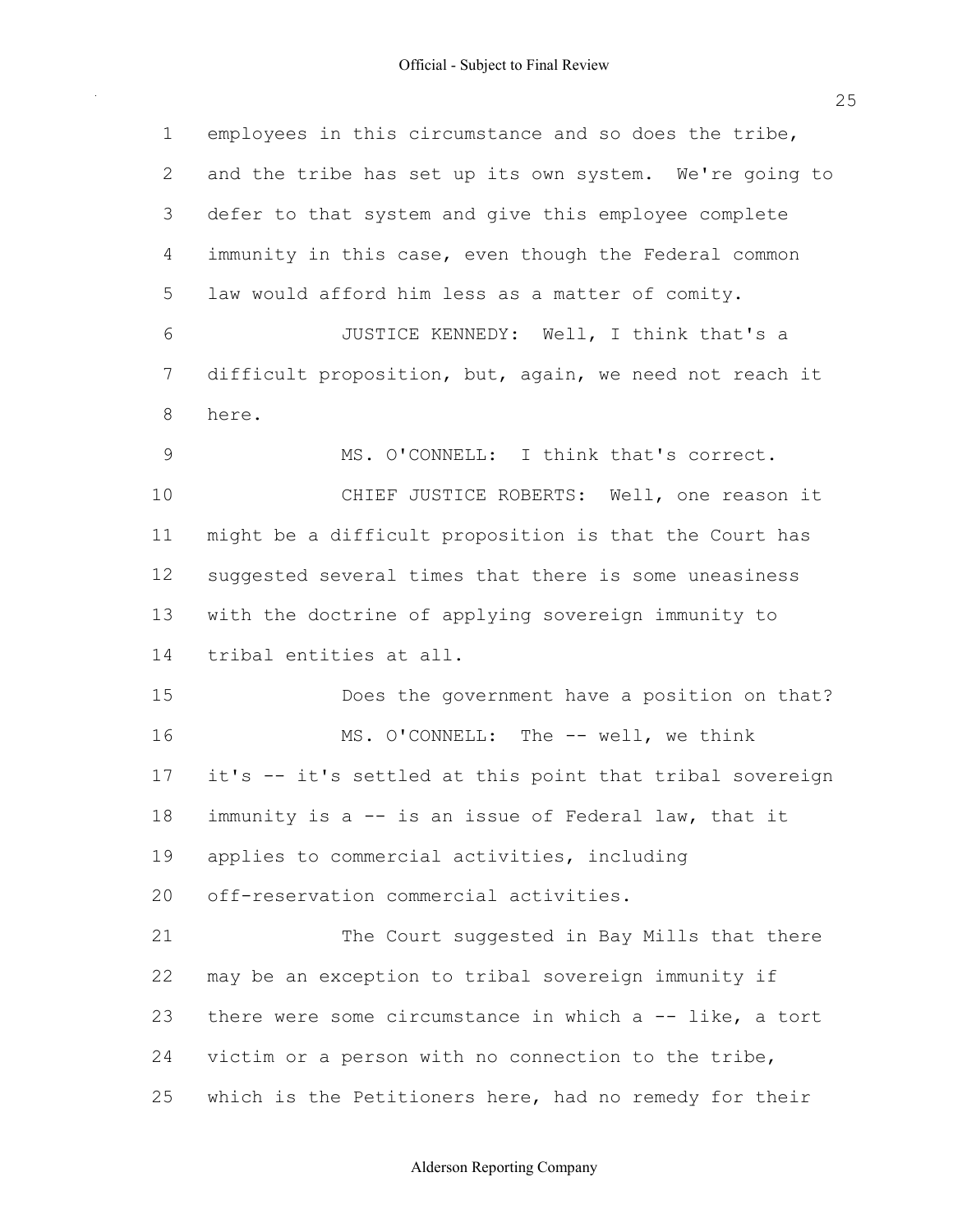employees in this circumstance and so does the tribe, and the tribe has set up its own system. We're going to defer to that system and give this employee complete immunity in this case, even though the Federal common law would afford him less as a matter of comity.

JUSTICE KENNEDY: Well, I think that's a difficult proposition, but, again, we need not reach it here.

MS. O'CONNELL: I think that's correct.

CHIEF JUSTICE ROBERTS: Well, one reason it might be a difficult proposition is that the Court has suggested several times that there is some uneasiness with the doctrine of applying sovereign immunity to tribal entities at all.

Does the government have a position on that?

MS. O'CONNELL: The -- well, we think it's -- it's settled at this point that tribal sovereign immunity is a -- is an issue of Federal law, that it applies to commercial activities, including off-reservation commercial activities.

The Court suggested in Bay Mills that there may be an exception to tribal sovereign immunity if there were some circumstance in which a -- like, a tort victim or a person with no connection to the tribe, which is the Petitioners here, had no remedy for their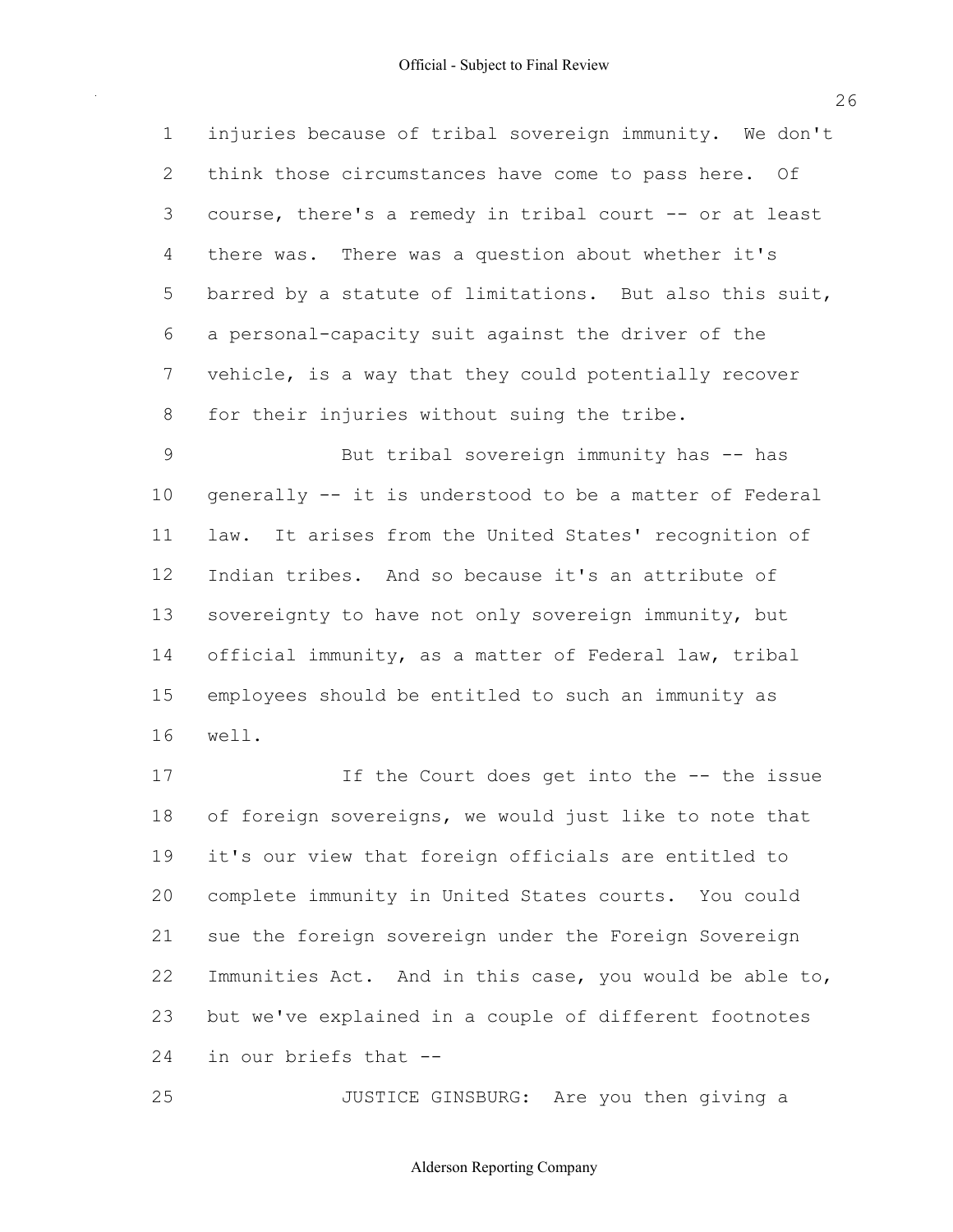injuries because of tribal sovereign immunity. We don't think those circumstances have come to pass here. Of course, there's a remedy in tribal court -- or at least there was. There was a question about whether it's barred by a statute of limitations. But also this suit, a personal-capacity suit against the driver of the vehicle, is a way that they could potentially recover for their injuries without suing the tribe.

But tribal sovereign immunity has -- has generally -- it is understood to be a matter of Federal law. It arises from the United States' recognition of Indian tribes. And so because it's an attribute of sovereignty to have not only sovereign immunity, but official immunity, as a matter of Federal law, tribal employees should be entitled to such an immunity as well.

If the Court does get into the -- the issue of foreign sovereigns, we would just like to note that it's our view that foreign officials are entitled to complete immunity in United States courts. You could sue the foreign sovereign under the Foreign Sovereign Immunities Act. And in this case, you would be able to, but we've explained in a couple of different footnotes in our briefs that --

JUSTICE GINSBURG: Are you then giving a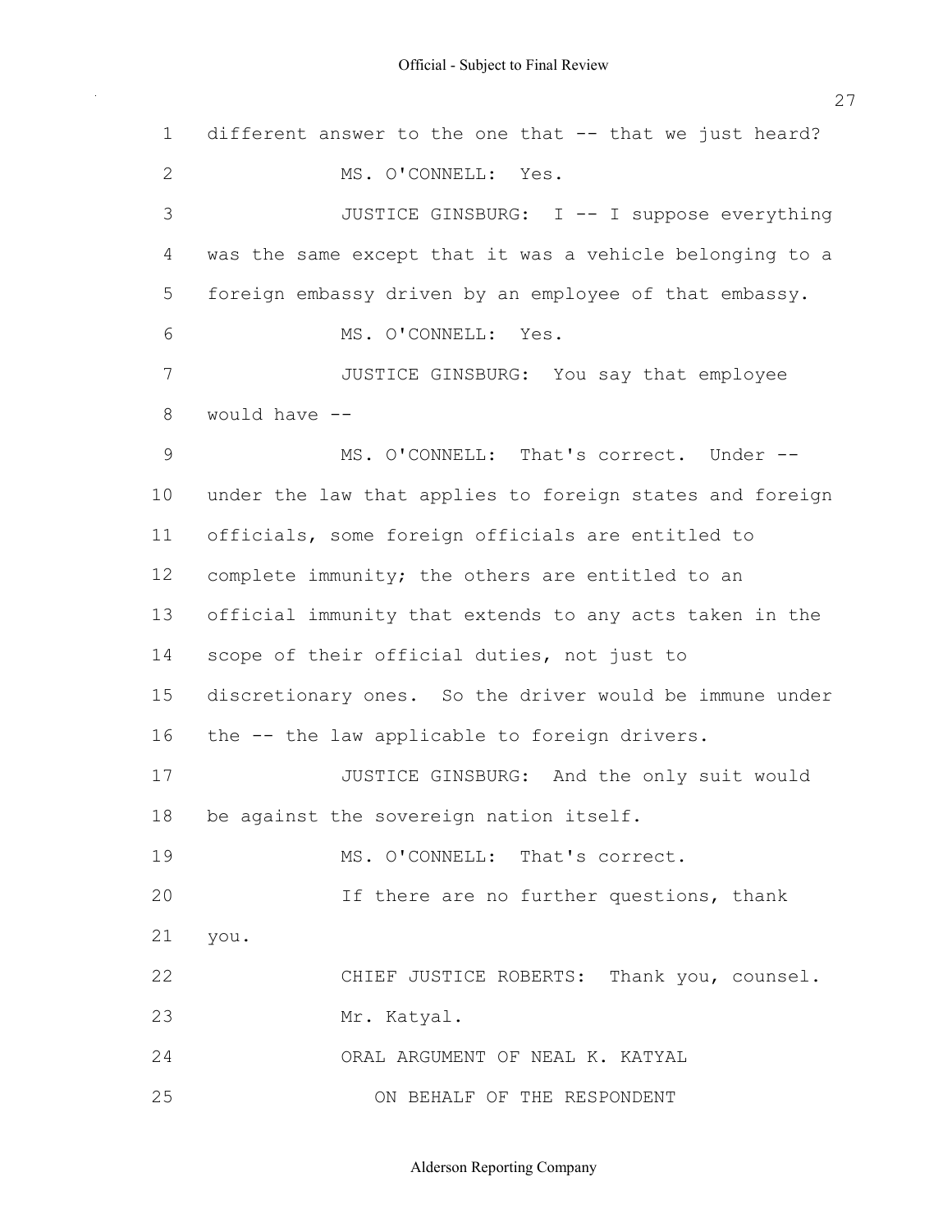different answer to the one that -- that we just heard?

MS. O'CONNELL: Yes.

JUSTICE GINSBURG: I -- I suppose everything was the same except that it was a vehicle belonging to a foreign embassy driven by an employee of that embassy.

MS. O'CONNELL: Yes.

JUSTICE GINSBURG: You say that employee would have --

MS. O'CONNELL: That's correct. Under -- under the law that applies to foreign states and foreign officials, some foreign officials are entitled to complete immunity; the others are entitled to an official immunity that extends to any acts taken in the scope of their official duties, not just to discretionary ones. So the driver would be immune under the -- the law applicable to foreign drivers.

JUSTICE GINSBURG: And the only suit would be against the sovereign nation itself.

MS. O'CONNELL: That's correct.

If there are no further questions, thank you.

CHIEF JUSTICE ROBERTS: Thank you, counsel.

Mr. Katyal.

ORAL ARGUMENT OF NEAL K. KATYAL

ON BEHALF OF THE RESPONDENT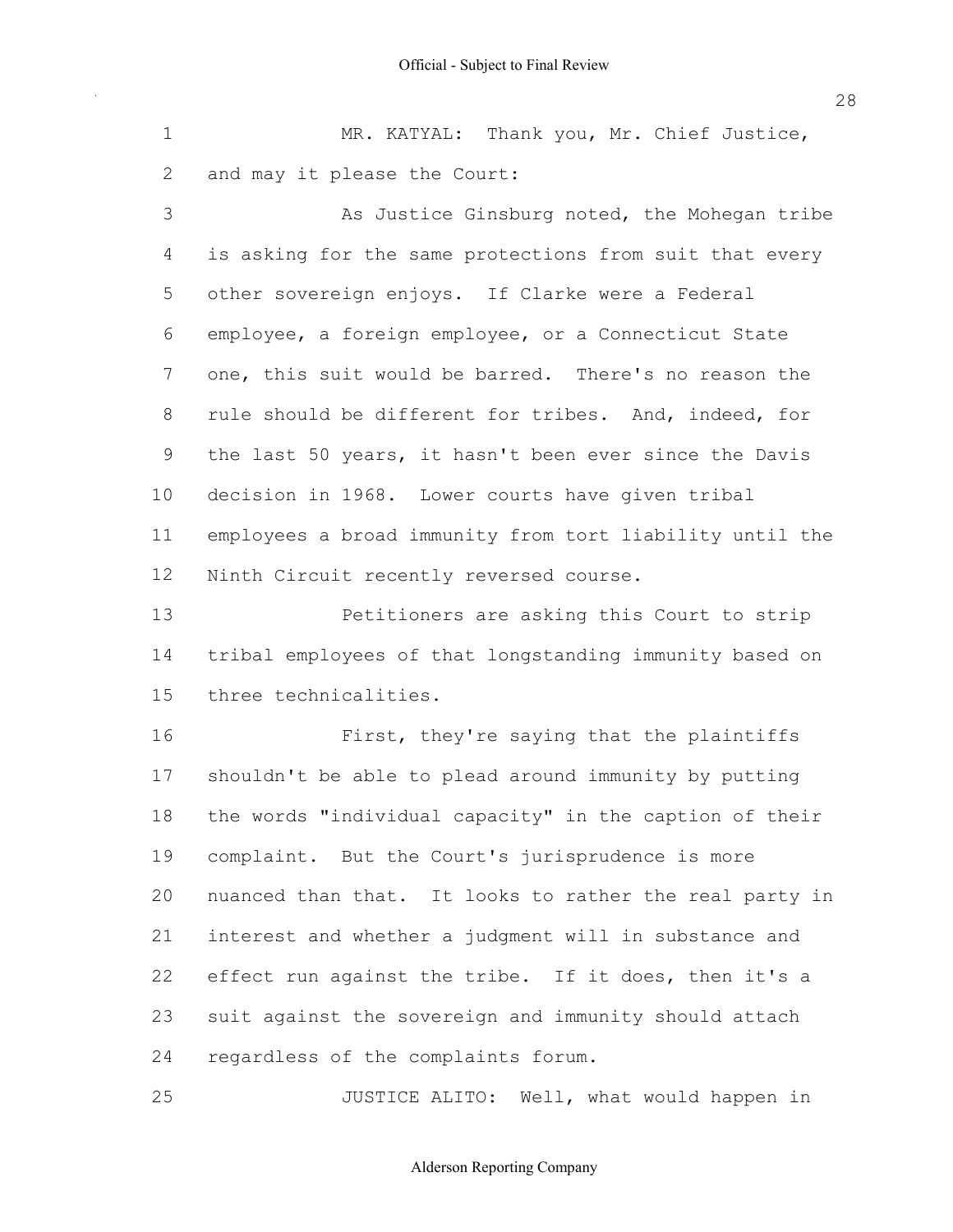1 MR. KATYAL: Thank you, Mr. Chief Justice,

2 and may it please the Court:

3 As Justice Ginsburg noted, the Mohegan tribe

4 is asking for the same protections from suit that every

5 other sovereign enjoys. If Clarke were a Federal

6 employee, a foreign employee, or a Connecticut State

7 one, this suit would be barred. There's no reason the

8 rule should be different for tribes. And, indeed, for

9 the last 50 years, it hasn't been ever since the Davis

10 decision in 1968. Lower courts have given tribal

11 employees a broad immunity from tort liability until the

12 Ninth Circuit recently reversed course.

13 Petitioners are asking this Court to strip

14 tribal employees of that longstanding immunity based on

15 three technicalities.

16 First, they're saying that the plaintiffs

17 shouldn't be able to plead around immunity by putting

18 the words "individual capacity" in the caption of their

19 complaint. But the Court's jurisprudence is more

20 nuanced than that. It looks to rather the real party in

21 interest and whether a judgment will in substance and

22 effect run against the tribe. If it does, then it's a

23 suit against the sovereign and immunity should attach

24 regardless of the complaints forum.

25 JUSTICE ALITO: Well, what would happen in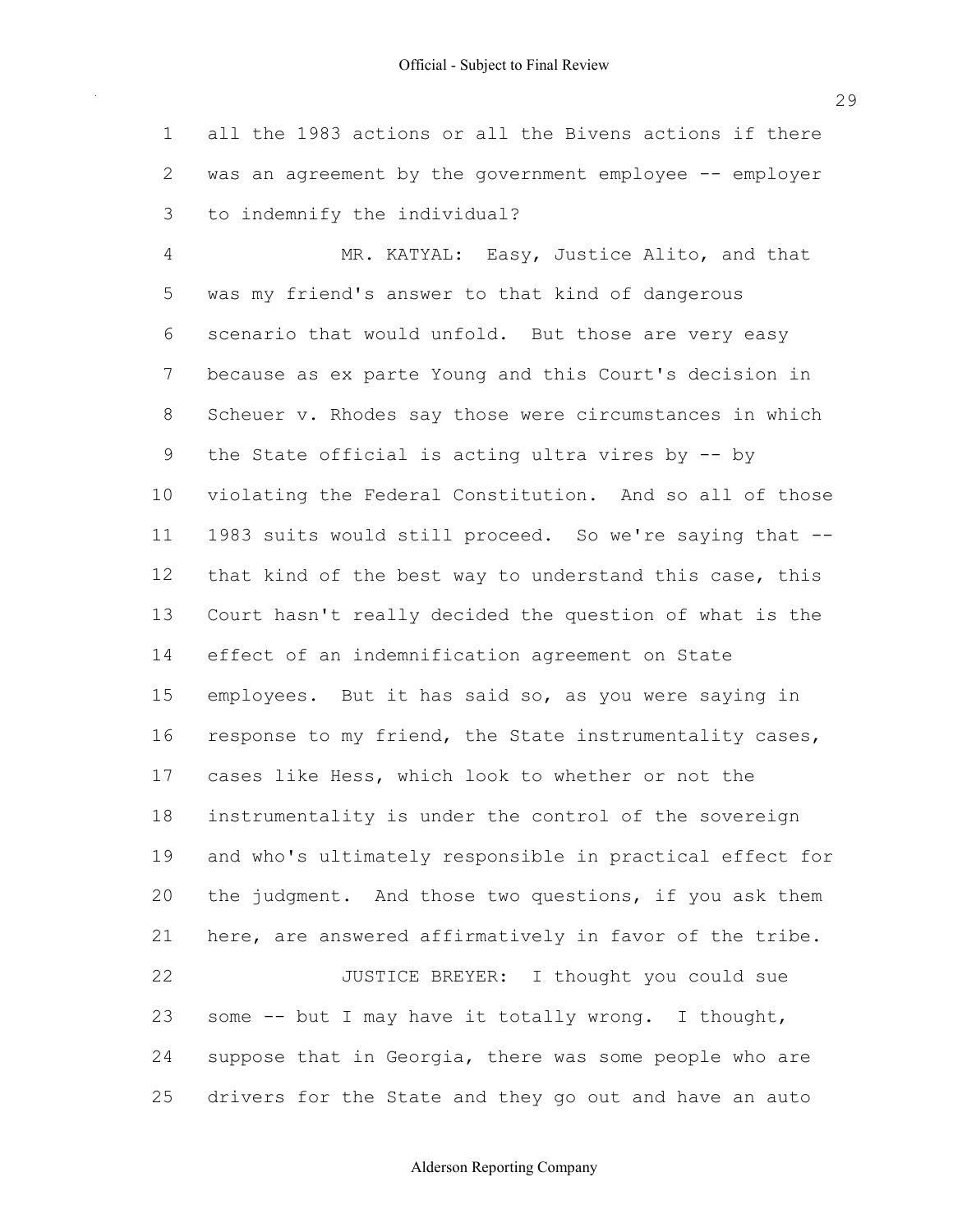all the 1983 actions or all the Bivens actions if there was an agreement by the government employee -- employer to indemnify the individual?

MR. KATYAL: Easy, Justice Alito, and that was my friend's answer to that kind of dangerous scenario that would unfold. But those are very easy because as ex parte Young and this Court's decision in Scheuer v. Rhodes say those were circumstances in which the State official is acting ultra vires by -- by violating the Federal Constitution. And so all of those 1983 suits would still proceed. So we're saying that -- that kind of the best way to understand this case, this Court hasn't really decided the question of what is the effect of an indemnification agreement on State employees. But it has said so, as you were saying in response to my friend, the State instrumentality cases, cases like Hess, which look to whether or not the instrumentality is under the control of the sovereign and who's ultimately responsible in practical effect for the judgment. And those two questions, if you ask them here, are answered affirmatively in favor of the tribe.

JUSTICE BREYER: I thought you could sue some -- but I may have it totally wrong. I thought, suppose that in Georgia, there was some people who are drivers for the State and they go out and have an auto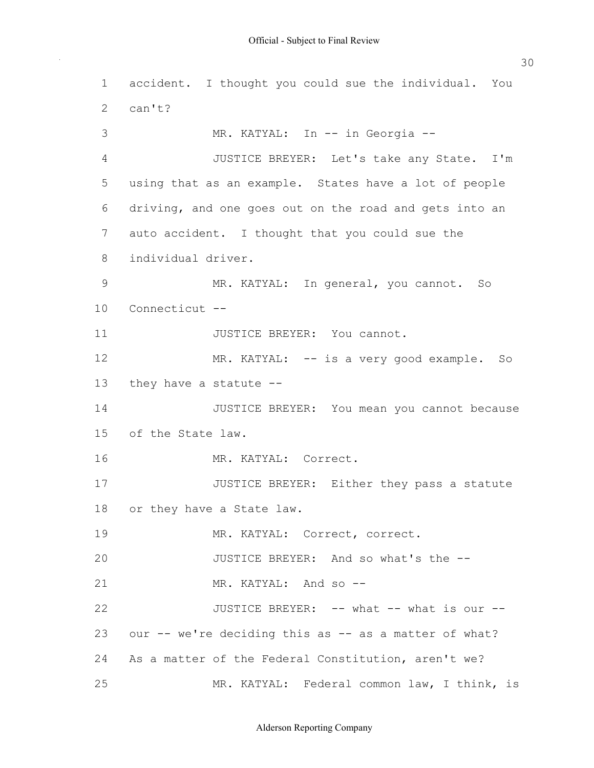1 accident. I thought you could sue the individual. You
2 can't?
3 MR. KATYAL: In -- in Georgia --
4 JUSTICE BREYER: Let's take any State. I'm
5 using that as an example. States have a lot of people
6 driving, and one goes out on the road and gets into an
7 auto accident. I thought that you could sue the
8 individual driver.
9 MR. KATYAL: In general, you cannot. So
10 Connecticut --
11 JUSTICE BREYER: You cannot.
12 MR. KATYAL: -- is a very good example. So
13 they have a statute --
14 JUSTICE BREYER: You mean you cannot because
15 of the State law.
16 MR. KATYAL: Correct.
17 JUSTICE BREYER: Either they pass a statute
18 or they have a State law.
19 MR. KATYAL: Correct, correct.
20 JUSTICE BREYER: And so what's the --
21 MR. KATYAL: And so --
22 JUSTICE BREYER: -- what -- what is our --
23 our -- we're deciding this as -- as a matter of what?
24 As a matter of the Federal Constitution, aren't we?
25 MR. KATYAL: Federal common law, I think, is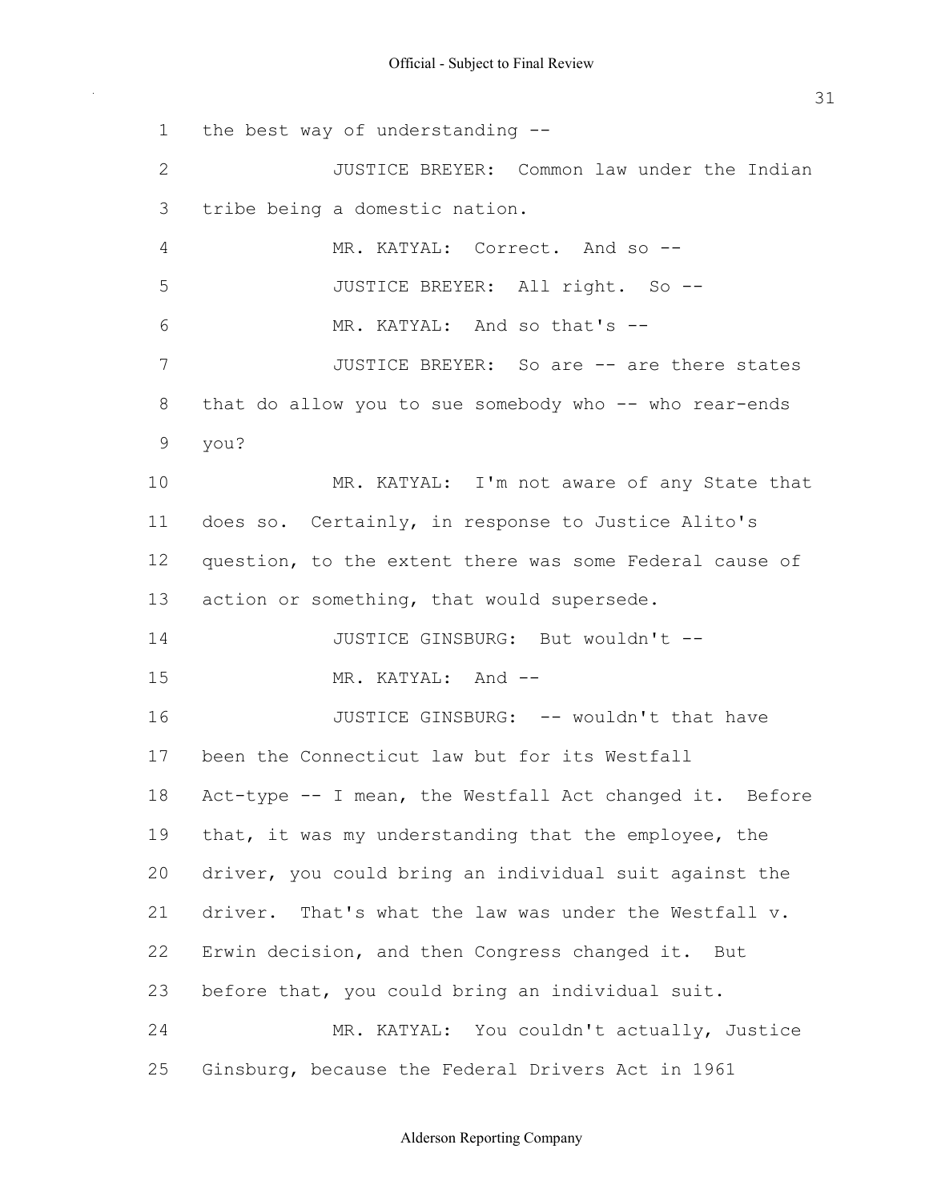the best way of understanding --

JUSTICE BREYER: Common law under the Indian tribe being a domestic nation.

MR. KATYAL: Correct. And so --

JUSTICE BREYER: All right. So --

MR. KATYAL: And so that's --

JUSTICE BREYER: So are -- are there states that do allow you to sue somebody who -- who rear-ends you?

MR. KATYAL: I'm not aware of any State that does so. Certainly, in response to Justice Alito's question, to the extent there was some Federal cause of action or something, that would supersede.

JUSTICE GINSBURG: But wouldn't --

MR. KATYAL: And --

JUSTICE GINSBURG: -- wouldn't that have been the Connecticut law but for its Westfall Act-type -- I mean, the Westfall Act changed it. Before that, it was my understanding that the employee, the driver, you could bring an individual suit against the driver. That's what the law was under the Westfall v. Erwin decision, and then Congress changed it. But before that, you could bring an individual suit.

MR. KATYAL: You couldn't actually, Justice Ginsburg, because the Federal Drivers Act in 1961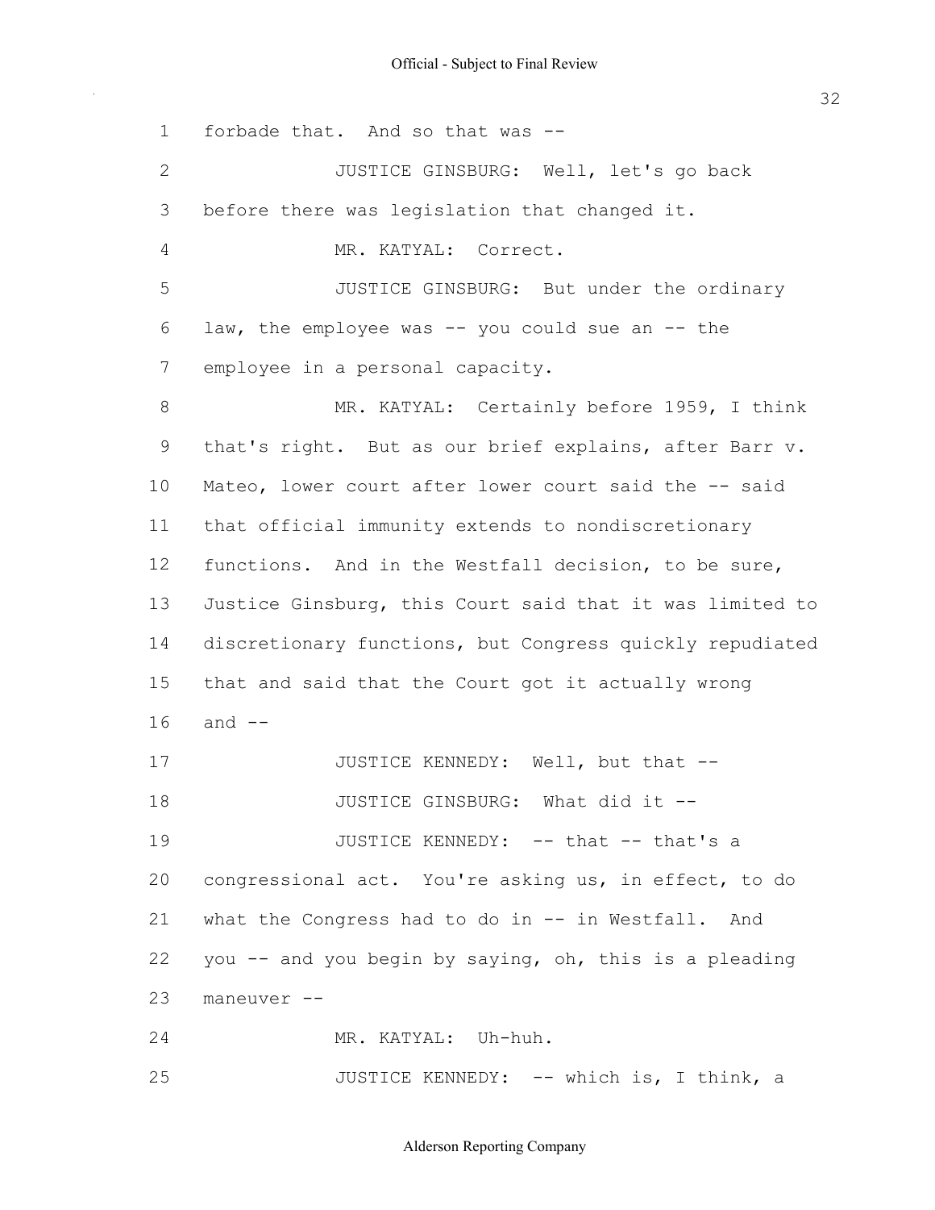1 forbade that. And so that was --

2 JUSTICE GINSBURG: Well, let's go back

3 before there was legislation that changed it.

4 MR. KATYAL: Correct.

5 JUSTICE GINSBURG: But under the ordinary

6 law, the employee was -- you could sue an -- the

7 employee in a personal capacity.

8 MR. KATYAL: Certainly before 1959, I think

9 that's right. But as our brief explains, after Barr v.

10 Mateo, lower court after lower court said the -- said

11 that official immunity extends to nondiscretionary

12 functions. And in the Westfall decision, to be sure,

13 Justice Ginsburg, this Court said that it was limited to

14 discretionary functions, but Congress quickly repudiated

15 that and said that the Court got it actually wrong

16 and --

17 JUSTICE KENNEDY: Well, but that --

18 JUSTICE GINSBURG: What did it --

19 JUSTICE KENNEDY: -- that -- that's a

20 congressional act. You're asking us, in effect, to do

21 what the Congress had to do in -- in Westfall. And

22 you -- and you begin by saying, oh, this is a pleading

23 maneuver --

24 MR. KATYAL: Uh-huh.

25 JUSTICE KENNEDY: -- which is, I think, a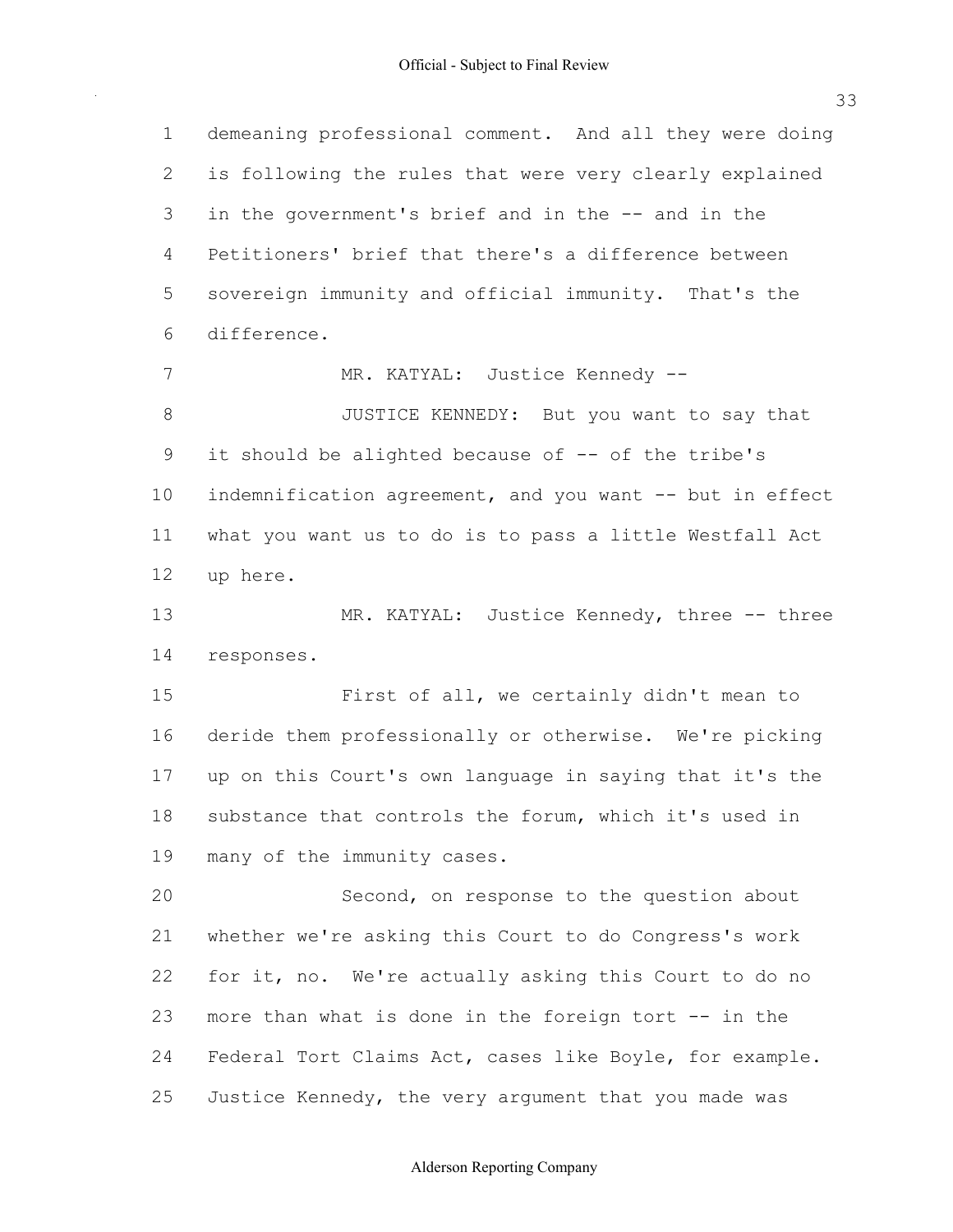demeaning professional comment. And all they were doing is following the rules that were very clearly explained in the government's brief and in the -- and in the Petitioners' brief that there's a difference between sovereign immunity and official immunity. That's the difference.

MR. KATYAL: Justice Kennedy --

JUSTICE KENNEDY: But you want to say that it should be alighted because of -- of the tribe's indemnification agreement, and you want -- but in effect what you want us to do is to pass a little Westfall Act up here.

MR. KATYAL: Justice Kennedy, three -- three responses.

First of all, we certainly didn't mean to deride them professionally or otherwise. We're picking up on this Court's own language in saying that it's the substance that controls the forum, which it's used in many of the immunity cases.

Second, on response to the question about whether we're asking this Court to do Congress's work for it, no. We're actually asking this Court to do no more than what is done in the foreign tort -- in the Federal Tort Claims Act, cases like Boyle, for example. Justice Kennedy, the very argument that you made was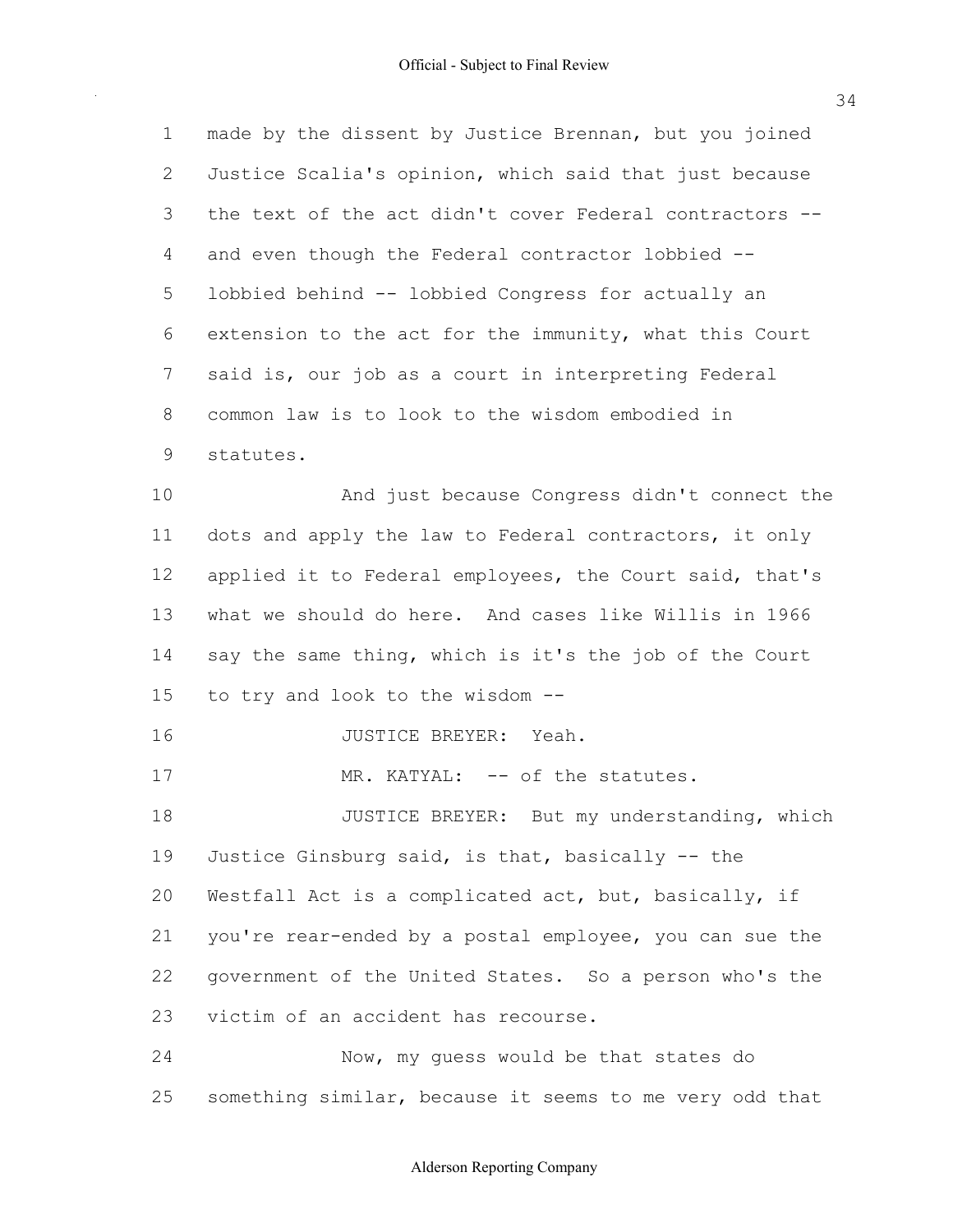made by the dissent by Justice Brennan, but you joined Justice Scalia's opinion, which said that just because the text of the act didn't cover Federal contractors -- and even though the Federal contractor lobbied -- lobbied behind -- lobbied Congress for actually an extension to the act for the immunity, what this Court said is, our job as a court in interpreting Federal common law is to look to the wisdom embodied in statutes.

And just because Congress didn't connect the dots and apply the law to Federal contractors, it only applied it to Federal employees, the Court said, that's what we should do here. And cases like Willis in 1966 say the same thing, which is it's the job of the Court to try and look to the wisdom --

JUSTICE BREYER: Yeah.

MR. KATYAL: -- of the statutes.

JUSTICE BREYER: But my understanding, which Justice Ginsburg said, is that, basically -- the Westfall Act is a complicated act, but, basically, if you're rear-ended by a postal employee, you can sue the government of the United States. So a person who's the victim of an accident has recourse.

Now, my guess would be that states do something similar, because it seems to me very odd that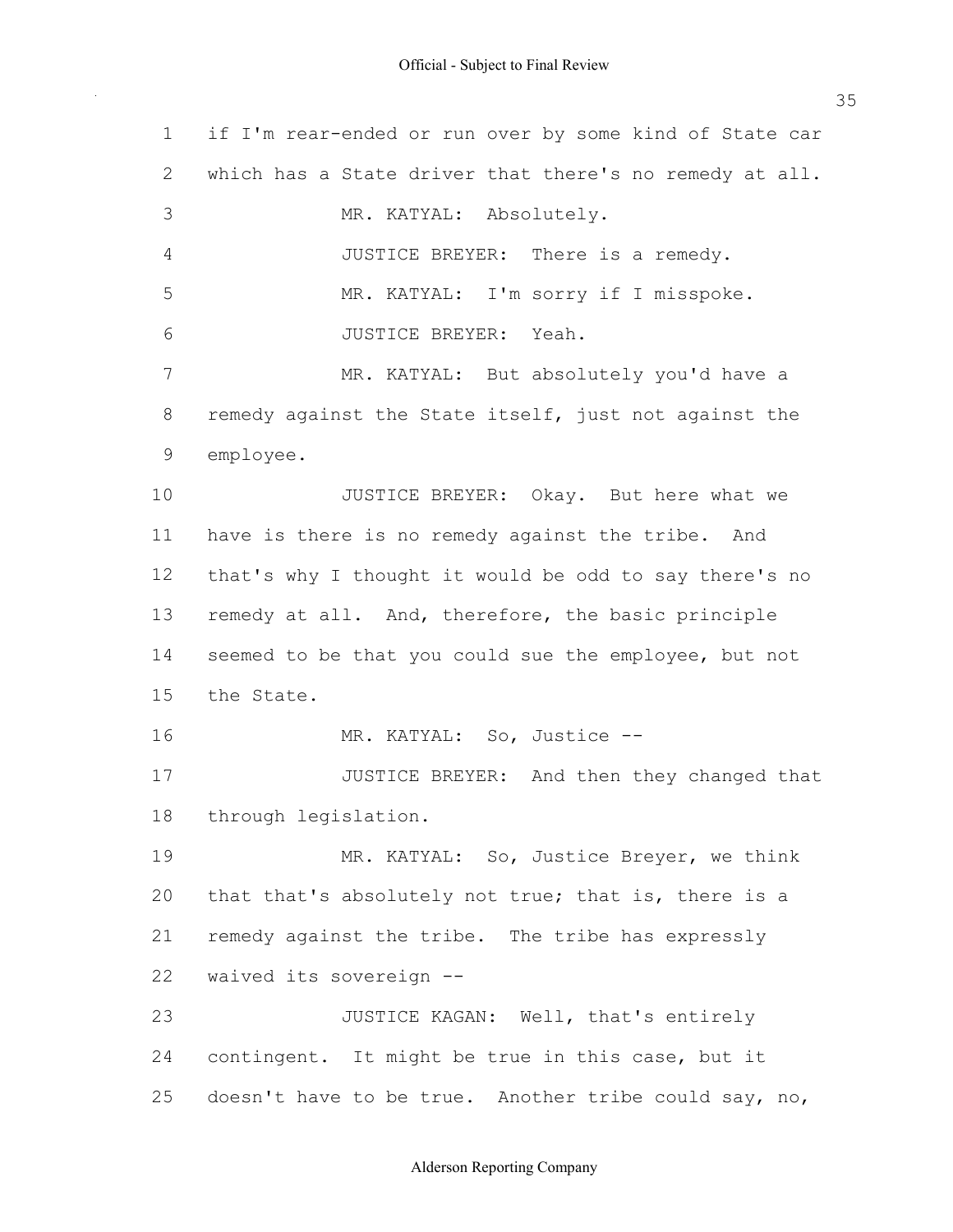if I'm rear-ended or run over by some kind of State car which has a State driver that there's no remedy at all.

MR. KATYAL: Absolutely.

JUSTICE BREYER: There is a remedy.

MR. KATYAL: I'm sorry if I misspoke.

JUSTICE BREYER: Yeah.

MR. KATYAL: But absolutely you'd have a remedy against the State itself, just not against the employee.

JUSTICE BREYER: Okay. But here what we have is there is no remedy against the tribe. And that's why I thought it would be odd to say there's no remedy at all. And, therefore, the basic principle seemed to be that you could sue the employee, but not the State.

MR. KATYAL: So, Justice --

JUSTICE BREYER: And then they changed that through legislation.

MR. KATYAL: So, Justice Breyer, we think that that's absolutely not true; that is, there is a remedy against the tribe. The tribe has expressly waived its sovereign --

JUSTICE KAGAN: Well, that's entirely contingent. It might be true in this case, but it doesn't have to be true. Another tribe could say, no,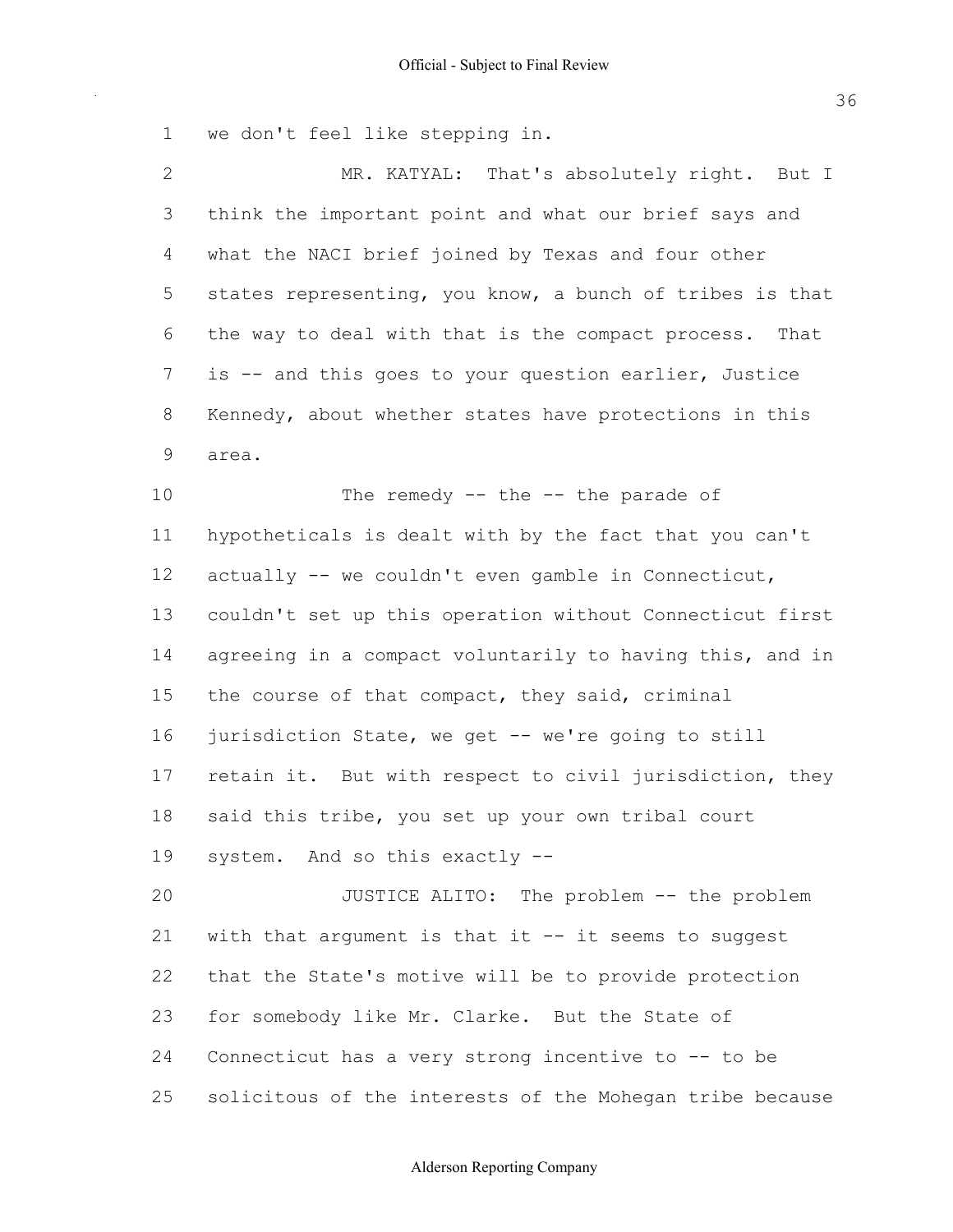we don't feel like stepping in.

MR. KATYAL: That's absolutely right. But I think the important point and what our brief says and what the NACI brief joined by Texas and four other states representing, you know, a bunch of tribes is that the way to deal with that is the compact process. That is -- and this goes to your question earlier, Justice Kennedy, about whether states have protections in this area.

The remedy -- the -- the parade of hypotheticals is dealt with by the fact that you can't actually -- we couldn't even gamble in Connecticut, couldn't set up this operation without Connecticut first agreeing in a compact voluntarily to having this, and in the course of that compact, they said, criminal jurisdiction State, we get -- we're going to still retain it. But with respect to civil jurisdiction, they said this tribe, you set up your own tribal court system. And so this exactly --

JUSTICE ALITO: The problem -- the problem with that argument is that it -- it seems to suggest that the State's motive will be to provide protection for somebody like Mr. Clarke. But the State of Connecticut has a very strong incentive to -- to be solicitous of the interests of the Mohegan tribe because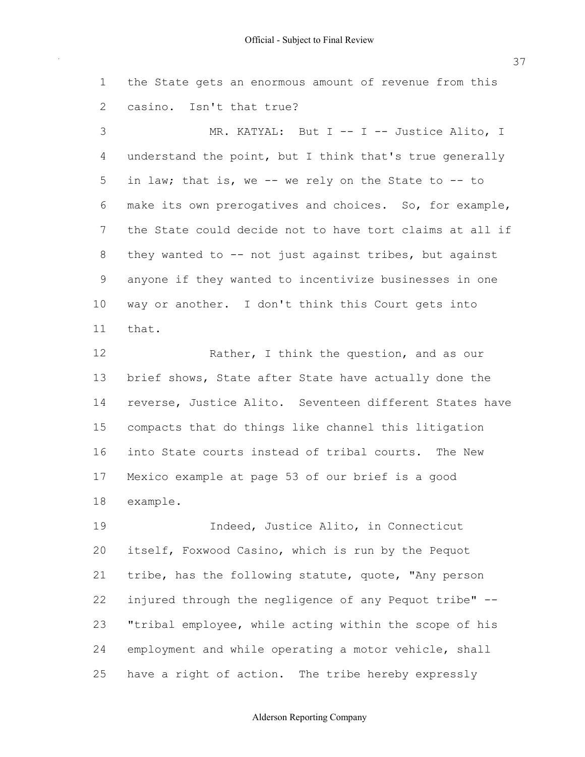the State gets an enormous amount of revenue from this casino. Isn't that true?

MR. KATYAL: But I -- I -- Justice Alito, I understand the point, but I think that's true generally in law; that is, we -- we rely on the State to -- to make its own prerogatives and choices. So, for example, the State could decide not to have tort claims at all if they wanted to -- not just against tribes, but against anyone if they wanted to incentivize businesses in one way or another. I don't think this Court gets into that.

Rather, I think the question, and as our brief shows, State after State have actually done the reverse, Justice Alito. Seventeen different States have compacts that do things like channel this litigation into State courts instead of tribal courts. The New Mexico example at page 53 of our brief is a good example.

Indeed, Justice Alito, in Connecticut itself, Foxwood Casino, which is run by the Pequot tribe, has the following statute, quote, "Any person injured through the negligence of any Pequot tribe" -- "tribal employee, while acting within the scope of his employment and while operating a motor vehicle, shall have a right of action. The tribe hereby expressly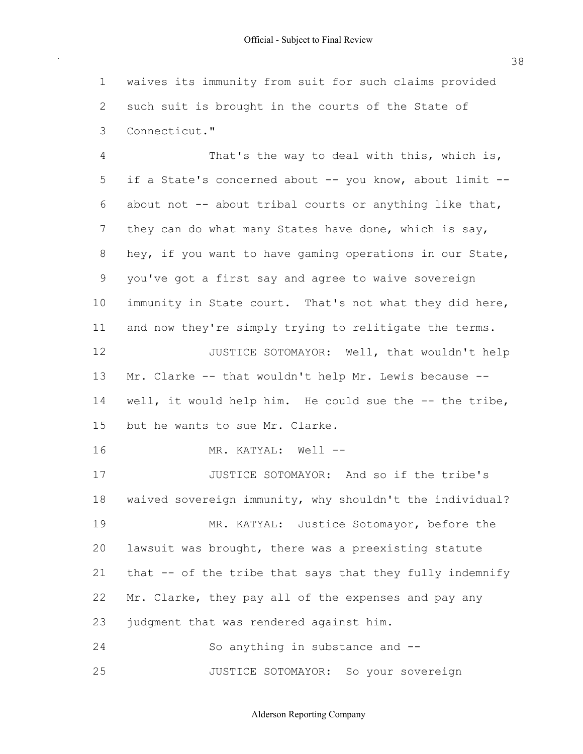waives its immunity from suit for such claims provided such suit is brought in the courts of the State of Connecticut."

That's the way to deal with this, which is, if a State's concerned about -- you know, about limit -- about not -- about tribal courts or anything like that, they can do what many States have done, which is say, hey, if you want to have gaming operations in our State, you've got a first say and agree to waive sovereign immunity in State court. That's not what they did here, and now they're simply trying to relitigate the terms.

JUSTICE SOTOMAYOR: Well, that wouldn't help Mr. Clarke -- that wouldn't help Mr. Lewis because -- well, it would help him. He could sue the -- the tribe, but he wants to sue Mr. Clarke.

MR. KATYAL: Well --

JUSTICE SOTOMAYOR: And so if the tribe's waived sovereign immunity, why shouldn't the individual?

MR. KATYAL: Justice Sotomayor, before the lawsuit was brought, there was a preexisting statute that -- of the tribe that says that they fully indemnify Mr. Clarke, they pay all of the expenses and pay any judgment that was rendered against him.

So anything in substance and --

JUSTICE SOTOMAYOR: So your sovereign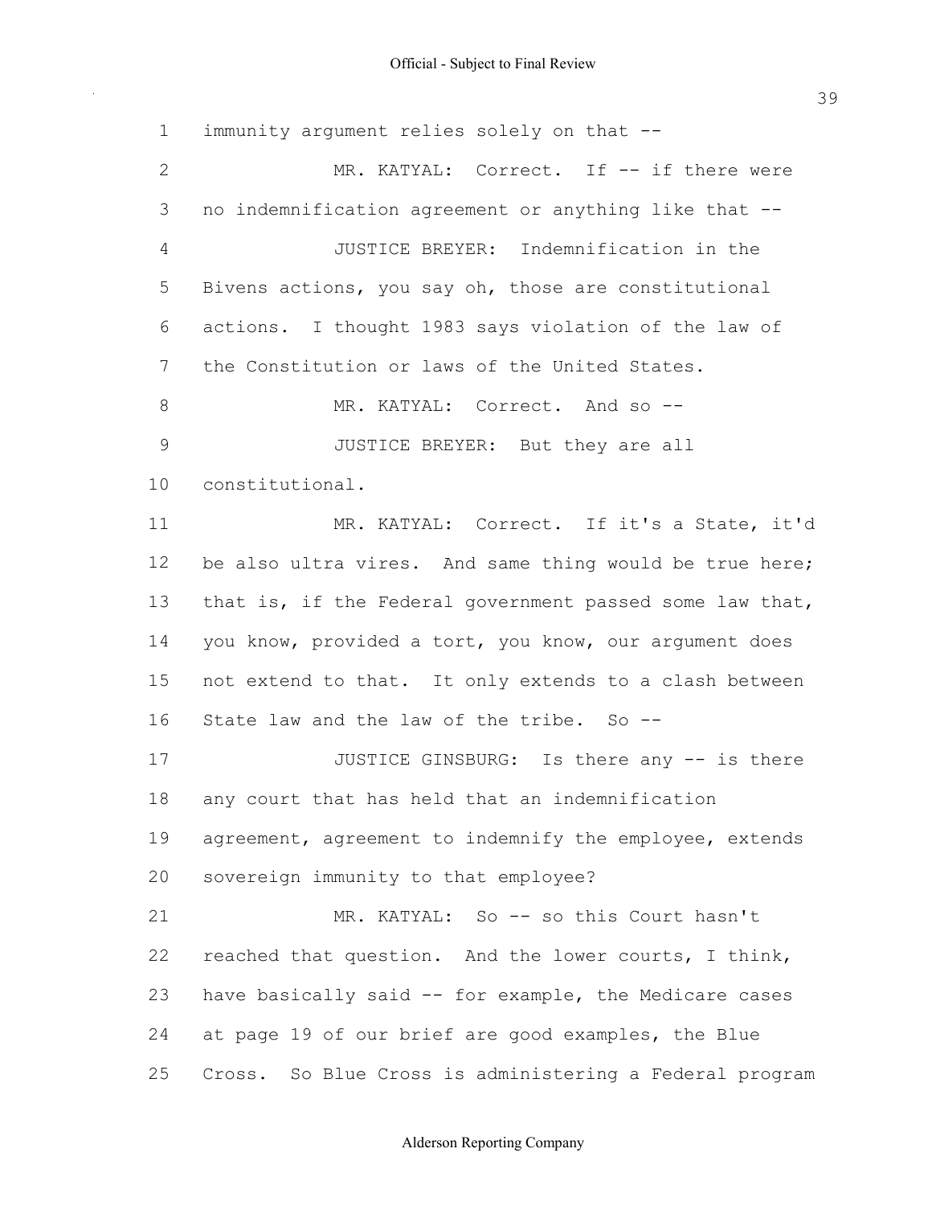immunity argument relies solely on that --

MR. KATYAL: Correct. If -- if there were no indemnification agreement or anything like that --

JUSTICE BREYER: Indemnification in the Bivens actions, you say oh, those are constitutional actions. I thought 1983 says violation of the law of the Constitution or laws of the United States.

MR. KATYAL: Correct. And so --

JUSTICE BREYER: But they are all constitutional.

MR. KATYAL: Correct. If it's a State, it'd be also ultra vires. And same thing would be true here; that is, if the Federal government passed some law that, you know, provided a tort, you know, our argument does not extend to that. It only extends to a clash between State law and the law of the tribe. So --

JUSTICE GINSBURG: Is there any -- is there any court that has held that an indemnification agreement, agreement to indemnify the employee, extends sovereign immunity to that employee?

MR. KATYAL: So -- so this Court hasn't reached that question. And the lower courts, I think, have basically said -- for example, the Medicare cases at page 19 of our brief are good examples, the Blue Cross. So Blue Cross is administering a Federal program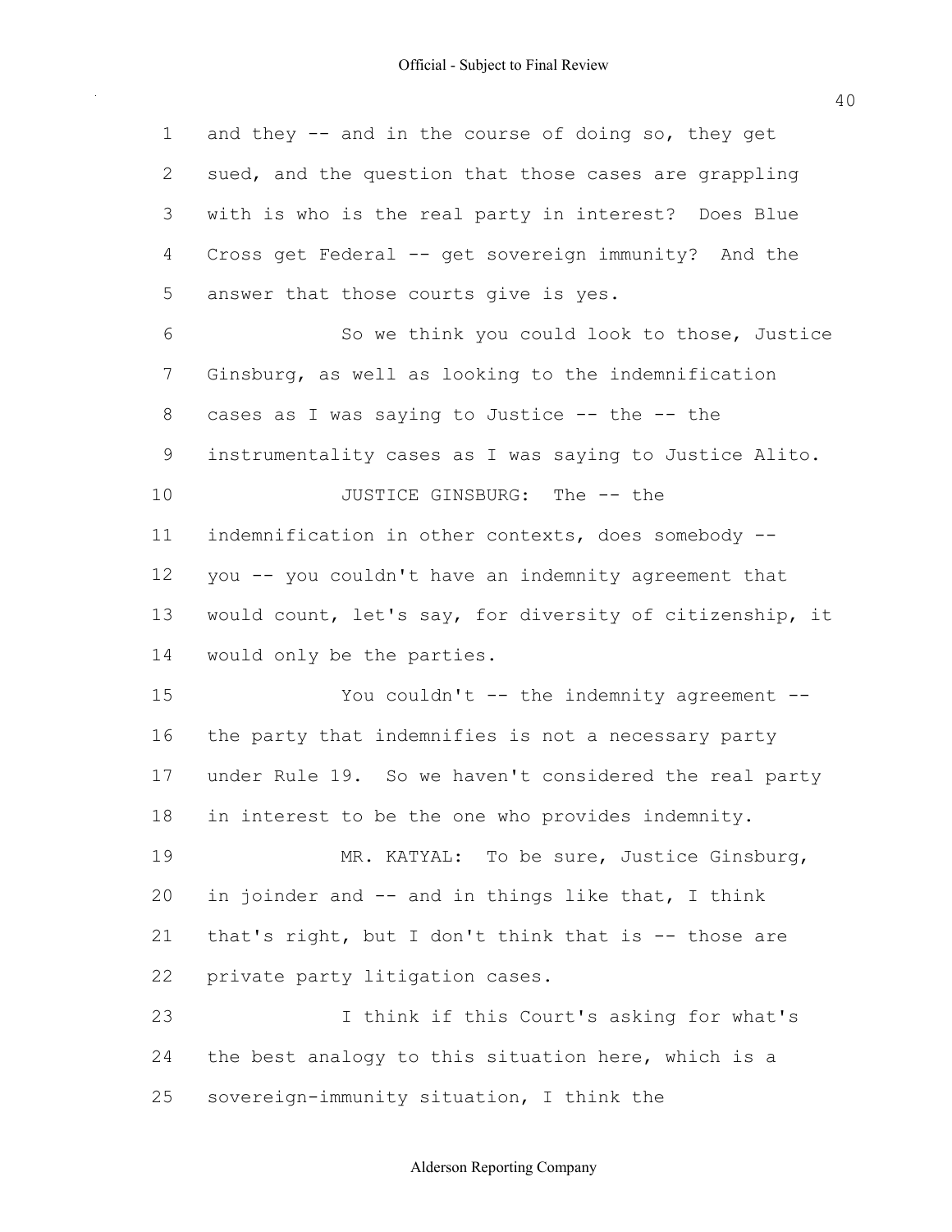and they -- and in the course of doing so, they get sued, and the question that those cases are grappling with is who is the real party in interest? Does Blue Cross get Federal -- get sovereign immunity? And the answer that those courts give is yes.

So we think you could look to those, Justice Ginsburg, as well as looking to the indemnification cases as I was saying to Justice -- the -- the instrumentality cases as I was saying to Justice Alito.

JUSTICE GINSBURG: The -- the indemnification in other contexts, does somebody -- you -- you couldn't have an indemnity agreement that would count, let's say, for diversity of citizenship, it would only be the parties.

You couldn't -- the indemnity agreement -- the party that indemnifies is not a necessary party under Rule 19. So we haven't considered the real party in interest to be the one who provides indemnity.

MR. KATYAL: To be sure, Justice Ginsburg, in joinder and -- and in things like that, I think that's right, but I don't think that is -- those are private party litigation cases.

I think if this Court's asking for what's the best analogy to this situation here, which is a sovereign-immunity situation, I think the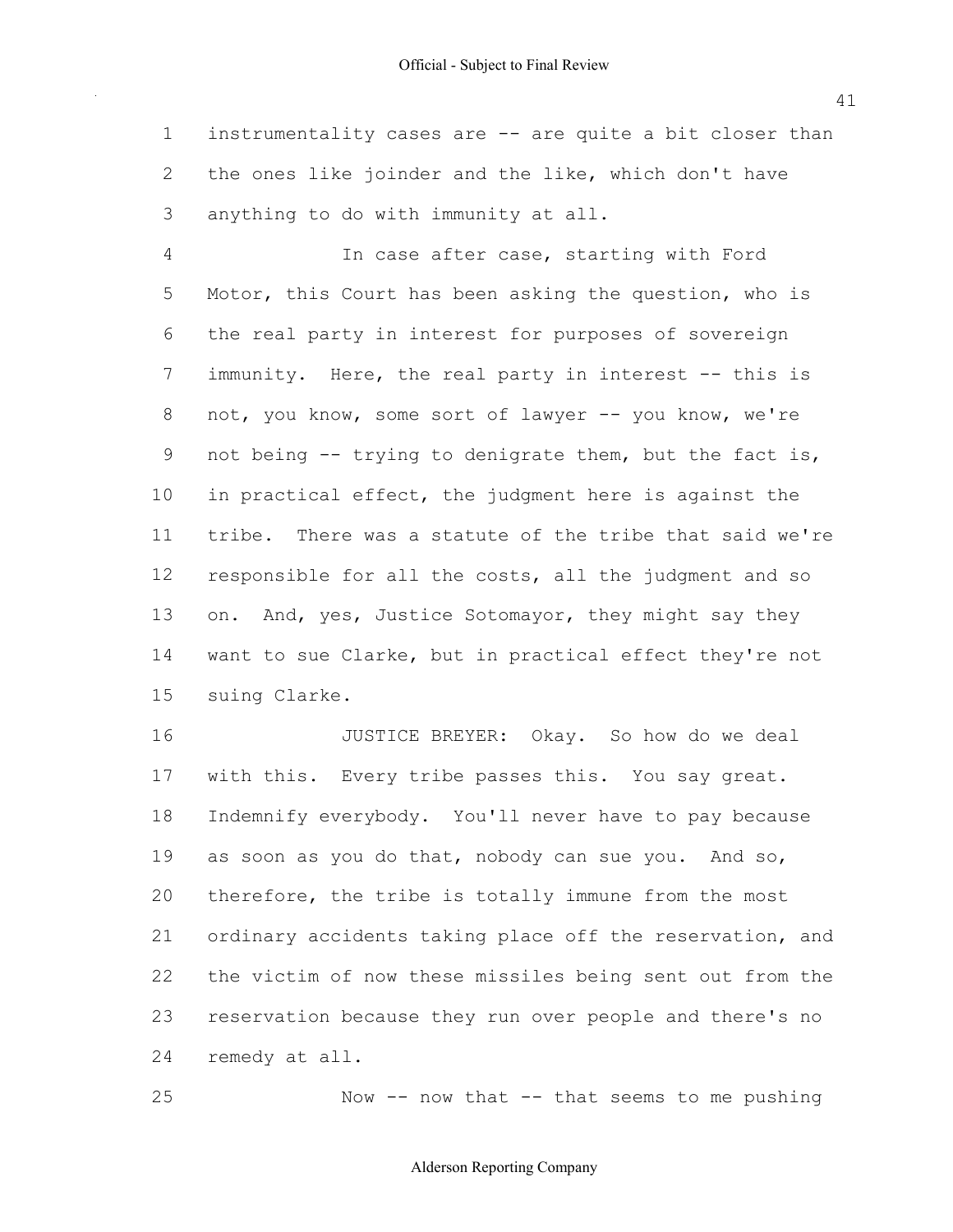instrumentality cases are -- are quite a bit closer than the ones like joinder and the like, which don't have anything to do with immunity at all.

In case after case, starting with Ford Motor, this Court has been asking the question, who is the real party in interest for purposes of sovereign immunity. Here, the real party in interest -- this is not, you know, some sort of lawyer -- you know, we're not being -- trying to denigrate them, but the fact is, in practical effect, the judgment here is against the tribe. There was a statute of the tribe that said we're responsible for all the costs, all the judgment and so on. And, yes, Justice Sotomayor, they might say they want to sue Clarke, but in practical effect they're not suing Clarke.

JUSTICE BREYER: Okay. So how do we deal with this. Every tribe passes this. You say great. Indemnify everybody. You'll never have to pay because as soon as you do that, nobody can sue you. And so, therefore, the tribe is totally immune from the most ordinary accidents taking place off the reservation, and the victim of now these missiles being sent out from the reservation because they run over people and there's no remedy at all.

Now -- now that -- that seems to me pushing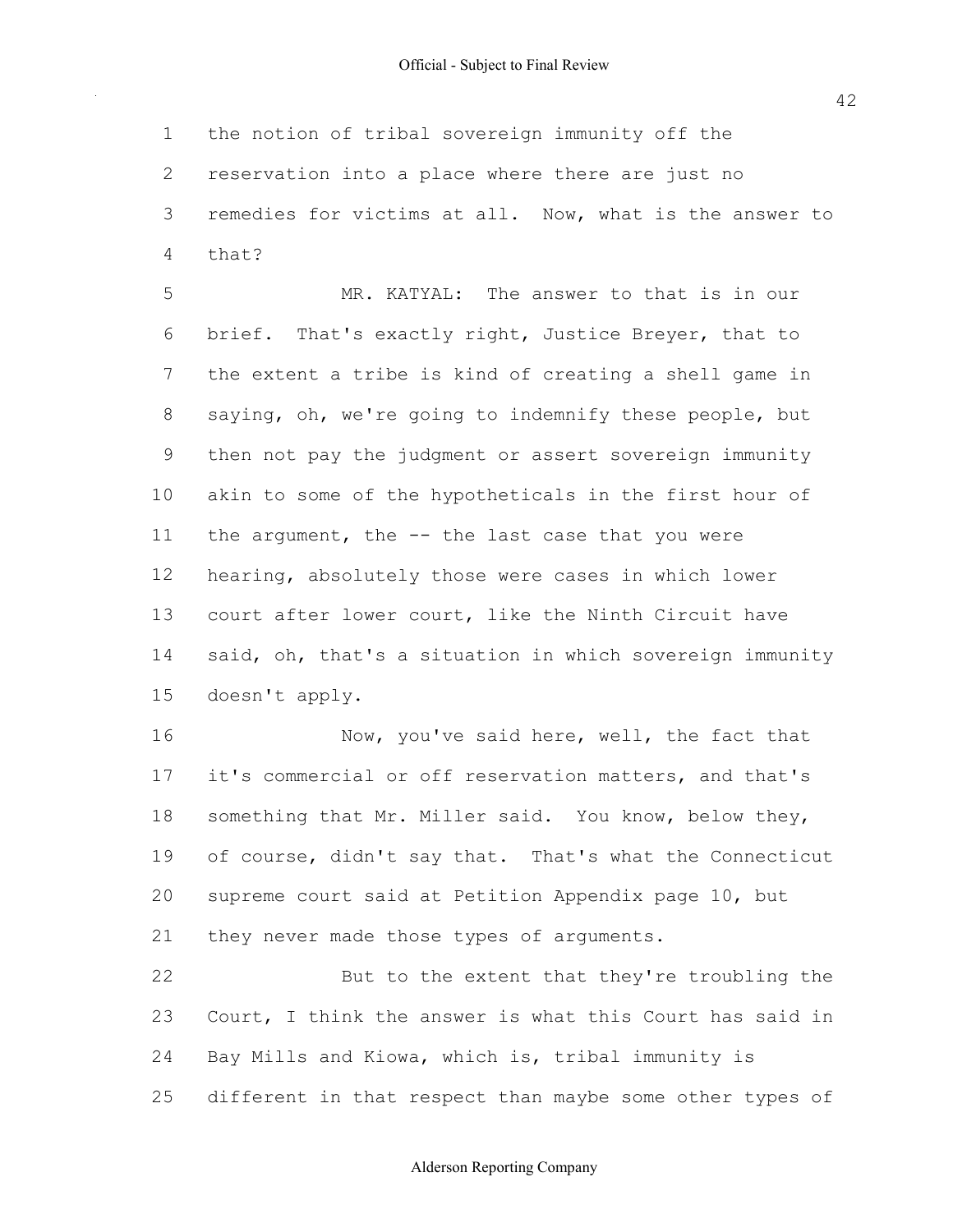the notion of tribal sovereign immunity off the reservation into a place where there are just no remedies for victims at all. Now, what is the answer to that?

MR. KATYAL: The answer to that is in our brief. That's exactly right, Justice Breyer, that to the extent a tribe is kind of creating a shell game in saying, oh, we're going to indemnify these people, but then not pay the judgment or assert sovereign immunity akin to some of the hypotheticals in the first hour of the argument, the -- the last case that you were hearing, absolutely those were cases in which lower court after lower court, like the Ninth Circuit have said, oh, that's a situation in which sovereign immunity doesn't apply.

Now, you've said here, well, the fact that it's commercial or off reservation matters, and that's something that Mr. Miller said. You know, below they, of course, didn't say that. That's what the Connecticut supreme court said at Petition Appendix page 10, but they never made those types of arguments.

But to the extent that they're troubling the Court, I think the answer is what this Court has said in Bay Mills and Kiowa, which is, tribal immunity is different in that respect than maybe some other types of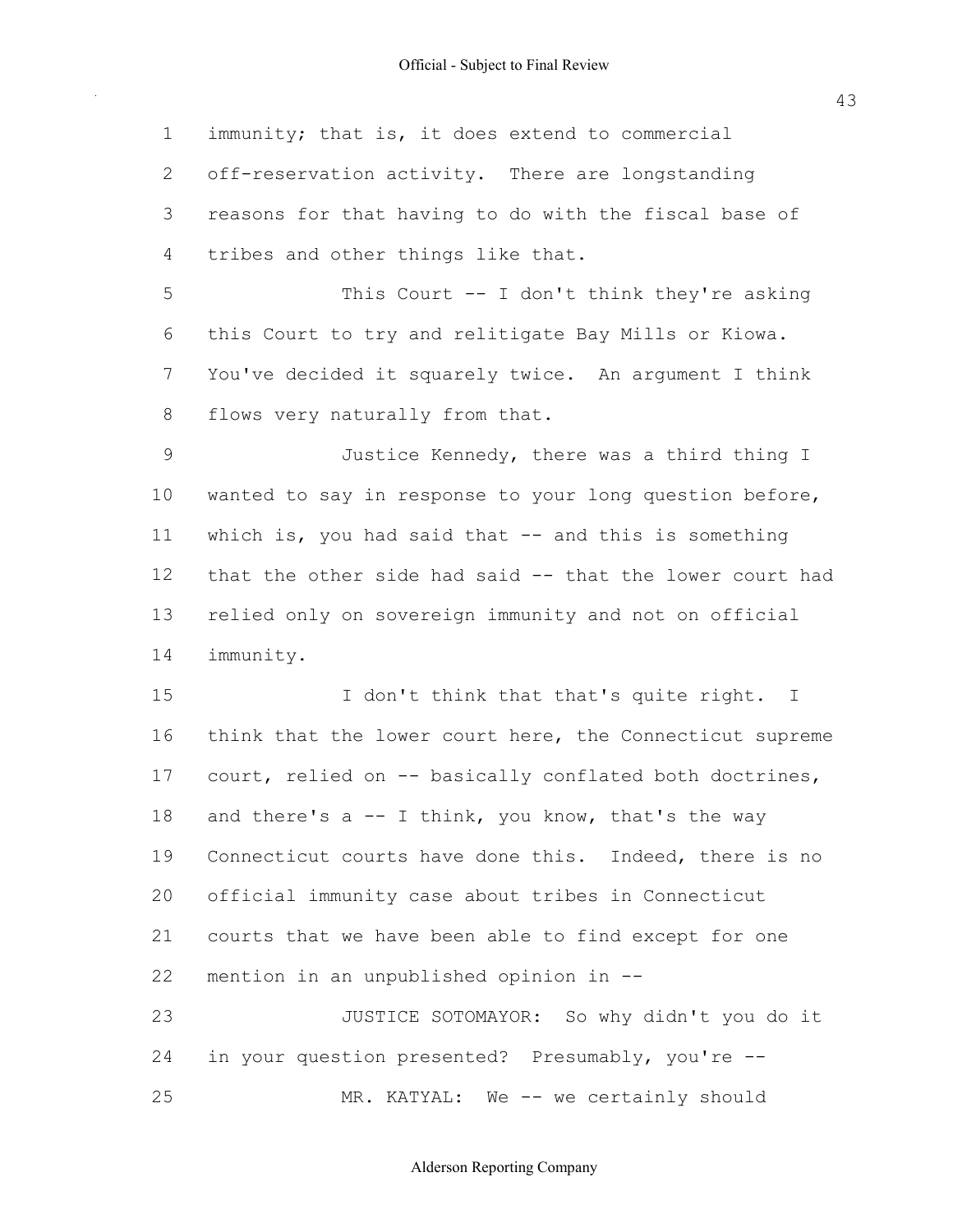immunity; that is, it does extend to commercial off-reservation activity. There are longstanding reasons for that having to do with the fiscal base of tribes and other things like that.

This Court -- I don't think they're asking this Court to try and relitigate Bay Mills or Kiowa. You've decided it squarely twice. An argument I think flows very naturally from that.

Justice Kennedy, there was a third thing I wanted to say in response to your long question before, which is, you had said that -- and this is something that the other side had said -- that the lower court had relied only on sovereign immunity and not on official immunity.

I don't think that that's quite right. I think that the lower court here, the Connecticut supreme court, relied on -- basically conflated both doctrines, and there's a -- I think, you know, that's the way Connecticut courts have done this. Indeed, there is no official immunity case about tribes in Connecticut courts that we have been able to find except for one mention in an unpublished opinion in --

JUSTICE SOTOMAYOR: So why didn't you do it in your question presented? Presumably, you're --

MR. KATYAL: We -- we certainly should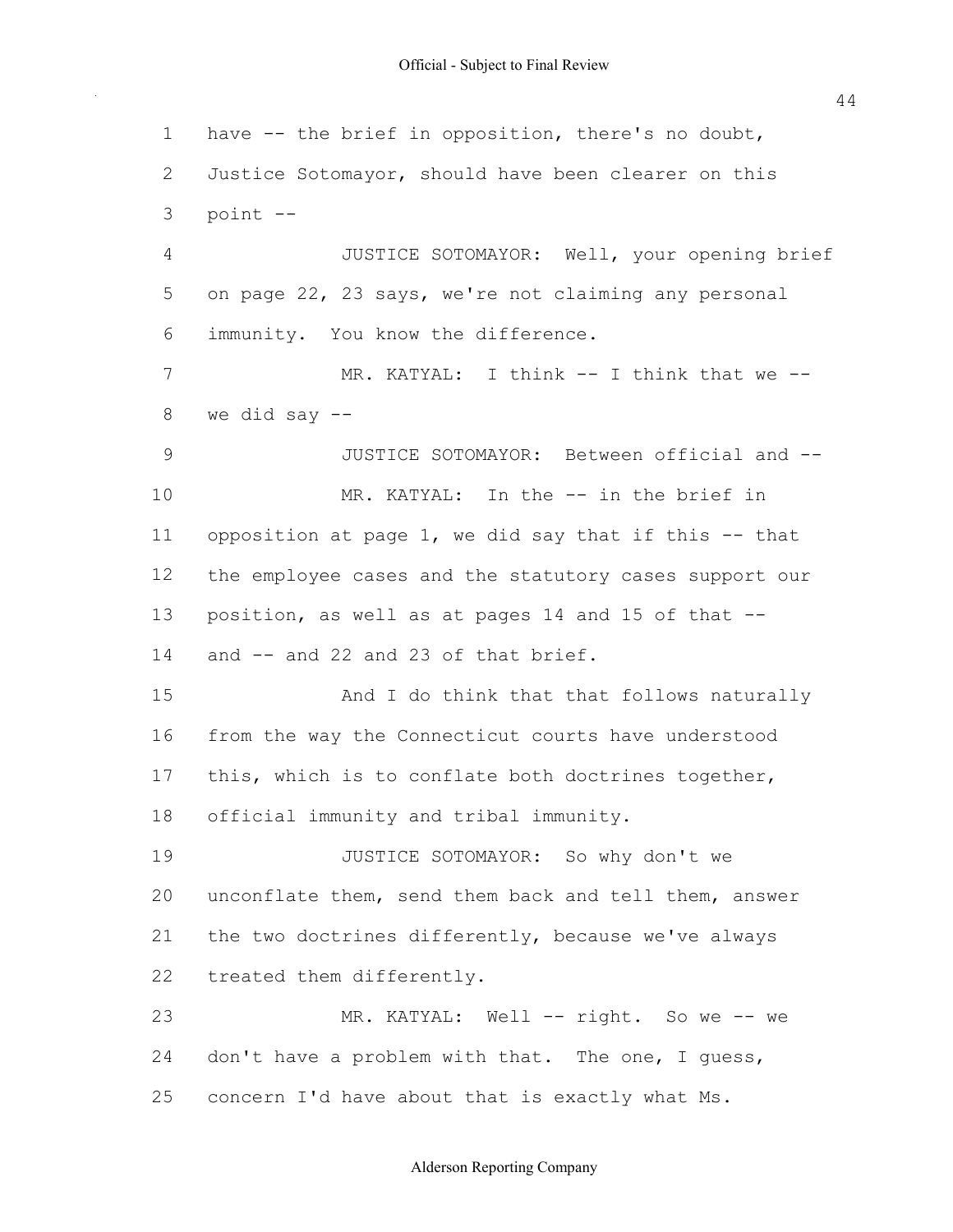1 have -- the brief in opposition, there's no doubt,
2 Justice Sotomayor, should have been clearer on this
3 point --

4 JUSTICE SOTOMAYOR: Well, your opening brief
5 on page 22, 23 says, we're not claiming any personal
6 immunity. You know the difference.

7 MR. KATYAL: I think -- I think that we --
8 we did say --

9 JUSTICE SOTOMAYOR: Between official and --

10 MR. KATYAL: In the -- in the brief in
11 opposition at page 1, we did say that if this -- that
12 the employee cases and the statutory cases support our
13 position, as well as at pages 14 and 15 of that --
14 and -- and 22 and 23 of that brief.

15 And I do think that that follows naturally
16 from the way the Connecticut courts have understood
17 this, which is to conflate both doctrines together,
18 official immunity and tribal immunity.

19 JUSTICE SOTOMAYOR: So why don't we
20 unconflate them, send them back and tell them, answer
21 the two doctrines differently, because we've always
22 treated them differently.

23 MR. KATYAL: Well -- right. So we -- we
24 don't have a problem with that. The one, I guess,
25 concern I'd have about that is exactly what Ms.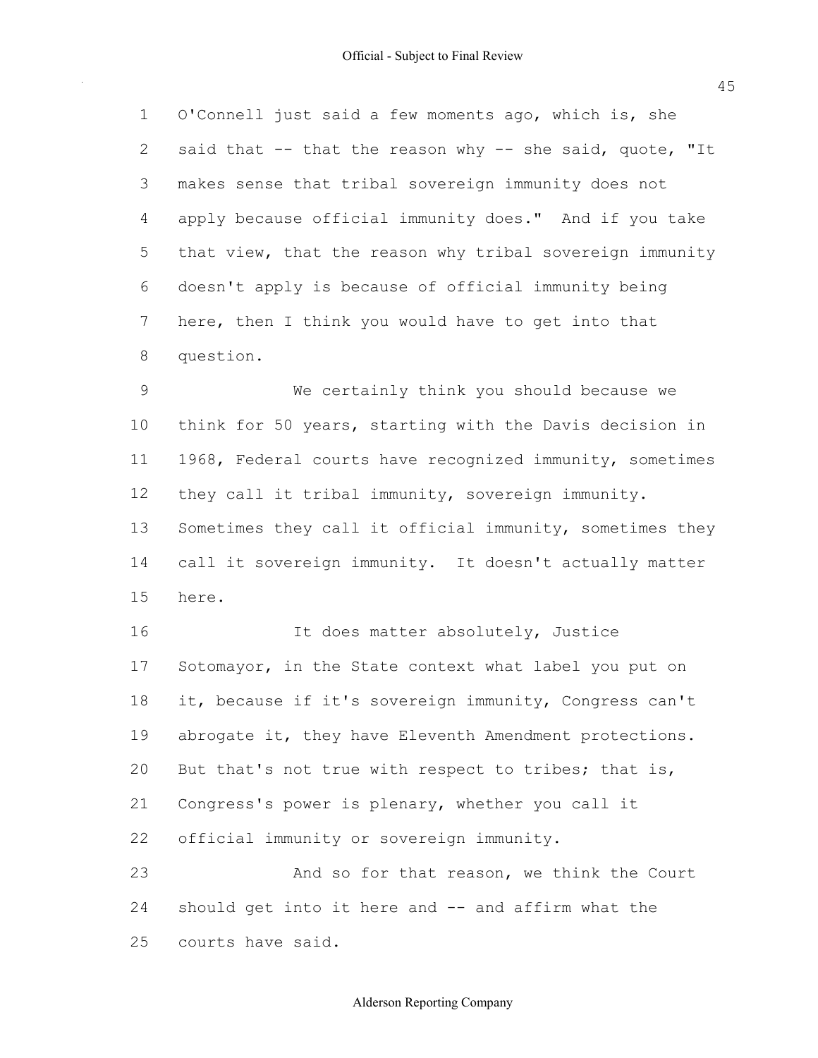O'Connell just said a few moments ago, which is, she said that -- that the reason why -- she said, quote, "It makes sense that tribal sovereign immunity does not apply because official immunity does." And if you take that view, that the reason why tribal sovereign immunity doesn't apply is because of official immunity being here, then I think you would have to get into that question.

We certainly think you should because we think for 50 years, starting with the Davis decision in 1968, Federal courts have recognized immunity, sometimes they call it tribal immunity, sovereign immunity. Sometimes they call it official immunity, sometimes they call it sovereign immunity. It doesn't actually matter here.

It does matter absolutely, Justice Sotomayor, in the State context what label you put on it, because if it's sovereign immunity, Congress can't abrogate it, they have Eleventh Amendment protections. But that's not true with respect to tribes; that is, Congress's power is plenary, whether you call it official immunity or sovereign immunity.

And so for that reason, we think the Court should get into it here and -- and affirm what the courts have said.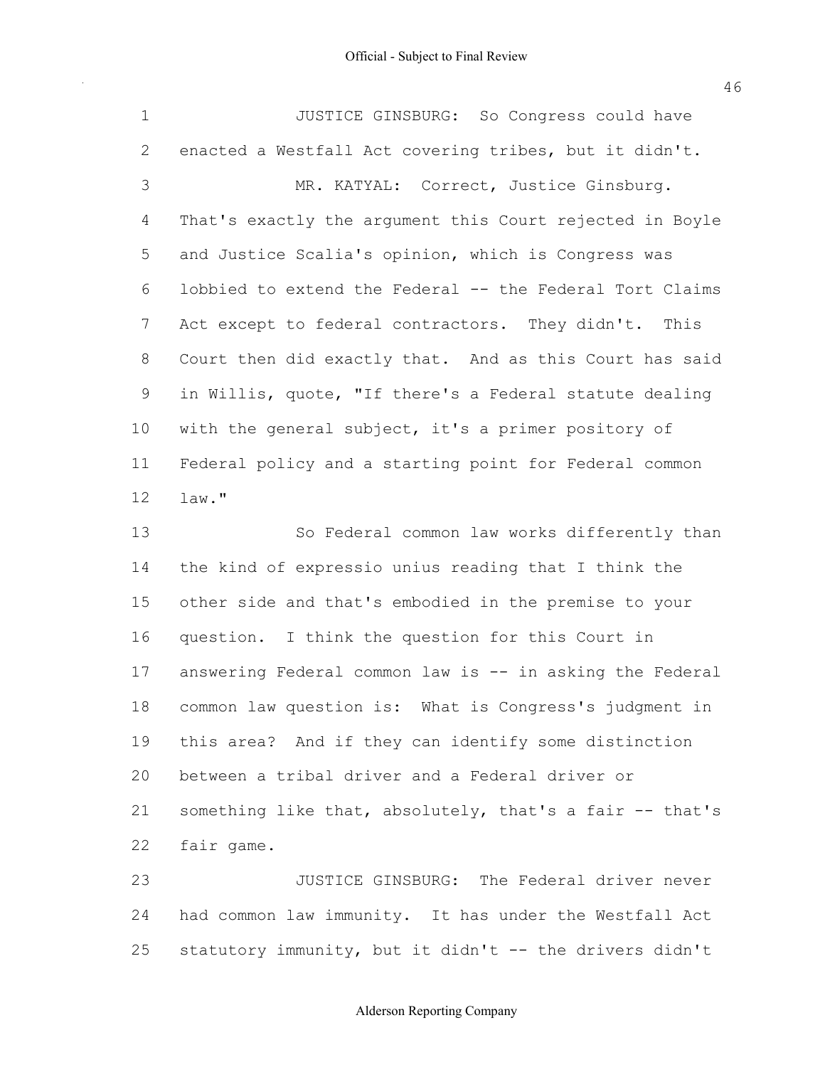JUSTICE GINSBURG: So Congress could have enacted a Westfall Act covering tribes, but it didn't.

MR. KATYAL: Correct, Justice Ginsburg. That's exactly the argument this Court rejected in Boyle and Justice Scalia's opinion, which is Congress was lobbied to extend the Federal -- the Federal Tort Claims Act except to federal contractors. They didn't. This Court then did exactly that. And as this Court has said in Willis, quote, "If there's a Federal statute dealing with the general subject, it's a primer pository of Federal policy and a starting point for Federal common law."

So Federal common law works differently than the kind of expressio unius reading that I think the other side and that's embodied in the premise to your question. I think the question for this Court in answering Federal common law is -- in asking the Federal common law question is: What is Congress's judgment in this area? And if they can identify some distinction between a tribal driver and a Federal driver or something like that, absolutely, that's a fair -- that's fair game.

JUSTICE GINSBURG: The Federal driver never had common law immunity. It has under the Westfall Act statutory immunity, but it didn't -- the drivers didn't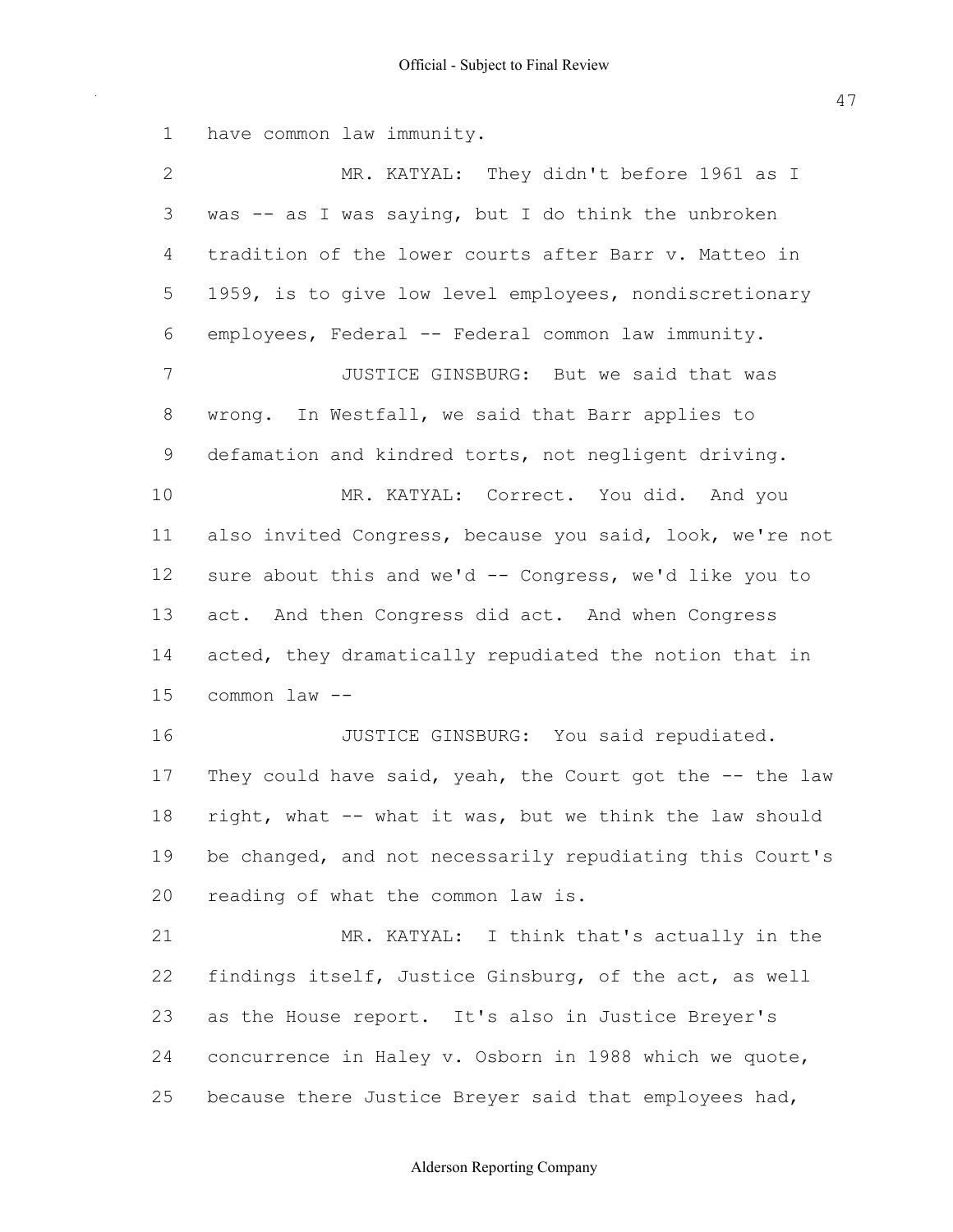1 have common law immunity.

2 MR. KATYAL: They didn't before 1961 as I
3 was -- as I was saying, but I do think the unbroken
4 tradition of the lower courts after Barr v. Matteo in
5 1959, is to give low level employees, nondiscretionary
6 employees, Federal -- Federal common law immunity.

7 JUSTICE GINSBURG: But we said that was
8 wrong. In Westfall, we said that Barr applies to
9 defamation and kindred torts, not negligent driving.

10 MR. KATYAL: Correct. You did. And you
11 also invited Congress, because you said, look, we're not
12 sure about this and we'd -- Congress, we'd like you to
13 act. And then Congress did act. And when Congress
14 acted, they dramatically repudiated the notion that in
15 common law --

16 JUSTICE GINSBURG: You said repudiated.
17 They could have said, yeah, the Court got the -- the law
18 right, what -- what it was, but we think the law should
19 be changed, and not necessarily repudiating this Court's
20 reading of what the common law is.

21 MR. KATYAL: I think that's actually in the
22 findings itself, Justice Ginsburg, of the act, as well
23 as the House report. It's also in Justice Breyer's
24 concurrence in Haley v. Osborn in 1988 which we quote,
25 because there Justice Breyer said that employees had,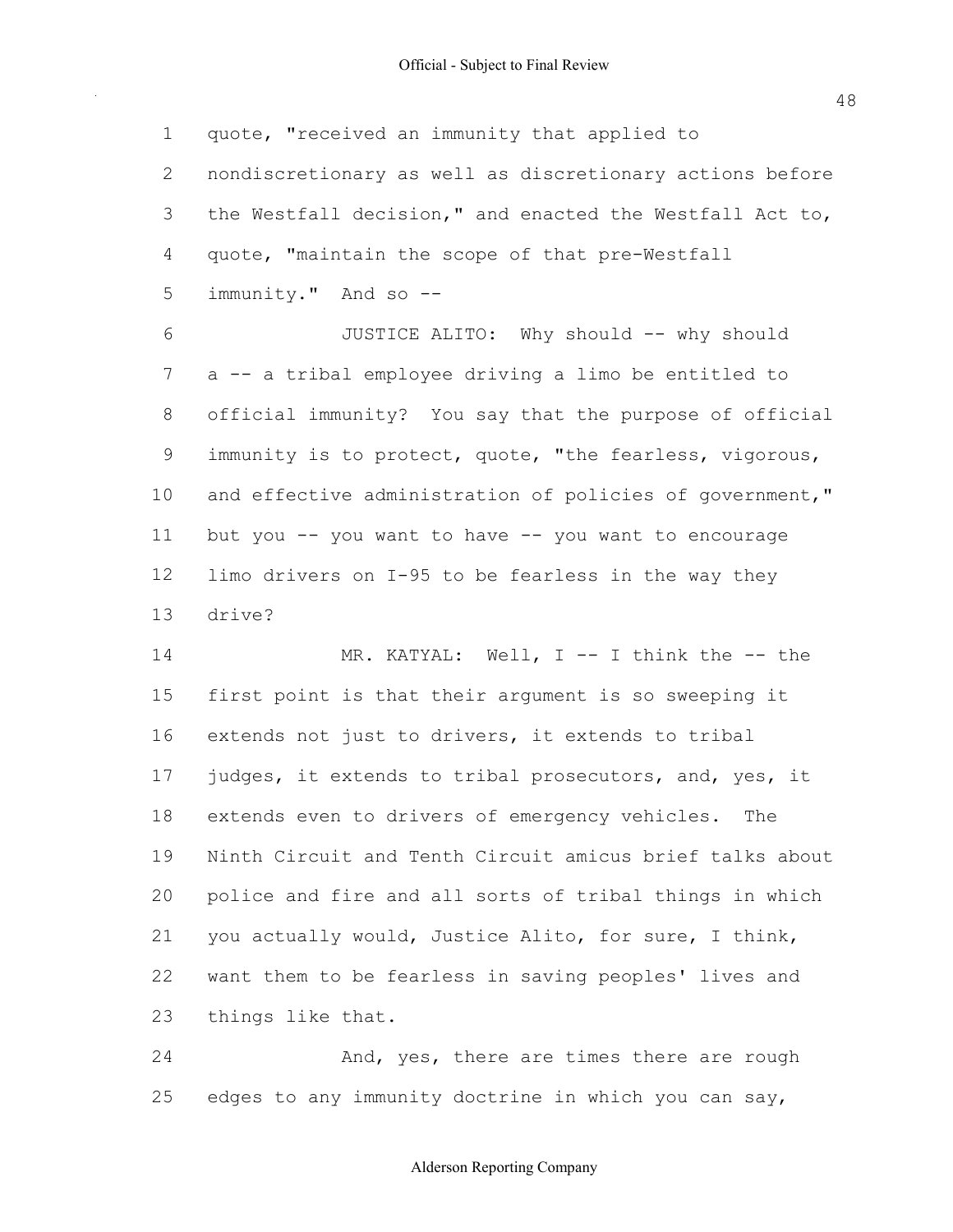quote, "received an immunity that applied to nondiscretionary as well as discretionary actions before the Westfall decision," and enacted the Westfall Act to, quote, "maintain the scope of that pre-Westfall immunity." And so --

JUSTICE ALITO: Why should -- why should a -- a tribal employee driving a limo be entitled to official immunity? You say that the purpose of official immunity is to protect, quote, "the fearless, vigorous, and effective administration of policies of government," but you -- you want to have -- you want to encourage limo drivers on I-95 to be fearless in the way they drive?

MR. KATYAL: Well, I -- I think the -- the first point is that their argument is so sweeping it extends not just to drivers, it extends to tribal judges, it extends to tribal prosecutors, and, yes, it extends even to drivers of emergency vehicles. The Ninth Circuit and Tenth Circuit amicus brief talks about police and fire and all sorts of tribal things in which you actually would, Justice Alito, for sure, I think, want them to be fearless in saving peoples' lives and things like that.

And, yes, there are times there are rough edges to any immunity doctrine in which you can say,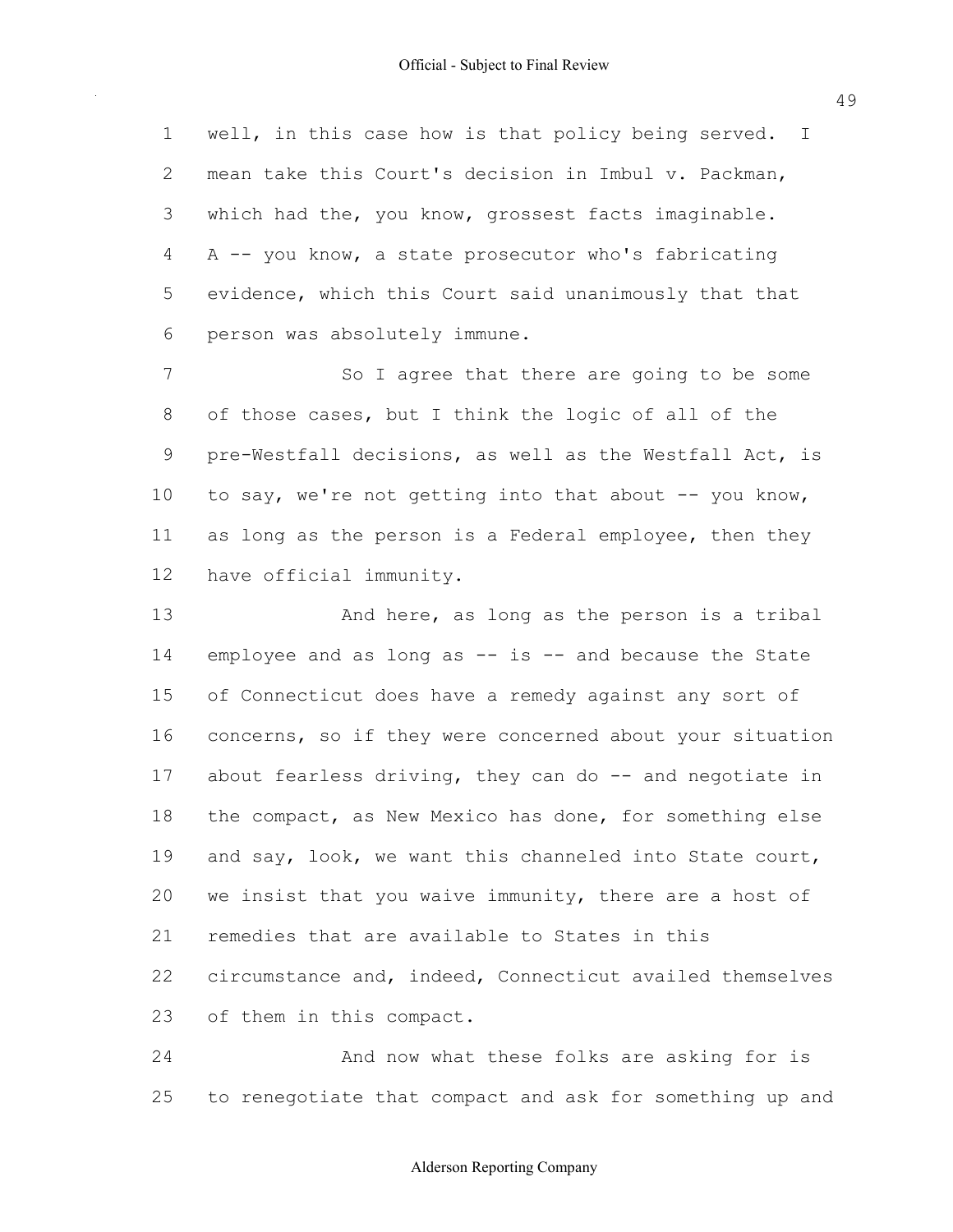well, in this case how is that policy being served. I mean take this Court's decision in Imbul v. Packman, which had the, you know, grossest facts imaginable. A -- you know, a state prosecutor who's fabricating evidence, which this Court said unanimously that that person was absolutely immune.

So I agree that there are going to be some of those cases, but I think the logic of all of the pre-Westfall decisions, as well as the Westfall Act, is to say, we're not getting into that about -- you know, as long as the person is a Federal employee, then they have official immunity.

And here, as long as the person is a tribal employee and as long as -- is -- and because the State of Connecticut does have a remedy against any sort of concerns, so if they were concerned about your situation about fearless driving, they can do -- and negotiate in the compact, as New Mexico has done, for something else and say, look, we want this channeled into State court, we insist that you waive immunity, there are a host of remedies that are available to States in this circumstance and, indeed, Connecticut availed themselves of them in this compact.

And now what these folks are asking for is to renegotiate that compact and ask for something up and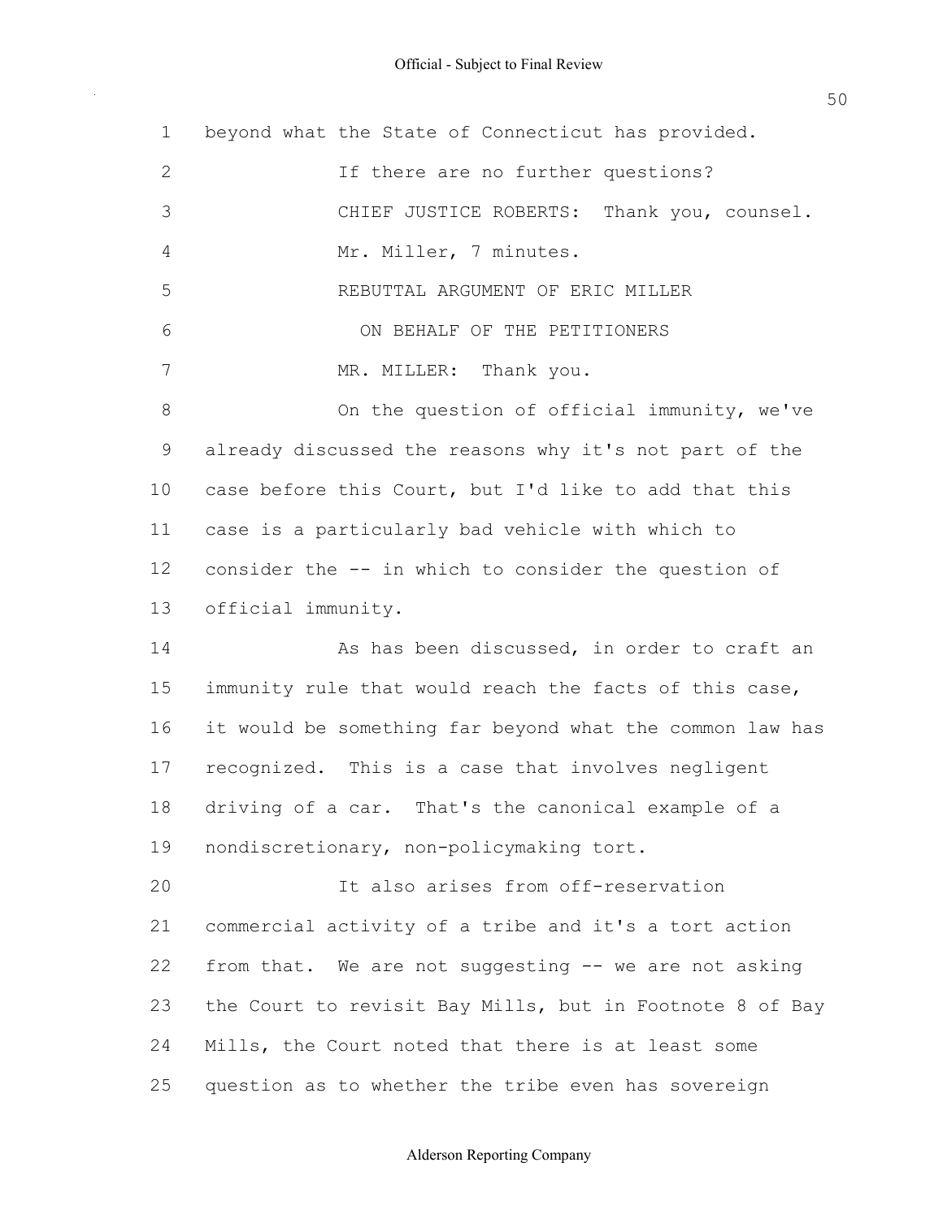beyond what the State of Connecticut has provided.

If there are no further questions?

CHIEF JUSTICE ROBERTS: Thank you, counsel.

Mr. Miller, 7 minutes.

REBUTTAL ARGUMENT OF ERIC MILLER

ON BEHALF OF THE PETITIONERS

MR. MILLER: Thank you.

On the question of official immunity, we've already discussed the reasons why it's not part of the case before this Court, but I'd like to add that this case is a particularly bad vehicle with which to consider the -- in which to consider the question of official immunity.

As has been discussed, in order to craft an immunity rule that would reach the facts of this case, it would be something far beyond what the common law has recognized. This is a case that involves negligent driving of a car. That's the canonical example of a nondiscretionary, non-policymaking tort.

It also arises from off-reservation commercial activity of a tribe and it's a tort action from that. We are not suggesting -- we are not asking the Court to revisit Bay Mills, but in Footnote 8 of Bay Mills, the Court noted that there is at least some question as to whether the tribe even has sovereign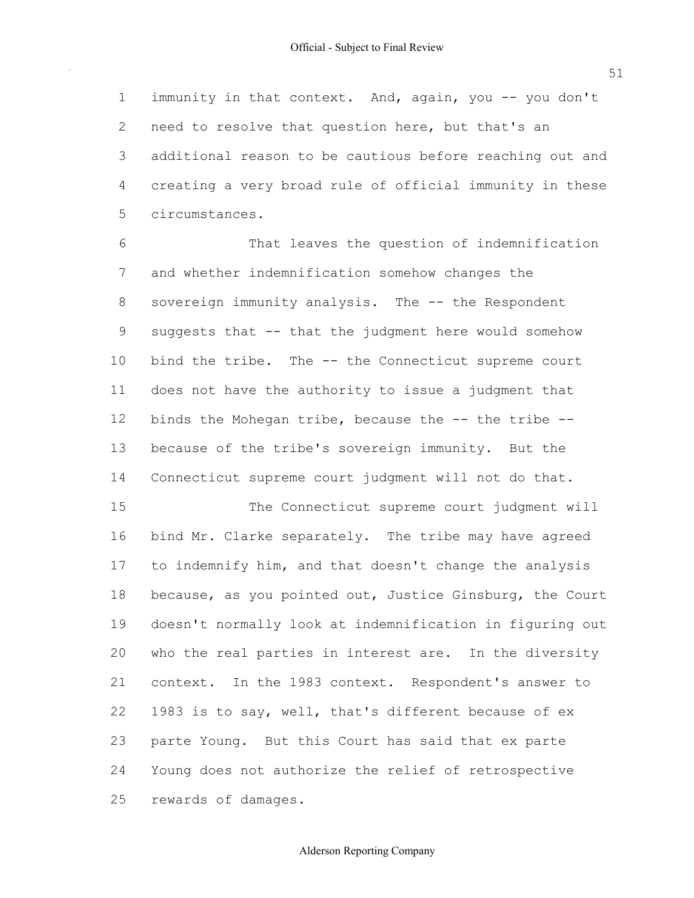immunity in that context. And, again, you -- you don't need to resolve that question here, but that's an additional reason to be cautious before reaching out and creating a very broad rule of official immunity in these circumstances.

That leaves the question of indemnification and whether indemnification somehow changes the sovereign immunity analysis. The -- the Respondent suggests that -- that the judgment here would somehow bind the tribe. The -- the Connecticut supreme court does not have the authority to issue a judgment that binds the Mohegan tribe, because the -- the tribe -- because of the tribe's sovereign immunity. But the Connecticut supreme court judgment will not do that.

The Connecticut supreme court judgment will bind Mr. Clarke separately. The tribe may have agreed to indemnify him, and that doesn't change the analysis because, as you pointed out, Justice Ginsburg, the Court doesn't normally look at indemnification in figuring out who the real parties in interest are. In the diversity context. In the 1983 context. Respondent's answer to 1983 is to say, well, that's different because of ex parte Young. But this Court has said that ex parte Young does not authorize the relief of retrospective rewards of damages.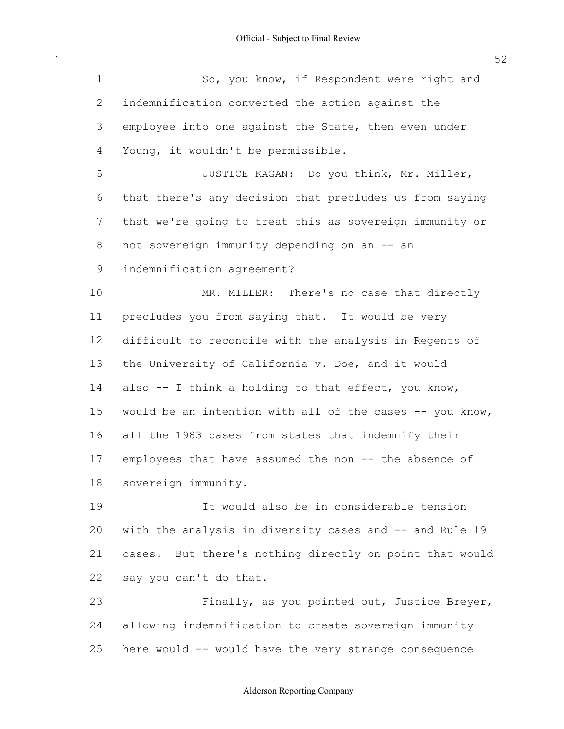So, you know, if Respondent were right and indemnification converted the action against the employee into one against the State, then even under Young, it wouldn't be permissible.

JUSTICE KAGAN: Do you think, Mr. Miller, that there's any decision that precludes us from saying that we're going to treat this as sovereign immunity or not sovereign immunity depending on an -- an indemnification agreement?

MR. MILLER: There's no case that directly precludes you from saying that. It would be very difficult to reconcile with the analysis in Regents of the University of California v. Doe, and it would also -- I think a holding to that effect, you know, would be an intention with all of the cases -- you know, all the 1983 cases from states that indemnify their employees that have assumed the non -- the absence of sovereign immunity.

It would also be in considerable tension with the analysis in diversity cases and -- and Rule 19 cases. But there's nothing directly on point that would say you can't do that.

Finally, as you pointed out, Justice Breyer, allowing indemnification to create sovereign immunity here would -- would have the very strange consequence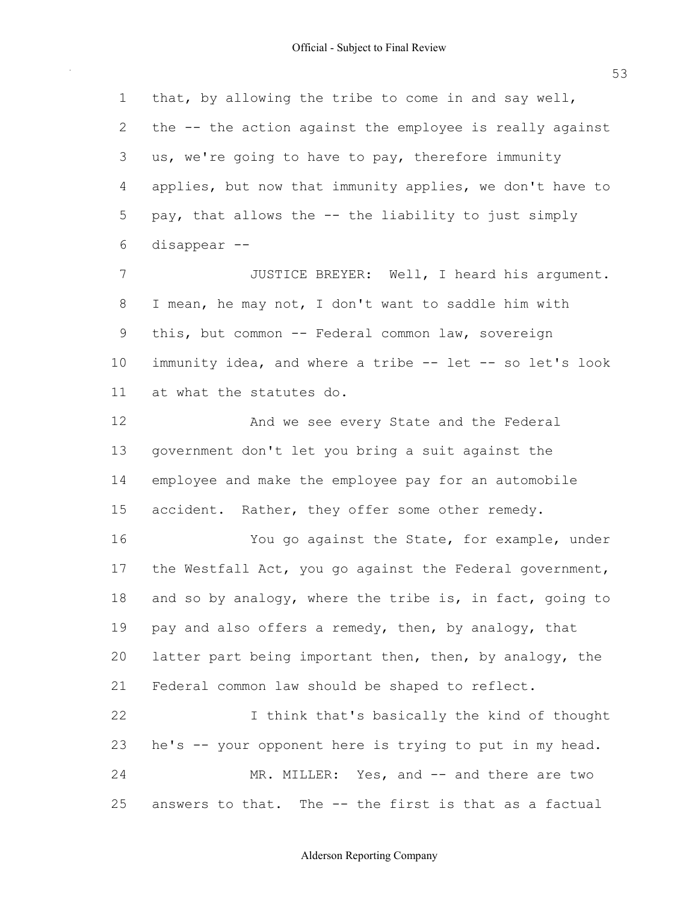1 that, by allowing the tribe to come in and say well,
2 the -- the action against the employee is really against
3 us, we're going to have to pay, therefore immunity
4 applies, but now that immunity applies, we don't have to
5 pay, that allows the -- the liability to just simply
6 disappear --

7 JUSTICE BREYER: Well, I heard his argument.
8 I mean, he may not, I don't want to saddle him with
9 this, but common -- Federal common law, sovereign
10 immunity idea, and where a tribe -- let -- so let's look
11 at what the statutes do.

12 And we see every State and the Federal
13 government don't let you bring a suit against the
14 employee and make the employee pay for an automobile
15 accident. Rather, they offer some other remedy.

16 You go against the State, for example, under
17 the Westfall Act, you go against the Federal government,
18 and so by analogy, where the tribe is, in fact, going to
19 pay and also offers a remedy, then, by analogy, that
20 latter part being important then, then, by analogy, the
21 Federal common law should be shaped to reflect.

22 I think that's basically the kind of thought
23 he's -- your opponent here is trying to put in my head.

24 MR. MILLER: Yes, and -- and there are two
25 answers to that. The -- the first is that as a factual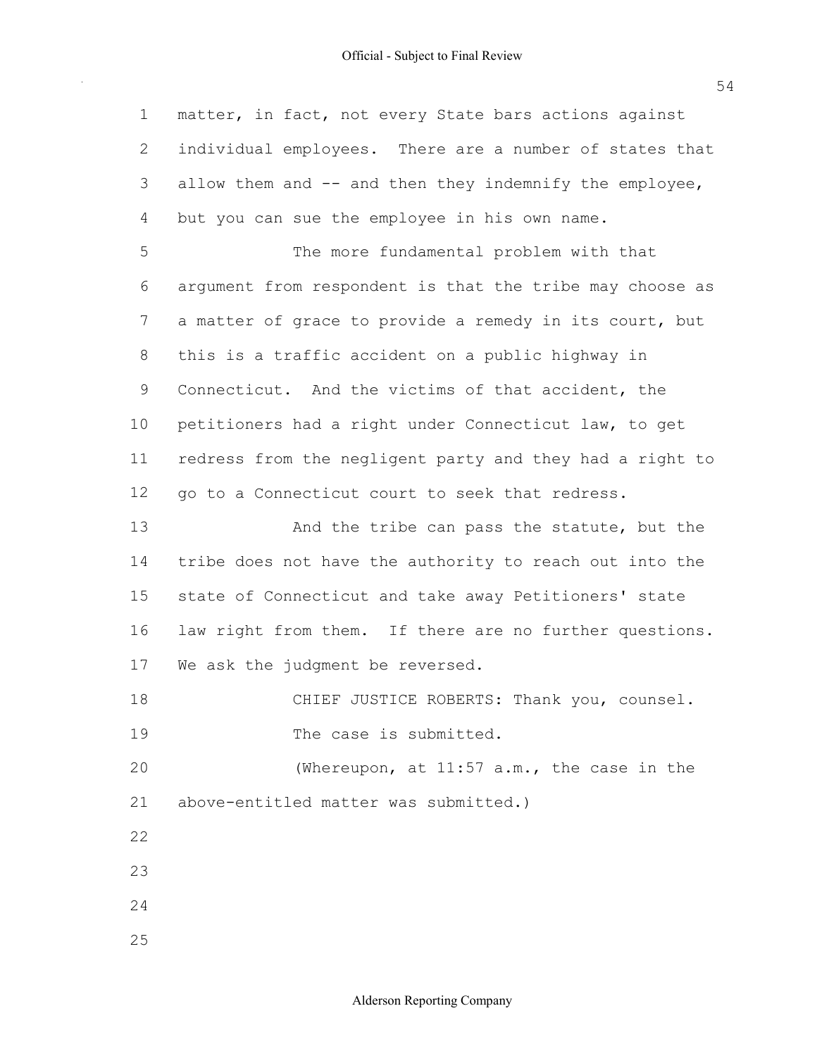matter, in fact, not every State bars actions against individual employees. There are a number of states that allow them and -- and then they indemnify the employee, but you can sue the employee in his own name.

The more fundamental problem with that argument from respondent is that the tribe may choose as a matter of grace to provide a remedy in its court, but this is a traffic accident on a public highway in Connecticut. And the victims of that accident, the petitioners had a right under Connecticut law, to get redress from the negligent party and they had a right to go to a Connecticut court to seek that redress.

And the tribe can pass the statute, but the tribe does not have the authority to reach out into the state of Connecticut and take away Petitioners' state law right from them. If there are no further questions. We ask the judgment be reversed.

CHIEF JUSTICE ROBERTS: Thank you, counsel. The case is submitted.

(Whereupon, at 11:57 a.m., the case in the above-entitled matter was submitted.)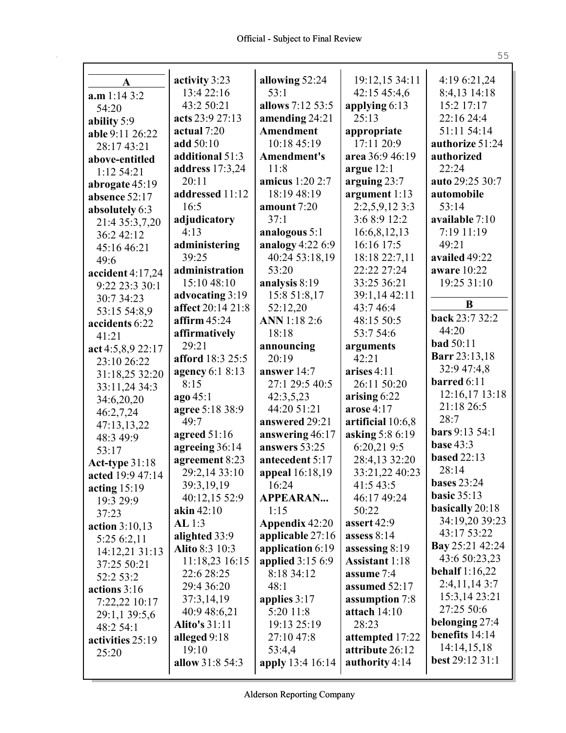## A

**a.m** 1:14 3:2 54:20
**ability** 5:9
**able** 9:11 26:22 28:17 43:21
**above-entitled** 1:12 54:21
**abrogate** 45:19
**absence** 52:17
**absolutely** 6:3 21:4 35:3,7,20 36:2 42:12 45:16 46:21 49:6
**accident** 4:17,24 9:22 23:3 30:1 30:7 34:23 53:15 54:8,9
**accidents** 6:22 41:21
**act** 4:5,8,9 22:17 23:10 26:22 31:18,25 32:20 33:11,24 34:3 34:6,20,20 46:2,7,24 47:13,13,22 48:3 49:9 53:17
**Act-type** 31:18
**acted** 19:9 47:14
**acting** 15:19 19:3 29:9 37:23
**action** 3:10,13 5:25 6:2,11 14:12,21 31:13 37:25 50:21 52:2 53:2
**actions** 3:16 7:22,22 10:17 29:1,1 39:5,6 48:2 54:1
**activities** 25:19 25:20
**activity** 3:23 13:4 22:16 43:2 50:21
**acts** 23:9 27:13
**actual** 7:20
**add** 50:10
**additional** 51:3
**address** 17:3,24 20:11
**addressed** 11:12 16:5
**adjudicatory** 4:13
**administering** 39:25
**administration** 15:10 48:10
**advocating** 3:19
**affect** 20:14 21:8
**affirm** 45:24
**affirmatively** 29:21
**afford** 18:3 25:5
**agency** 6:1 8:13 8:15
**ago** 45:1
**agree** 5:18 38:9 49:7
**agreed** 51:16
**agreeing** 36:14
**agreement** 8:23 29:2,14 33:10 39:3,19,19 40:12,15 52:9
**akin** 42:10
**AL** 1:3
**alighted** 33:9
**Alito** 8:3 10:3 11:18,23 16:15 22:6 28:25 29:4 36:20 37:3,14,19 40:9 48:6,21
**Alito's** 31:11
**alleged** 9:18 19:10
**allow** 31:8 54:3
**allowing** 52:24 53:1
**allows** 7:12 53:5
**amending** 24:21
**Amendment** 10:18 45:19
**Amendment's** 11:8
**amicus** 1:20 2:7 18:19 48:19
**amount** 7:20 37:1
**analogous** 5:1
**analogy** 4:22 6:9 40:24 53:18,19 53:20
**analysis** 8:19 15:8 51:8,17 52:12,20
**ANN** 1:18 2:6 18:18
**announcing** 20:19
**answer** 14:7 27:1 29:5 40:5 42:3,5,23 44:20 51:21
**answered** 29:21
**answering** 46:17
**answers** 53:25
**antecedent** 5:17
**appeal** 16:18,19 16:24
**APPEARAN...** 1:15
**Appendix** 42:20
**applicable** 27:16
**application** 6:19
**applied** 3:15 6:9 8:18 34:12 48:1
**applies** 3:17 5:20 11:8 19:13 25:19 27:10 47:8 53:4,4
**apply** 13:4 16:14 19:12,15 34:11 42:15 45:4,6
**applying** 6:13 25:13
**appropriate** 17:11 20:9
**area** 36:9 46:19
**argue** 12:1
**arguing** 23:7
**argument** 1:13 2:2,5,9,12 3:3 3:6 8:9 12:2 16:6,8,12,13 16:16 17:5 18:18 22:7,11 22:22 27:24 33:25 36:21 39:1,14 42:11 43:7 46:4 48:15 50:5 53:7 54:6
**arguments** 42:21
**arises** 4:11 26:11 50:20
**arising** 6:22
**arose** 4:17
**artificial** 10:6,8
**asking** 5:8 6:19 6:20,21 9:5 28:4,13 32:20 33:21,22 40:23 41:5 43:5 46:17 49:24 50:22
**assert** 42:9
**assess** 8:14
**assessing** 8:19
**Assistant** 1:18
**assume** 7:4
**assumed** 52:17
**assumption** 7:8
**attach** 14:10 28:23
**attempted** 17:22
**attribute** 26:12
**authority** 4:14 4:19 6:21,24 8:4,13 14:18 15:2 17:17 22:16 24:4 51:11 54:14
**authorize** 51:24
**authorized** 22:24
**auto** 29:25 30:7
**automobile** 53:14
**available** 7:10 7:19 11:19 49:21
**availed** 49:22
**aware** 10:22 19:25 31:10

## B

**back** 23:7 32:2 44:20
**bad** 50:11
**Barr** 23:13,18 32:9 47:4,8
**barred** 6:11 12:16,17 13:18 21:18 26:5 28:7
**bars** 9:13 54:1
**base** 43:3
**based** 22:13 28:14
**bases** 23:24
**basic** 35:13
**basically** 20:18 34:19,20 39:23 43:17 53:22
**Bay** 25:21 42:24 43:6 50:23,23
**behalf** 1:16,22 2:4,11,14 3:7 15:3,14 23:21 27:25 50:6
**belonging** 27:4
**benefits** 14:14 14:14,15,18
**best** 29:12 31:1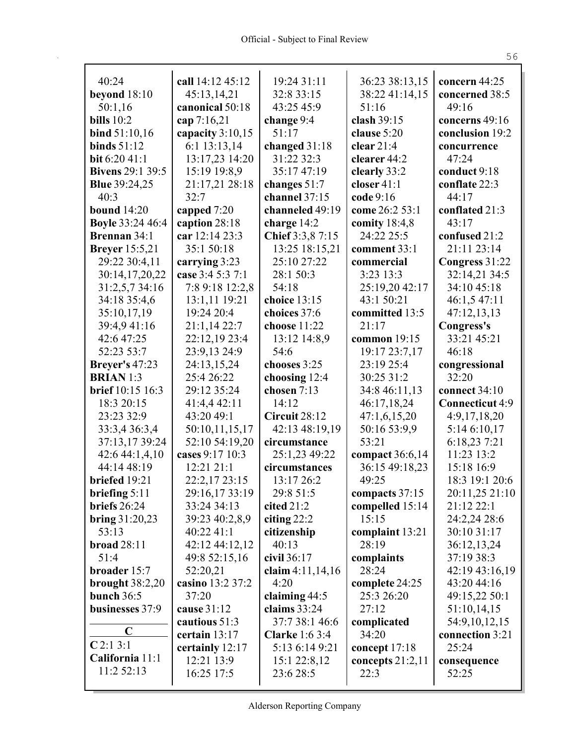40:24
**beyond** 18:10 50:1,16
**bills** 10:2
**bind** 51:10,16
**binds** 51:12
**bit** 6:20 41:1
**Bivens** 29:1 39:5
**Blue** 39:24,25 40:3
**bound** 14:20
**Boyle** 33:24 46:4
**Brennan** 34:1
**Breyer** 15:5,21 29:22 30:4,11 30:14,17,20,22 31:2,5,7 34:16 34:18 35:4,6 35:10,17,19 39:4,9 41:16 42:6 47:25 52:23 53:7
**Breyer's** 47:23
**BRIAN** 1:3
**brief** 10:15 16:3 18:3 20:15 23:23 32:9 33:3,4 36:3,4 37:13,17 39:24 42:6 44:1,4,10 44:14 48:19
**briefed** 19:21
**briefing** 5:11
**briefs** 26:24
**bring** 31:20,23 53:13
**broad** 28:11 51:4
**broader** 15:7
**brought** 38:2,20
**bunch** 36:5
**businesses** 37:9

**C**

**C** 2:1 3:1
**California** 11:1 11:2 52:13
**call** 14:12 45:12 45:13,14,21
**canonical** 50:18
**cap** 7:16,21
**capacity** 3:10,15 6:1 13:13,14 13:17,23 14:20 15:19 19:8,9 21:17,21 28:18 32:7
**capped** 7:20
**caption** 28:18
**car** 12:14 23:3 35:1 50:18
**carrying** 3:23
**case** 3:4 5:3 7:1 7:8 9:18 12:2,8 13:1,11 19:21 19:24 20:4 21:1,14 22:7 22:12,19 23:4 23:9,13 24:9 24:13,15,24 25:4 26:22 29:12 35:24 41:4,4 42:11 43:20 49:1 50:10,11,15,17 52:10 54:19,20
**cases** 9:17 10:3 12:21 21:1 22:2,17 23:15 29:16,17 33:19 33:24 34:13 39:23 40:2,8,9 40:22 41:1 42:12 44:12,12 49:8 52:15,16 52:20,21
**casino** 13:2 37:2 37:20
**cause** 31:12
**cautious** 51:3
**certain** 13:17
**certainly** 12:17 12:21 13:9 16:25 17:5
19:24 31:11 32:8 33:15 43:25 45:9
**change** 9:4 51:17
**changed** 31:18 31:22 32:3 35:17 47:19
**changes** 51:7
**channel** 37:15
**channeled** 49:19
**charge** 14:2
**Chief** 3:3,8 7:15 13:25 18:15,21 25:10 27:22 28:1 50:3 54:18
**choice** 13:15
**choices** 37:6
**choose** 11:22 13:12 14:8,9 54:6
**chooses** 3:25
**choosing** 12:4
**chosen** 7:13 14:12
**Circuit** 28:12 42:13 48:19,19
**circumstance** 25:1,23 49:22
**circumstances** 13:17 26:2 29:8 51:5
**cited** 21:2
**citing** 22:2
**citizenship** 40:13
**civil** 36:17
**claim** 4:11,14,16 4:20
**claiming** 44:5
**claims** 33:24 37:7 38:1 46:6
**Clarke** 1:6 3:4 5:13 6:14 9:21 15:1 22:8,12 23:6 28:5
36:23 38:13,15 38:22 41:14,15 51:16
**clash** 39:15
**clause** 5:20
**clear** 21:4
**clearer** 44:2
**clearly** 33:2
**closer** 41:1
**code** 9:16
**come** 26:2 53:1
**comity** 18:4,8 24:22 25:5
**comment** 33:1
**commercial** 3:23 13:3 25:19,20 42:17 43:1 50:21
**committed** 13:5 21:17
**common** 19:15 19:17 23:7,17 23:19 25:4 30:25 31:2 34:8 46:11,13 46:17,18,24 47:1,6,15,20 50:16 53:9,9 53:21
**compact** 36:6,14 36:15 49:18,23 49:25
**compacts** 37:15
**compelled** 15:14 15:15
**complaint** 13:21 28:19
**complaints** 28:24
**complete** 24:25 25:3 26:20 27:12
**complicated** 34:20
**concept** 17:18
**concepts** 21:2,11 22:3
**concern** 44:25
**concerned** 38:5 49:16
**concerns** 49:16
**conclusion** 19:2
**concurrence** 47:24
**conduct** 9:18
**conflate** 22:3 44:17
**conflated** 21:3 43:17
**confused** 21:2 21:11 23:14
**Congress** 31:22 32:14,21 34:5 34:10 45:18 46:1,5 47:11 47:12,13,13
**Congress's** 33:21 45:21 46:18
**congressional** 32:20
**connect** 34:10
**Connecticut** 4:9 4:9,17,18,20 5:14 6:10,17 6:18,23 7:21 11:23 13:2 15:18 16:9 18:3 19:1 20:6 20:11,25 21:10 21:12 22:1 24:2,24 28:6 30:10 31:17 36:12,13,24 37:19 38:3 42:19 43:16,19 43:20 44:16 49:15,22 50:1 51:10,14,15 54:9,10,12,15
**connection** 3:21 25:24
**consequence** 52:25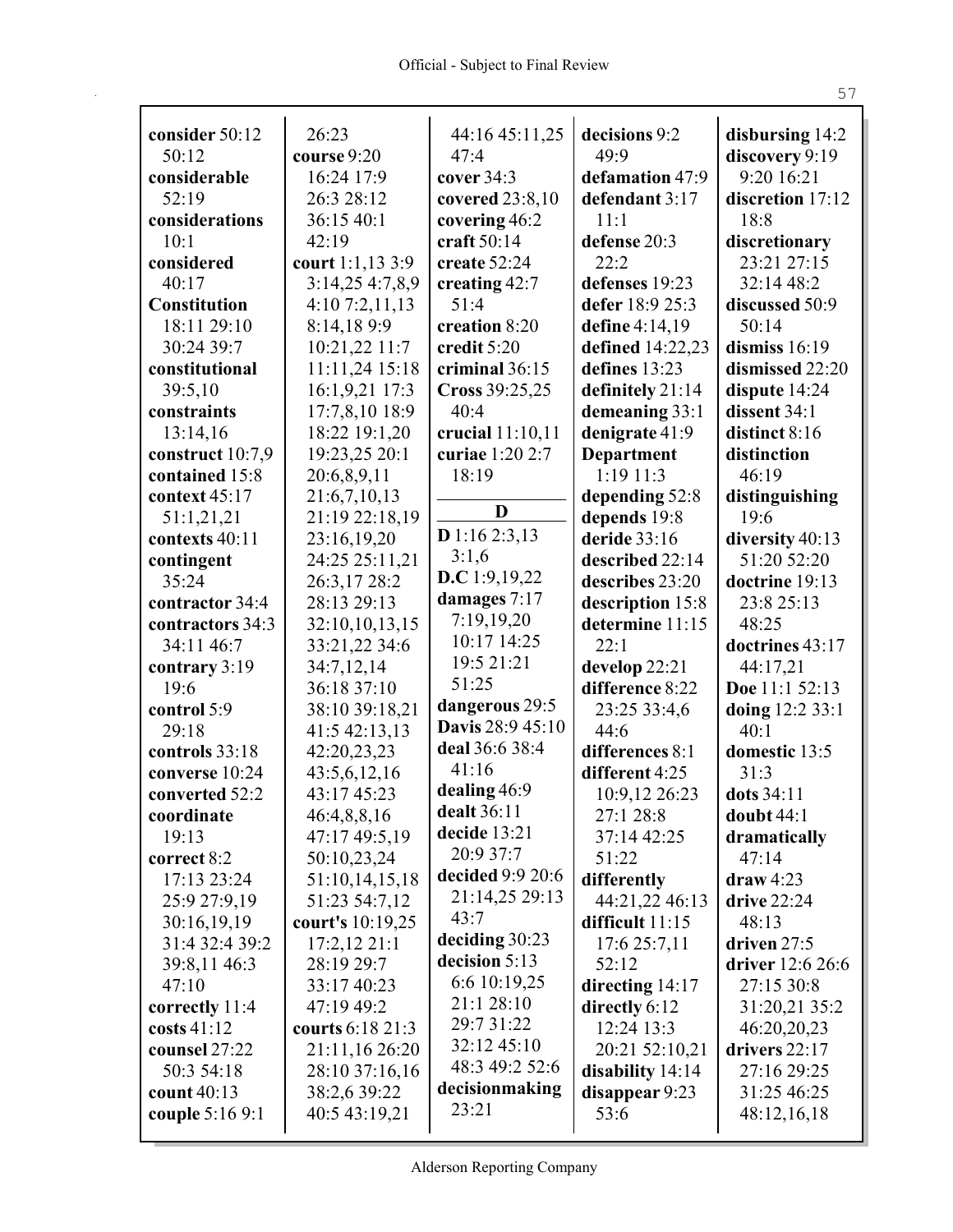**consider** 50:12 50:12
**considerable** 52:19
**considerations** 10:1
**considered** 40:17
**Constitution** 18:11 29:10 30:24 39:7
**constitutional** 39:5,10
**constraints** 13:14,16
**construct** 10:7,9
**contained** 15:8
**context** 45:17 51:1,21,21
**contexts** 40:11
**contingent** 35:24
**contractor** 34:4
**contractors** 34:3 34:11 46:7
**contrary** 3:19 19:6
**control** 5:9 29:18
**controls** 33:18
**converse** 10:24
**converted** 52:2
**coordinate** 19:13
**correct** 8:2 17:13 23:24 25:9 27:9,19 30:16,19,19 31:4 32:4 39:2 39:8,11 46:3 47:10
**correctly** 11:4
**costs** 41:12
**counsel** 27:22 50:3 54:18
**count** 40:13
**couple** 5:16 9:1 26:23
**course** 9:20 16:24 17:9 26:3 28:12 36:15 40:1 42:19
**court** 1:1,13 3:9 3:14,25 4:7,8,9 4:10 7:2,11,13 8:14,18 9:9 10:21,22 11:7 11:11,24 15:18 16:1,9,21 17:3 17:7,8,10 18:9 18:22 19:1,20 19:23,25 20:1 20:6,8,9,11 21:6,7,10,13 21:19 22:18,19 23:16,19,20 24:25 25:11,21 26:3,17 28:2 28:13 29:13 32:10,10,13,15 33:21,22 34:6 34:7,12,14 36:18 37:10 38:10 39:18,21 41:5 42:13,13 42:20,23,23 43:5,6,12,16 43:17 45:23 46:4,8,8,16 47:17 49:5,19 50:10,23,24 51:10,14,15,18 51:23 54:7,12
**court's** 10:19,25 17:2,12 21:1 28:19 29:7 33:17 40:23 47:19 49:2
**courts** 6:18 21:3 21:11,16 26:20 28:10 37:16,16 38:2,6 39:22 40:5 43:19,21 44:16 45:11,25 47:4
**cover** 34:3
**covered** 23:8,10
**covering** 46:2
**craft** 50:14
**create** 52:24
**creating** 42:7 51:4
**creation** 8:20
**credit** 5:20
**criminal** 36:15
**Cross** 39:25,25 40:4
**crucial** 11:10,11
**curiae** 1:20 2:7 18:19

## D

**D** 1:16 2:3,13 3:1,6
**D.C** 1:9,19,22
**damages** 7:17 7:19,19,20 10:17 14:25 19:5 21:21 51:25
**dangerous** 29:5
**Davis** 28:9 45:10
**deal** 36:6 38:4 41:16
**dealing** 46:9
**dealt** 36:11
**decide** 13:21 20:9 37:7
**decided** 9:9 20:6 21:14,25 29:13 43:7
**deciding** 30:23
**decision** 5:13 6:6 10:19,25 21:1 28:10 29:7 31:22 32:12 45:10 48:3 49:2 52:6
**decisionmaking** 23:21
**decisions** 9:2 49:9
**defamation** 47:9
**defendant** 3:17 11:1
**defense** 20:3 22:2
**defenses** 19:23
**defer** 18:9 25:3
**define** 4:14,19
**defined** 14:22,23
**defines** 13:23
**definitely** 21:14
**demeaning** 33:1
**denigrate** 41:9
**Department** 1:19 11:3
**depending** 52:8
**depends** 19:8
**deride** 33:16
**described** 22:14
**describes** 23:20
**description** 15:8
**determine** 11:15 22:1
**develop** 22:21
**difference** 8:22 23:25 33:4,6 44:6
**differences** 8:1
**different** 4:25 10:9,12 26:23 27:1 28:8 37:14 42:25 51:22
**differently** 44:21,22 46:13
**difficult** 11:15 17:6 25:7,11 52:12
**directing** 14:17
**directly** 6:12 12:24 13:3 20:21 52:10,21
**disability** 14:14
**disappear** 9:23 53:6
**disbursing** 14:2
**discovery** 9:19 9:20 16:21
**discretion** 17:12 18:8
**discretionary** 23:21 27:15 32:14 48:2
**discussed** 50:9 50:14
**dismiss** 16:19
**dismissed** 22:20
**dispute** 14:24
**dissent** 34:1
**distinct** 8:16
**distinction** 46:19
**distinguishing** 19:6
**diversity** 40:13 51:20 52:20
**doctrine** 19:13 23:8 25:13 48:25
**doctrines** 43:17 44:17,21
**Doe** 11:1 52:13
**doing** 12:2 33:1 40:1
**domestic** 13:5 31:3
**dots** 34:11
**doubt** 44:1
**dramatically** 47:14
**draw** 4:23
**drive** 22:24 48:13
**driven** 27:5
**driver** 12:6 26:6 27:15 30:8 31:20,21 35:2 46:20,20,23
**drivers** 22:17 27:16 29:25 31:25 46:25 48:12,16,18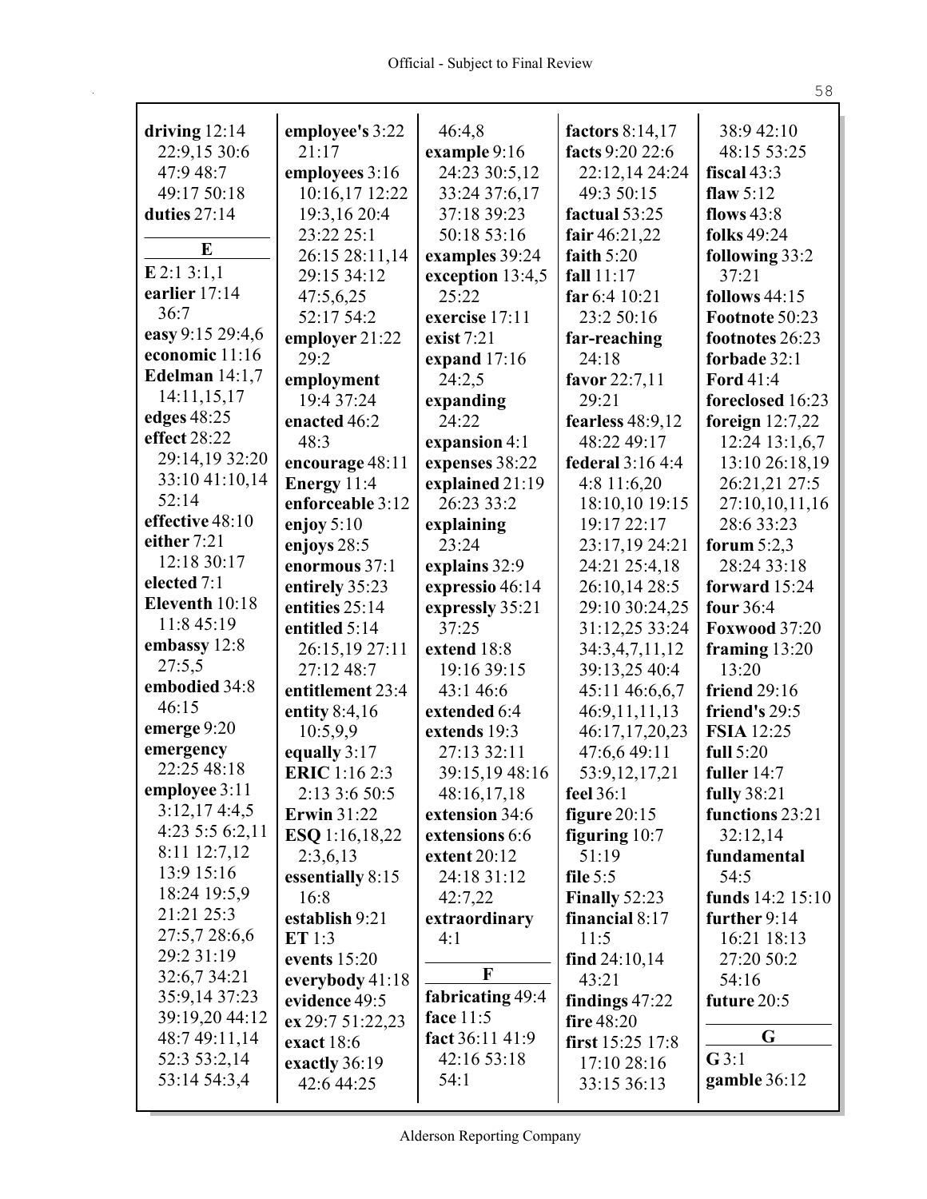**driving** 12:14 22:9,15 30:6 47:9 48:7 49:17 50:18
**duties** 27:14

**E**

**E** 2:1 3:1,1
**earlier** 17:14 36:7
**easy** 9:15 29:4,6
**economic** 11:16
**Edelman** 14:1,7 14:11,15,17
**edges** 48:25
**effect** 28:22 29:14,19 32:20 33:10 41:10,14 52:14
**effective** 48:10
**either** 7:21 12:18 30:17
**elected** 7:1
**Eleventh** 10:18 11:8 45:19
**embassy** 12:8 27:5,5
**embodied** 34:8 46:15
**emerge** 9:20
**emergency** 22:25 48:18
**employee** 3:11 3:12,17 4:4,5 4:23 5:5 6:2,11 8:11 12:7,12 13:9 15:16 18:24 19:5,9 21:21 25:3 27:5,7 28:6,6 29:2 31:19 32:6,7 34:21 35:9,14 37:23 39:19,20 44:12 48:7 49:11,14 52:3 53:2,14 53:14 54:3,4
**employee's** 3:22 21:17
**employees** 3:16 10:16,17 12:22 19:3,16 20:4 23:22 25:1 26:15 28:11,14 29:15 34:12 47:5,6,25 52:17 54:2
**employer** 21:22 29:2
**employment** 19:4 37:24
**enacted** 46:2 48:3
**encourage** 48:11
**Energy** 11:4
**enforceable** 3:12
**enjoy** 5:10
**enjoys** 28:5
**enormous** 37:1
**entirely** 35:23
**entities** 25:14
**entitled** 5:14 26:15,19 27:11 27:12 48:7
**entitlement** 23:4
**entity** 8:4,16 10:5,9,9
**equally** 3:17
**ERIC** 1:16 2:3 2:13 3:6 50:5
**Erwin** 31:22
**ESQ** 1:16,18,22 2:3,6,13
**essentially** 8:15 16:8
**establish** 9:21
**ET** 1:3
**events** 15:20
**everybody** 41:18
**evidence** 49:5
**ex** 29:7 51:22,23
**exact** 18:6
**exactly** 36:19 42:6 44:25
46:4,8
**example** 9:16 24:23 30:5,12 33:24 37:6,17 37:18 39:23 50:18 53:16
**examples** 39:24
**exception** 13:4,5 25:22
**exercise** 17:11
**exist** 7:21
**expand** 17:16 24:2,5
**expanding** 24:22
**expansion** 4:1
**expenses** 38:22
**explained** 21:19 26:23 33:2
**explaining** 23:24
**explains** 32:9
**expressio** 46:14
**expressly** 35:21 37:25
**extend** 18:8 19:16 39:15 43:1 46:6
**extended** 6:4
**extends** 19:3 27:13 32:11 39:15,19 48:16 48:16,17,18
**extension** 34:6
**extensions** 6:6
**extent** 20:12 24:18 31:12 42:7,22
**extraordinary** 4:1

**F**

**fabricating** 49:4
**face** 11:5
**fact** 36:11 41:9 42:16 53:18 54:1
**factors** 8:14,17
**facts** 9:20 22:6 22:12,14 24:24 49:3 50:15
**factual** 53:25
**fair** 46:21,22
**faith** 5:20
**fall** 11:17
**far** 6:4 10:21 23:2 50:16
**far-reaching** 24:18
**favor** 22:7,11 29:21
**fearless** 48:9,12 48:22 49:17
**federal** 3:16 4:4 4:8 11:6,20 18:10,10 19:15 19:17 22:17 23:17,19 24:21 24:21 25:4,18 26:10,14 28:5 29:10 30:24,25 31:12,25 33:24 34:3,4,7,11,12 39:13,25 40:4 45:11 46:6,6,7 46:9,11,11,13 46:17,17,20,23 47:6,6 49:11 53:9,12,17,21
**feel** 36:1
**figure** 20:15
**figuring** 10:7 51:19
**file** 5:5
**Finally** 52:23
**financial** 8:17 11:5
**find** 24:10,14 43:21
**findings** 47:22
**fire** 48:20
**first** 15:25 17:8 17:10 28:16 33:15 36:13
38:9 42:10 48:15 53:25
**fiscal** 43:3
**flaw** 5:12
**flows** 43:8
**folks** 49:24
**following** 33:2 37:21
**follows** 44:15
**Footnote** 50:23
**footnotes** 26:23
**forbade** 32:1
**Ford** 41:4
**foreclosed** 16:23
**foreign** 12:7,22 12:24 13:1,6,7 13:10 26:18,19 26:21,21 27:5 27:10,10,11,16 28:6 33:23
**forum** 5:2,3 28:24 33:18
**forward** 15:24
**four** 36:4
**Foxwood** 37:20
**framing** 13:20 13:20
**friend** 29:16
**friend's** 29:5
**FSIA** 12:25
**full** 5:20
**fuller** 14:7
**fully** 38:21
**functions** 23:21 32:12,14
**fundamental** 54:5
**funds** 14:2 15:10
**further** 9:14 16:21 18:13 27:20 50:2 54:16
**future** 20:5

**G**

**G** 3:1
**gamble** 36:12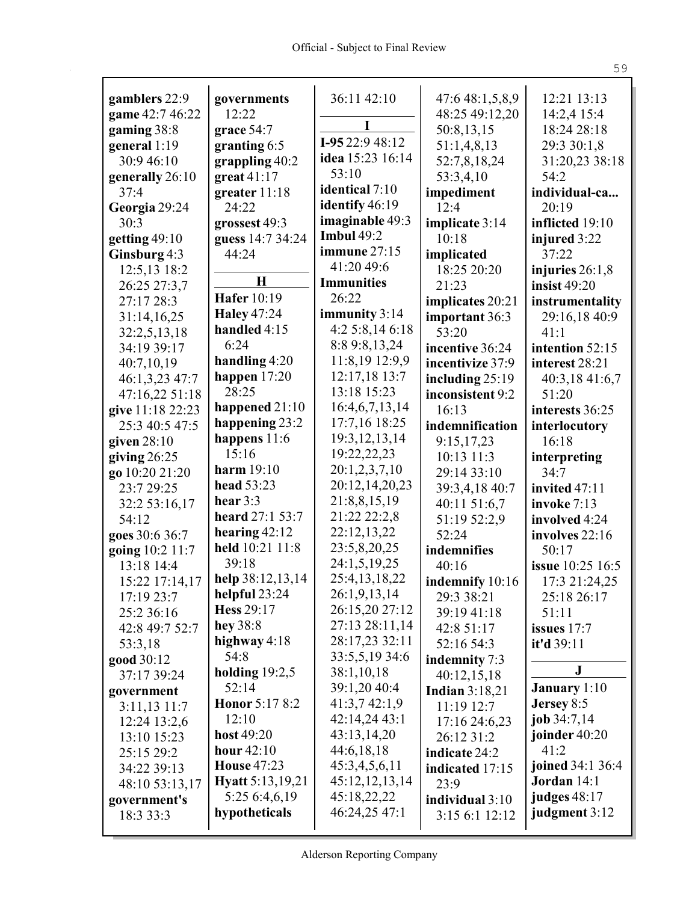**gamblers** 22:9
**game** 42:7 46:22
**gaming** 38:8
**general** 1:19 30:9 46:10
**generally** 26:10 37:4
**Georgia** 29:24 30:3
**getting** 49:10
**Ginsburg** 4:3 12:5,13 18:2 26:25 27:3,7 27:17 28:3 31:14,16,25 32:2,5,13,18 34:19 39:17 40:7,10,19 46:1,3,23 47:7 47:16,22 51:18
**give** 11:18 22:23 25:3 40:5 47:5
**given** 28:10
**giving** 26:25
**go** 10:20 21:20 23:7 29:25 32:2 53:16,17 54:12
**goes** 30:6 36:7
**going** 10:2 11:7 13:18 14:4 15:22 17:14,17 17:19 23:7 25:2 36:16 42:8 49:7 52:7 53:3,18
**good** 30:12 37:17 39:24
**government** 3:11,13 11:7 12:24 13:2,6 13:10 15:23 25:15 29:2 34:22 39:13 48:10 53:13,17
**government's** 18:3 33:3
**governments** 12:22
**grace** 54:7
**granting** 6:5
**grappling** 40:2
**great** 41:17
**greater** 11:18 24:22
**grossest** 49:3
**guess** 14:7 34:24 44:24

**H**

**Hafer** 10:19
**Haley** 47:24
**handled** 4:15 6:24
**handling** 4:20
**happen** 17:20 28:25
**happened** 21:10
**happening** 23:2
**happens** 11:6 15:16
**harm** 19:10
**head** 53:23
**hear** 3:3
**heard** 27:1 53:7
**hearing** 42:12
**held** 10:21 11:8 39:18
**help** 38:12,13,14
**helpful** 23:24
**Hess** 29:17
**hey** 38:8
**highway** 4:18 54:8
**holding** 19:2,5 52:14
**Honor** 5:17 8:2 12:10
**host** 49:20
**hour** 42:10
**House** 47:23
**Hyatt** 5:13,19,21 5:25 6:4,6,19
**hypotheticals** 36:11 42:10

**I**

**I-95** 22:9 48:12
**idea** 15:23 16:14 53:10
**identical** 7:10
**identify** 46:19
**imaginable** 49:3
**Imbul** 49:2
**immune** 27:15 41:20 49:6
**Immunities** 26:22
**immunity** 3:14 4:2 5:8,14 6:18 8:8 9:8,13,24 11:8,19 12:9,9 12:17,18 13:7 13:18 15:23 16:4,6,7,13,14 17:7,16 18:25 19:3,12,13,14 19:22,22,23 20:1,2,3,7,10 20:12,14,20,23 21:8,8,15,19 21:22 22:2,8 22:12,13,22 23:5,8,20,25 24:1,5,19,25 25:4,13,18,22 26:1,9,13,14 26:15,20 27:12 27:13 28:11,14 28:17,23 32:11 33:5,5,19 34:6 38:1,10,18 39:1,20 40:4 41:3,7 42:1,9 42:14,24 43:1 43:13,14,20 44:6,18,18 45:3,4,5,6,11 45:12,12,13,14 45:18,22,22 46:24,25 47:1 47:6 48:1,5,8,9 48:25 49:12,20 50:8,13,15 51:1,4,8,13 52:7,8,18,24 53:3,4,10
**impediment** 12:4
**implicate** 3:14 10:18
**implicated** 18:25 20:20 21:23
**implicates** 20:21
**important** 36:3 53:20
**incentive** 36:24
**incentivize** 37:9
**including** 25:19
**inconsistent** 9:2 16:13
**indemnification** 9:15,17,23 10:13 11:3 29:14 33:10 39:3,4,18 40:7 40:11 51:6,7 51:19 52:2,9 52:24
**indemnifies** 40:16
**indemnify** 10:16 29:3 38:21 39:19 41:18 42:8 51:17 52:16 54:3
**indemnity** 7:3 40:12,15,18
**Indian** 3:18,21 11:19 12:7 17:16 24:6,23 26:12 31:2
**indicate** 24:2
**indicated** 17:15 23:9
**individual** 3:10 3:15 6:1 12:12 12:21 13:13 14:2,4 15:4 18:24 28:18 29:3 30:1,8 31:20,23 38:18 54:2
**individual-ca...** 20:19
**inflicted** 19:10
**injured** 3:22 37:22
**injuries** 26:1,8
**insist** 49:20
**instrumentality** 29:16,18 40:9 41:1
**intention** 52:15
**interest** 28:21 40:3,18 41:6,7 51:20
**interests** 36:25
**interlocutory** 16:18
**interpreting** 34:7
**invited** 47:11
**invoke** 7:13
**involved** 4:24
**involves** 22:16 50:17
**issue** 10:25 16:5 17:3 21:24,25 25:18 26:17 51:11
**issues** 17:7
**it'd** 39:11

**J**

**January** 1:10
**Jersey** 8:5
**job** 34:7,14
**joinder** 40:20 41:2
**joined** 34:1 36:4
**Jordan** 14:1
**judges** 48:17
**judgment** 3:12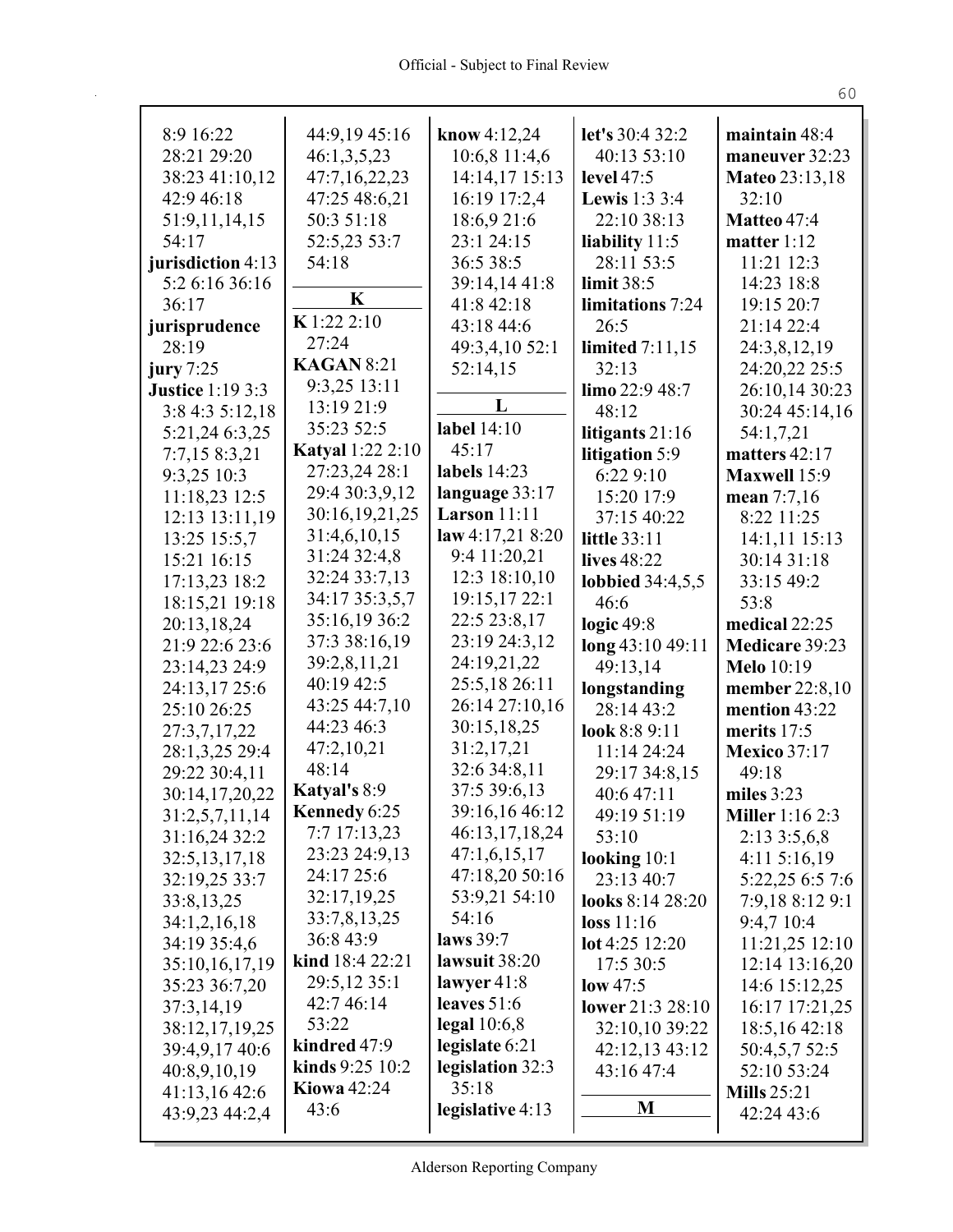8:9 16:22
28:21 29:20
38:23 41:10,12
42:9 46:18
51:9,11,14,15
54:17
**jurisdiction** 4:13
5:2 6:16 36:16
36:17
**jurisprudence**
28:19
**jury** 7:25
**Justice** 1:19 3:3
3:8 4:3 5:12,18
5:21,24 6:3,25
7:7,15 8:3,21
9:3,25 10:3
11:18,23 12:5
12:13 13:11,19
13:25 15:5,7
15:21 16:15
17:13,23 18:2
18:15,21 19:18
20:13,18,24
21:9 22:6 23:6
23:14,23 24:9
24:13,17 25:6
25:10 26:25
27:3,7,17,22
28:1,3,25 29:4
29:22 30:4,11
30:14,17,20,22
31:2,5,7,11,14
31:16,24 32:2
32:5,13,17,18
32:19,25 33:7
33:8,13,25
34:1,2,16,18
34:19 35:4,6
35:10,16,17,19
35:23 36:7,20
37:3,14,19
38:12,17,19,25
39:4,9,17 40:6
40:8,9,10,19
41:13,16 42:6
43:9,23 44:2,4
44:9,19 45:16
46:1,3,5,23
47:7,16,22,23
47:25 48:6,21
50:3 51:18
52:5,23 53:7
54:18

## K

**K** 1:22 2:10
27:24
**KAGAN** 8:21
9:3,25 13:11
13:19 21:9
35:23 52:5
**Katyal** 1:22 2:10
27:23,24 28:1
29:4 30:3,9,12
30:16,19,21,25
31:4,6,10,15
31:24 32:4,8
32:24 33:7,13
34:17 35:3,5,7
35:16,19 36:2
37:3 38:16,19
39:2,8,11,21
40:19 42:5
43:25 44:7,10
44:23 46:3
47:2,10,21
48:14
**Katyal's** 8:9
**Kennedy** 6:25
7:7 17:13,23
23:23 24:9,13
24:17 25:6
32:17,19,25
33:7,8,13,25
36:8 43:9
**kind** 18:4 22:21
29:5,12 35:1
42:7 46:14
53:22
**kindred** 47:9
**kinds** 9:25 10:2
**Kiowa** 42:24
43:6
**know** 4:12,24
10:6,8 11:4,6
14:14,17 15:13
16:19 17:2,4
18:6,9 21:6
23:1 24:15
36:5 38:5
39:14,14 41:8
41:8 42:18
43:18 44:6
49:3,4,10 52:1
52:14,15

## L

**label** 14:10
45:17
**labels** 14:23
**language** 33:17
**Larson** 11:11
**law** 4:17,21 8:20
9:4 11:20,21
12:3 18:10,10
19:15,17 22:1
22:5 23:8,17
23:19 24:3,12
24:19,21,22
25:5,18 26:11
26:14 27:10,16
30:15,18,25
31:2,17,21
32:6 34:8,11
37:5 39:6,13
39:16,16 46:12
46:13,17,18,24
47:1,6,15,17
47:18,20 50:16
53:9,21 54:10
54:16
**laws** 39:7
**lawsuit** 38:20
**lawyer** 41:8
**leaves** 51:6
**legal** 10:6,8
**legislate** 6:21
**legislation** 32:3
35:18
**legislative** 4:13
**let's** 30:4 32:2
40:13 53:10
**level** 47:5
**Lewis** 1:3 3:4
22:10 38:13
**liability** 11:5
28:11 53:5
**limit** 38:5
**limitations** 7:24
26:5
**limited** 7:11,15
32:13
**limo** 22:9 48:7
48:12
**litigants** 21:16
**litigation** 5:9
6:22 9:10
15:20 17:9
37:15 40:22
**little** 33:11
**lives** 48:22
**lobbied** 34:4,5,5
46:6
**logic** 49:8
**long** 43:10 49:11
49:13,14
**longstanding**
28:14 43:2
**look** 8:8 9:11
11:14 24:24
29:17 34:8,15
40:6 47:11
49:19 51:19
53:10
**looking** 10:1
23:13 40:7
**looks** 8:14 28:20
**loss** 11:16
**lot** 4:25 12:20
17:5 30:5
**low** 47:5
**lower** 21:3 28:10
32:10,10 39:22
42:12,13 43:12
43:16 47:4

## M

**maintain** 48:4
**maneuver** 32:23
**Mateo** 23:13,18
32:10
**Matteo** 47:4
**matter** 1:12
11:21 12:3
14:23 18:8
19:15 20:7
21:14 22:4
24:3,8,12,19
24:20,22 25:5
26:10,14 30:23
30:24 45:14,16
54:1,7,21
**matters** 42:17
**Maxwell** 15:9
**mean** 7:7,16
8:22 11:25
14:1,11 15:13
30:14 31:18
33:15 49:2
53:8
**medical** 22:25
**Medicare** 39:23
**Melo** 10:19
**member** 22:8,10
**mention** 43:22
**merits** 17:5
**Mexico** 37:17
49:18
**miles** 3:23
**Miller** 1:16 2:3
2:13 3:5,6,8
4:11 5:16,19
5:22,25 6:5 7:6
7:9,18 8:12 9:1
9:4,7 10:4
11:21,25 12:10
12:14 13:16,20
14:6 15:12,25
16:17 17:21,25
18:5,16 42:18
50:4,5,7 52:5
52:10 53:24
**Mills** 25:21
42:24 43:6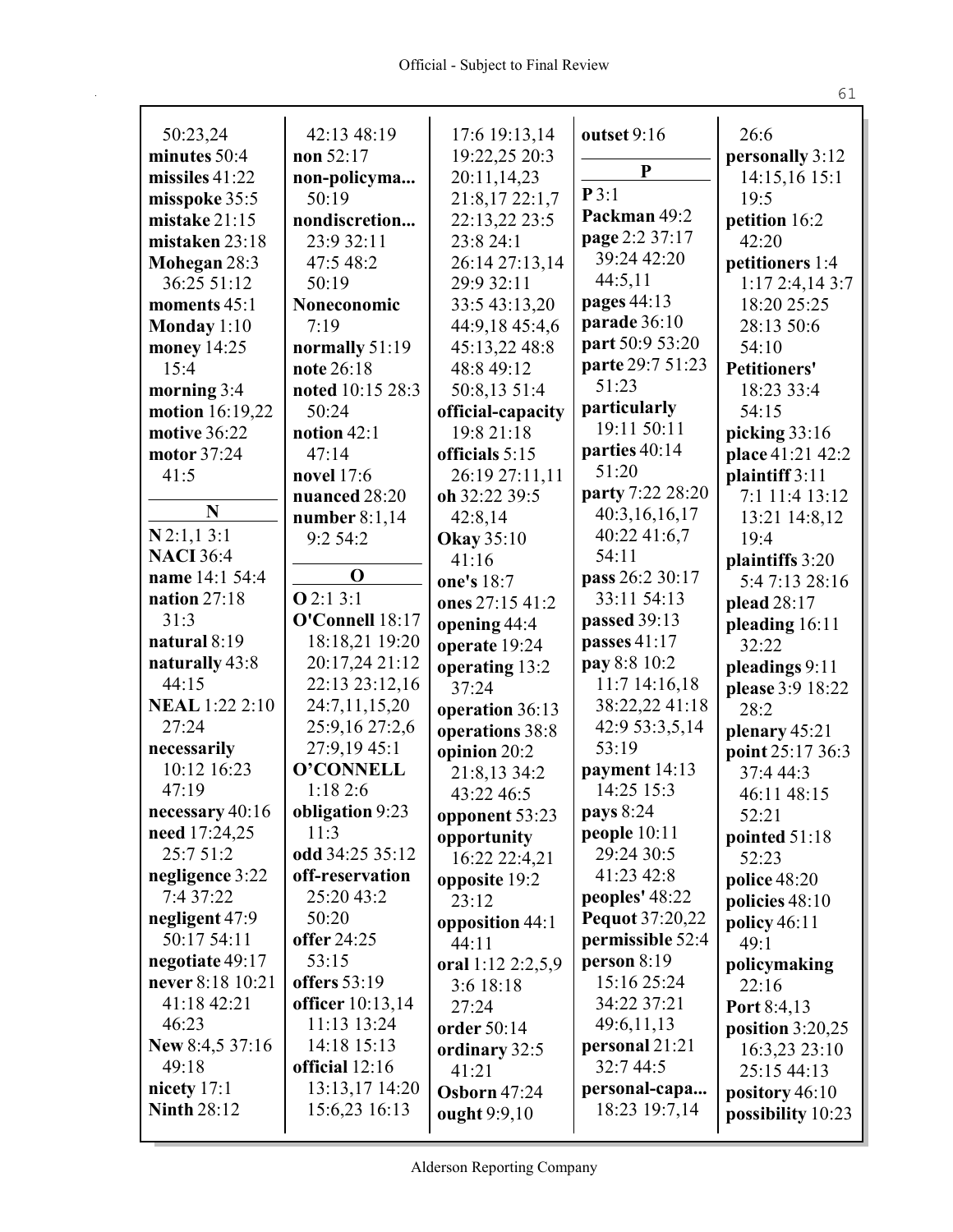50:23,24
**minutes** 50:4
**missiles** 41:22
**misspoke** 35:5
**mistake** 21:15
**mistaken** 23:18
**Mohegan** 28:3
36:25 51:12
**moments** 45:1
**Monday** 1:10
**money** 14:25
15:4
**morning** 3:4
**motion** 16:19,22
**motive** 36:22
**motor** 37:24
41:5

**N**

**N** 2:1,1 3:1
**NACI** 36:4
**name** 14:1 54:4
**nation** 27:18
31:3
**natural** 8:19
**naturally** 43:8
44:15
**NEAL** 1:22 2:10
27:24
**necessarily**
10:12 16:23
47:19
**necessary** 40:16
**need** 17:24,25
25:7 51:2
**negligence** 3:22
7:4 37:22
**negligent** 47:9
50:17 54:11
**negotiate** 49:17
**never** 8:18 10:21
41:18 42:21
46:23
**New** 8:4,5 37:16
49:18
**nicety** 17:1
**Ninth** 28:12

42:13 48:19
**non** 52:17
**non-policyma...**
50:19
**nondiscretion...**
23:9 32:11
47:5 48:2
50:19
**Noneconomic**
7:19
**normally** 51:19
**note** 26:18
**noted** 10:15 28:3
50:24
**notion** 42:1
47:14
**novel** 17:6
**nuanced** 28:20
**number** 8:1,14
9:2 54:2

**O**

**O** 2:1 3:1
**O'Connell** 18:17
18:18,21 19:20
20:17,24 21:12
22:13 23:12,16
24:7,11,15,20
25:9,16 27:2,6
27:9,19 45:1
**O'CONNELL**
1:18 2:6
**obligation** 9:23
11:3
**odd** 34:25 35:12
**off-reservation**
25:20 43:2
50:20
**offer** 24:25
53:15
**offers** 53:19
**officer** 10:13,14
11:13 13:24
14:18 15:13
**official** 12:16
13:13,17 14:20
15:6,23 16:13

17:6 19:13,14
19:22,25 20:3
20:11,14,23
21:8,17 22:1,7
22:13,22 23:5
23:8 24:1
26:14 27:13,14
29:9 32:11
33:5 43:13,20
44:9,18 45:4,6
45:13,22 48:8
48:8 49:12
50:8,13 51:4
**official-capacity**
19:8 21:18
**officials** 5:15
26:19 27:11,11
**oh** 32:22 39:5
42:8,14
**Okay** 35:10
41:16
**one's** 18:7
**ones** 27:15 41:2
**opening** 44:4
**operate** 19:24
**operating** 13:2
37:24
**operation** 36:13
**operations** 38:8
**opinion** 20:2
21:8,13 34:2
43:22 46:5
**opponent** 53:23
**opportunity**
16:22 22:4,21
**opposite** 19:2
23:12
**opposition** 44:1
44:11
**oral** 1:12 2:2,5,9
3:6 18:18
27:24
**order** 50:14
**ordinary** 32:5
41:21
**Osborn** 47:24
**ought** 9:9,10

**outset** 9:16

**P**

**P** 3:1
**Packman** 49:2
**page** 2:2 37:17
39:24 42:20
44:5,11
**pages** 44:13
**parade** 36:10
**part** 50:9 53:20
**parte** 29:7 51:23
51:23
**particularly**
19:11 50:11
**parties** 40:14
51:20
**party** 7:22 28:20
40:3,16,16,17
40:22 41:6,7
54:11
**pass** 26:2 30:17
33:11 54:13
**passed** 39:13
**passes** 41:17
**pay** 8:8 10:2
11:7 14:16,18
38:22,22 41:18
42:9 53:3,5,14
53:19
**payment** 14:13
14:25 15:3
**pays** 8:24
**people** 10:11
29:24 30:5
41:23 42:8
**peoples'** 48:22
**Pequot** 37:20,22
**permissible** 52:4
**person** 8:19
15:16 25:24
34:22 37:21
49:6,11,13
**personal** 21:21
32:7 44:5
**personal-capa...**
18:23 19:7,14

26:6
**personally** 3:12
14:15,16 15:1
19:5
**petition** 16:2
42:20
**petitioners** 1:4
1:17 2:4,14 3:7
18:20 25:25
28:13 50:6
54:10
**Petitioners'**
18:23 33:4
54:15
**picking** 33:16
**place** 41:21 42:2
**plaintiff** 3:11
7:1 11:4 13:12
13:21 14:8,12
19:4
**plaintiffs** 3:20
5:4 7:13 28:16
**plead** 28:17
**pleading** 16:11
32:22
**pleadings** 9:11
**please** 3:9 18:22
28:2
**plenary** 45:21
**point** 25:17 36:3
37:4 44:3
46:11 48:15
52:21
**pointed** 51:18
52:23
**police** 48:20
**policies** 48:10
**policy** 46:11
49:1
**policymaking**
22:16
**Port** 8:4,13
**position** 3:20,25
16:3,23 23:10
25:15 44:13
**pository** 46:10
**possibility** 10:23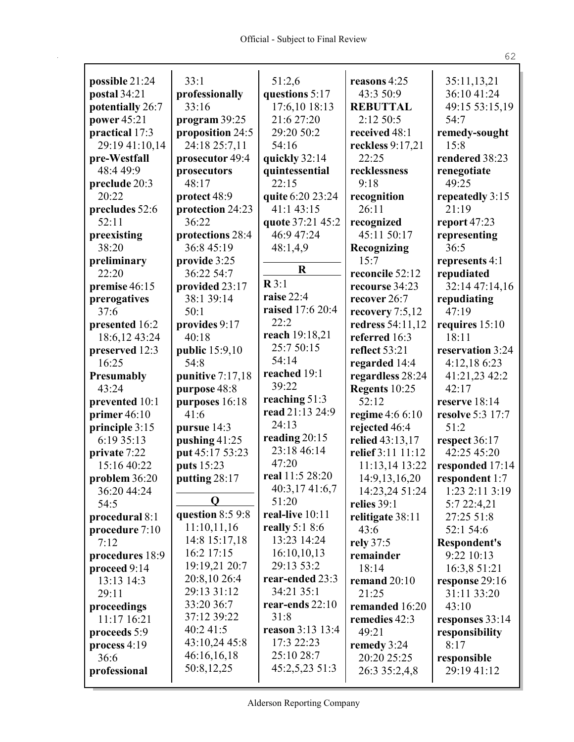**possible** 21:24
**postal** 34:21
**potentially** 26:7
**power** 45:21
**practical** 17:3 29:19 41:10,14
**pre-Westfall** 48:4 49:9
**preclude** 20:3 20:22
**precludes** 52:6 52:11
**preexisting** 38:20
**preliminary** 22:20
**premise** 46:15
**prerogatives** 37:6
**presented** 16:2 18:6,12 43:24
**preserved** 12:3 16:25
**Presumably** 43:24
**prevented** 10:1
**primer** 46:10
**principle** 3:15 6:19 35:13
**private** 7:22 15:16 40:22
**problem** 36:20 36:20 44:24 54:5
**procedural** 8:1
**procedure** 7:10 7:12
**procedures** 18:9
**proceed** 9:14 13:13 14:3 29:11
**proceedings** 11:17 16:21
**proceeds** 5:9
**process** 4:19 36:6
**professional** 33:1
**professionally** 33:16
**program** 39:25
**proposition** 24:5 24:18 25:7,11
**prosecutor** 49:4
**prosecutors** 48:17
**protect** 48:9
**protection** 24:23 36:22
**protections** 28:4 36:8 45:19
**provide** 3:25 36:22 54:7
**provided** 23:17 38:1 39:14 50:1
**provides** 9:17 40:18
**public** 15:9,10 54:8
**punitive** 7:17,18
**purpose** 48:8
**purposes** 16:18 41:6
**pursue** 14:3
**pushing** 41:25
**put** 45:17 53:23
**puts** 15:23
**putting** 28:17

## Q

**question** 8:5 9:8 11:10,11,16 14:8 15:17,18 16:2 17:15 19:19,21 20:7 20:8,10 26:4 29:13 31:12 33:20 36:7 37:12 39:22 40:2 41:5 43:10,24 45:8 46:16,16,18 50:8,12,25 51:2,6
**questions** 5:17 17:6,10 18:13 21:6 27:20 29:20 50:2 54:16
**quickly** 32:14
**quintessential** 22:15
**quite** 6:20 23:24 41:1 43:15
**quote** 37:21 45:2 46:9 47:24 48:1,4,9

## R

**R** 3:1
**raise** 22:4
**raised** 17:6 20:4 22:2
**reach** 19:18,21 25:7 50:15 54:14
**reached** 19:1 39:22
**reaching** 51:3
**read** 21:13 24:9 24:13
**reading** 20:15 23:18 46:14 47:20
**real** 11:5 28:20 40:3,17 41:6,7 51:20
**real-live** 10:11
**really** 5:1 8:6 13:23 14:24 16:10,10,13 29:13 53:2
**rear-ended** 23:3 34:21 35:1
**rear-ends** 22:10 31:8
**reason** 3:13 13:4 17:3 22:23 25:10 28:7 45:2,5,23 51:3
**reasons** 4:25 43:3 50:9
**REBUTTAL** 2:12 50:5
**received** 48:1
**reckless** 9:17,21 22:25
**recklessness** 9:18
**recognition** 26:11
**recognized** 45:11 50:17
**Recognizing** 15:7
**reconcile** 52:12
**recourse** 34:23
**recover** 26:7
**recovery** 7:5,12
**redress** 54:11,12
**referred** 16:3
**reflect** 53:21
**regarded** 14:4
**regardless** 28:24
**Regents** 10:25 52:12
**regime** 4:6 6:10
**rejected** 46:4
**relied** 43:13,17
**relief** 3:11 11:12 11:13,14 13:22 14:9,13,16,20 14:23,24 51:24
**relies** 39:1
**relitigate** 38:11 43:6
**rely** 37:5
**remainder** 18:14
**remand** 20:10 21:25
**remanded** 16:20
**remedies** 42:3 49:21
**remedy** 3:24 20:20 25:25 26:3 35:2,4,8 35:11,13,21 36:10 41:24 49:15 53:15,19 54:7
**remedy-sought** 15:8
**rendered** 38:23
**renegotiate** 49:25
**repeatedly** 3:15 21:19
**report** 47:23
**representing** 36:5
**represents** 4:1
**repudiated** 32:14 47:14,16
**repudiating** 47:19
**requires** 15:10 18:11
**reservation** 3:24 4:12,18 6:23 41:21,23 42:2 42:17
**reserve** 18:14
**resolve** 5:3 17:7 51:2
**respect** 36:17 42:25 45:20
**responded** 17:14
**respondent** 1:7 1:23 2:11 3:19 5:7 22:4,21 27:25 51:8 52:1 54:6
**Respondent's** 9:22 10:13 16:3,8 51:21
**response** 29:16 31:11 33:20 43:10
**responses** 33:14
**responsibility** 8:17
**responsible** 29:19 41:12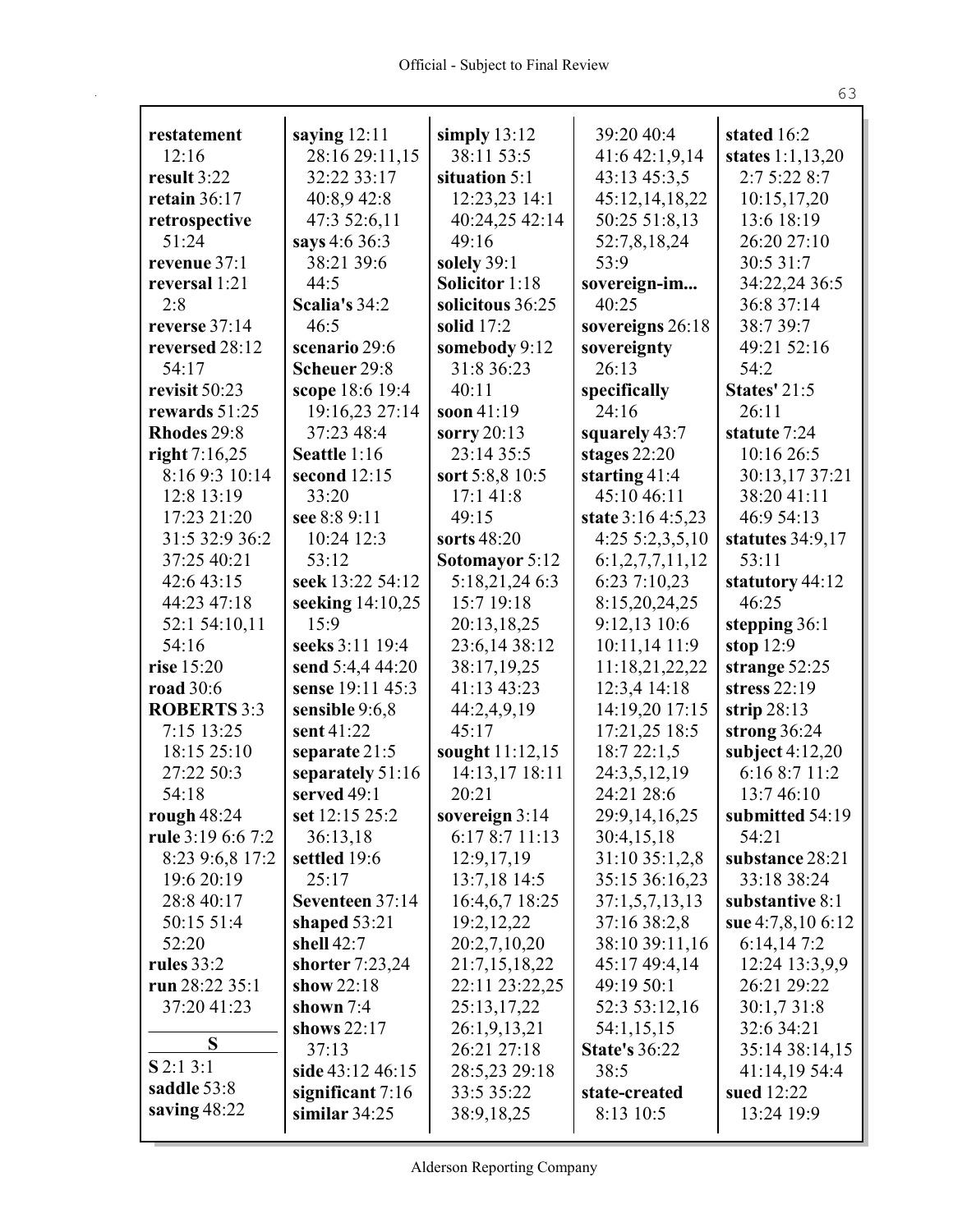**restatement** 12:16
**result** 3:22
**retain** 36:17
**retrospective** 51:24
**revenue** 37:1
**reversal** 1:21 2:8
**reverse** 37:14
**reversed** 28:12 54:17
**revisit** 50:23
**rewards** 51:25
**Rhodes** 29:8
**right** 7:16,25 8:16 9:3 10:14 12:8 13:19 17:23 21:20 31:5 32:9 36:2 37:25 40:21 42:6 43:15 44:23 47:18 52:1 54:10,11 54:16
**rise** 15:20
**road** 30:6
**ROBERTS** 3:3 7:15 13:25 18:15 25:10 27:22 50:3 54:18
**rough** 48:24
**rule** 3:19 6:6 7:2 8:23 9:6,8 17:2 19:6 20:19 28:8 40:17 50:15 51:4 52:20
**rules** 33:2
**run** 28:22 35:1 37:20 41:23

**S**

**S** 2:1 3:1
**saddle** 53:8
**saving** 48:22
**saying** 12:11 28:16 29:11,15 32:22 33:17 40:8,9 42:8 47:3 52:6,11
**says** 4:6 36:3 38:21 39:6 44:5
**Scalia's** 34:2 46:5
**scenario** 29:6
**Scheuer** 29:8
**scope** 18:6 19:4 19:16,23 27:14 37:23 48:4
**Seattle** 1:16
**second** 12:15 33:20
**see** 8:8 9:11 10:24 12:3 53:12
**seek** 13:22 54:12
**seeking** 14:10,25 15:9
**seeks** 3:11 19:4
**send** 5:4,4 44:20
**sense** 19:11 45:3
**sensible** 9:6,8
**sent** 41:22
**separate** 21:5
**separately** 51:16
**served** 49:1
**set** 12:15 25:2 36:13,18
**settled** 19:6 25:17
**Seventeen** 37:14
**shaped** 53:21
**shell** 42:7
**shorter** 7:23,24
**show** 22:18
**shown** 7:4
**shows** 22:17 37:13
**side** 43:12 46:15
**significant** 7:16
**similar** 34:25
**simply** 13:12 38:11 53:5
**situation** 5:1 12:23,23 14:1 40:24,25 42:14 49:16
**solely** 39:1
**Solicitor** 1:18
**solicitous** 36:25
**solid** 17:2
**somebody** 9:12 31:8 36:23 40:11
**soon** 41:19
**sorry** 20:13 23:14 35:5
**sort** 5:8,8 10:5 17:1 41:8 49:15
**sorts** 48:20
**Sotomayor** 5:12 5:18,21,24 6:3 15:7 19:18 20:13,18,25 23:6,14 38:12 38:17,19,25 41:13 43:23 44:2,4,9,19 45:17
**sought** 11:12,15 14:13,17 18:11 20:21
**sovereign** 3:14 6:17 8:7 11:13 12:9,17,19 13:7,18 14:5 16:4,6,7 18:25 19:2,12,22 20:2,7,10,20 21:7,15,18,22 22:11 23:22,25 25:13,17,22 26:1,9,13,21 26:21 27:18 28:5,23 29:18 33:5 35:22 38:9,18,25 39:20 40:4 41:6 42:1,9,14 43:13 45:3,5 45:12,14,18,22 50:25 51:8,13 52:7,8,18,24 53:9
**sovereign-im...** 40:25
**sovereigns** 26:18
**sovereignty** 26:13
**specifically** 24:16
**squarely** 43:7
**stages** 22:20
**starting** 41:4 45:10 46:11
**state** 3:16 4:5,23 4:25 5:2,3,5,10 6:1,2,7,7,11,12 6:23 7:10,23 8:15,20,24,25 9:12,13 10:6 10:11,14 11:9 11:18,21,22,22 12:3,4 14:18 14:19,20 17:15 17:21,25 18:5 18:7 22:1,5 24:3,5,12,19 24:21 28:6 29:9,14,16,25 30:4,15,18 31:10 35:1,2,8 35:15 36:16,23 37:1,5,7,13,13 37:16 38:2,8 38:10 39:11,16 45:17 49:4,14 49:19 50:1 52:3 53:12,16 54:1,15,15
**State's** 36:22 38:5
**state-created** 8:13 10:5
**stated** 16:2
**states** 1:1,13,20 2:7 5:22 8:7 10:15,17,20 13:6 18:19 26:20 27:10 30:5 31:7 34:22,24 36:5 36:8 37:14 38:7 39:7 49:21 52:16 54:2
**States'** 21:5 26:11
**statute** 7:24 10:16 26:5 30:13,17 37:21 38:20 41:11 46:9 54:13
**statutes** 34:9,17 53:11
**statutory** 44:12 46:25
**stepping** 36:1
**stop** 12:9
**strange** 52:25
**stress** 22:19
**strip** 28:13
**strong** 36:24
**subject** 4:12,20 6:16 8:7 11:2 13:7 46:10
**submitted** 54:19 54:21
**substance** 28:21 33:18 38:24
**substantive** 8:1
**sue** 4:7,8,10 6:12 6:14,14 7:2 12:24 13:3,9,9 26:21 29:22 30:1,7 31:8 32:6 34:21 35:14 38:14,15 41:14,19 54:4
**sued** 12:22 13:24 19:9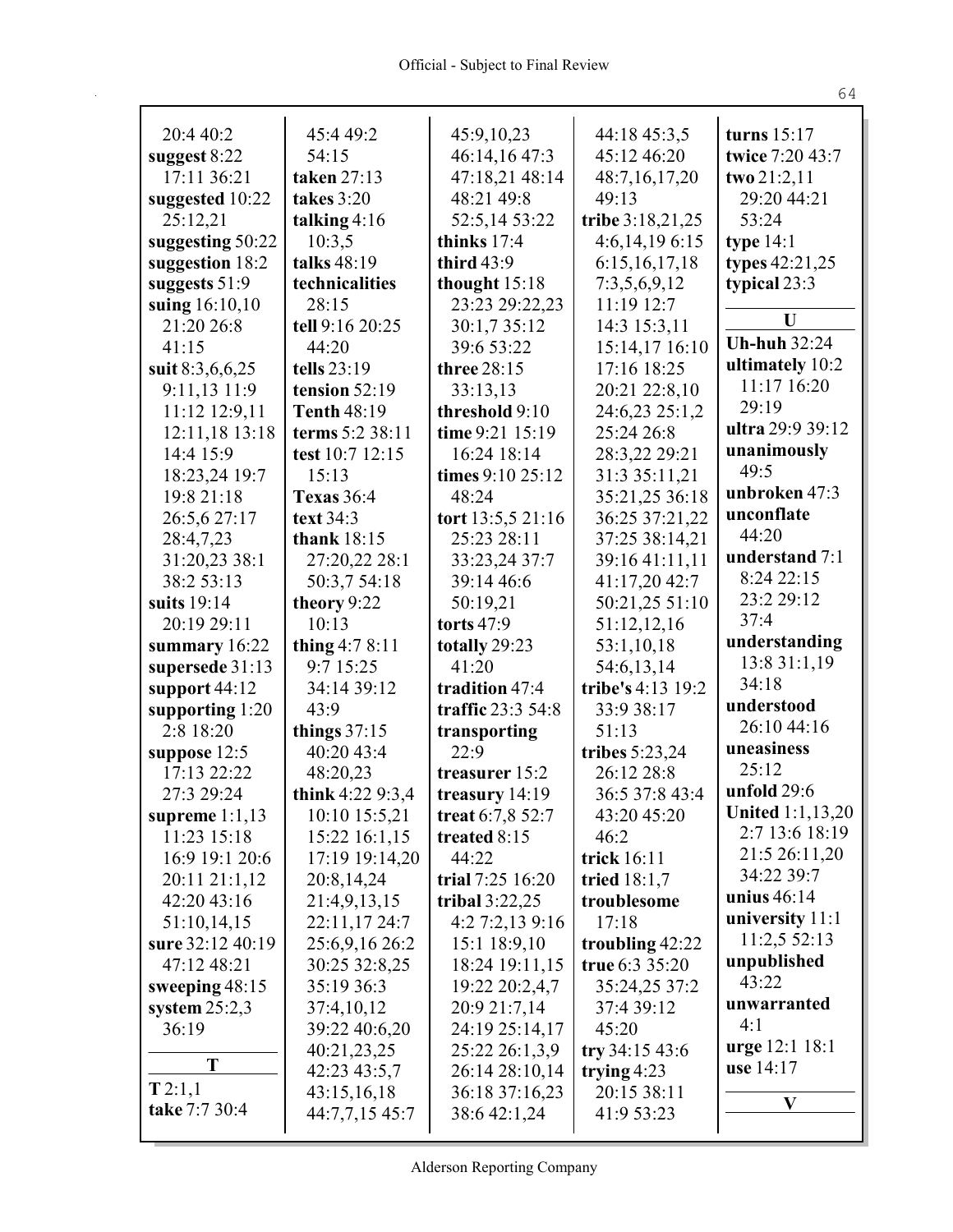20:4 40:2
**suggest** 8:22 17:11 36:21
**suggested** 10:22 25:12,21
**suggesting** 50:22
**suggestion** 18:2
**suggests** 51:9
**suing** 16:10,10 21:20 26:8 41:15
**suit** 8:3,6,6,25 9:11,13 11:9 11:12 12:9,11 12:11,18 13:18 14:4 15:9 18:23,24 19:7 19:8 21:18 26:5,6 27:17 28:4,7,23 31:20,23 38:1 38:2 53:13
**suits** 19:14 20:19 29:11
**summary** 16:22
**supersede** 31:13
**support** 44:12
**supporting** 1:20 2:8 18:20
**suppose** 12:5 17:13 22:22 27:3 29:24
**supreme** 1:1,13 11:23 15:18 16:9 19:1 20:6 20:11 21:1,12 42:20 43:16 51:10,14,15
**sure** 32:12 40:19 47:12 48:21
**sweeping** 48:15
**system** 25:2,3 36:19

**T**

**T** 2:1,1
**take** 7:7 30:4 45:4 49:2 54:15
**taken** 27:13
**takes** 3:20
**talking** 4:16 10:3,5
**talks** 48:19
**technicalities** 28:15
**tell** 9:16 20:25 44:20
**tells** 23:19
**tension** 52:19
**Tenth** 48:19
**terms** 5:2 38:11
**test** 10:7 12:15 15:13
**Texas** 36:4
**text** 34:3
**thank** 18:15 27:20,22 28:1 50:3,7 54:18
**theory** 9:22 10:13
**thing** 4:7 8:11 9:7 15:25 34:14 39:12 43:9
**things** 37:15 40:20 43:4 48:20,23
**think** 4:22 9:3,4 10:10 15:5,21 15:22 16:1,15 17:19 19:14,20 20:8,14,24 21:4,9,13,15 22:11,17 24:7 25:6,9,16 26:2 30:25 32:8,25 35:19 36:3 37:4,10,12 39:22 40:6,20 40:21,23,25 42:23 43:5,7 43:15,16,18 44:7,7,15 45:7 45:9,10,23 46:14,16 47:3 47:18,21 48:14 48:21 49:8 52:5,14 53:22
**thinks** 17:4
**third** 43:9
**thought** 15:18 23:23 29:22,23 30:1,7 35:12 39:6 53:22
**three** 28:15 33:13,13
**threshold** 9:10
**time** 9:21 15:19 16:24 18:14
**times** 9:10 25:12 48:24
**tort** 13:5,5 21:16 25:23 28:11 33:23,24 37:7 39:14 46:6 50:19,21
**torts** 47:9
**totally** 29:23 41:20
**tradition** 47:4
**traffic** 23:3 54:8
**transporting** 22:9
**treasurer** 15:2
**treasury** 14:19
**treat** 6:7,8 52:7
**treated** 8:15 44:22
**trial** 7:25 16:20
**tribal** 3:22,25 4:2 7:2,13 9:16 15:1 18:9,10 18:24 19:11,15 19:22 20:2,4,7 20:9 21:7,14 24:19 25:14,17 25:22 26:1,3,9 26:14 28:10,14 36:18 37:16,23 38:6 42:1,24 44:18 45:3,5 45:12 46:20 48:7,16,17,20 49:13
**tribe** 3:18,21,25 4:6,14,19 6:15 6:15,16,17,18 7:3,5,6,9,12 11:19 12:7 14:3 15:3,11 15:14,17 16:10 17:16 18:25 20:21 22:8,10 24:6,23 25:1,2 25:24 26:8 28:3,22 29:21 31:3 35:11,21 35:21,25 36:18 36:25 37:21,22 37:25 38:14,21 39:16 41:11,11 41:17,20 42:7 50:21,25 51:10 51:12,12,16 53:1,10,18 54:6,13,14
**tribe's** 4:13 19:2 33:9 38:17 51:13
**tribes** 5:23,24 26:12 28:8 36:5 37:8 43:4 43:20 45:20 46:2
**trick** 16:11
**tried** 18:1,7
**troublesome** 17:18
**troubling** 42:22
**true** 6:3 35:20 35:24,25 37:2 37:4 39:12 45:20
**try** 34:15 43:6
**trying** 4:23 20:15 38:11 41:9 53:23
**turns** 15:17
**twice** 7:20 43:7
**two** 21:2,11 29:20 44:21 53:24
**type** 14:1
**types** 42:21,25
**typical** 23:3

**U**

**Uh-huh** 32:24
**ultimately** 10:2 11:17 16:20 29:19
**ultra** 29:9 39:12
**unanimously** 49:5
**unbroken** 47:3
**unconflate** 44:20
**understand** 7:1 8:24 22:15 23:2 29:12 37:4
**understanding** 13:8 31:1,19 34:18
**understood** 26:10 44:16
**uneasiness** 25:12
**unfold** 29:6
**United** 1:1,13,20 2:7 13:6 18:19 21:5 26:11,20 34:22 39:7
**unius** 46:14
**university** 11:1 11:2,5 52:13
**unpublished** 43:22
**unwarranted** 4:1
**urge** 12:1 18:1
**use** 14:17

**V**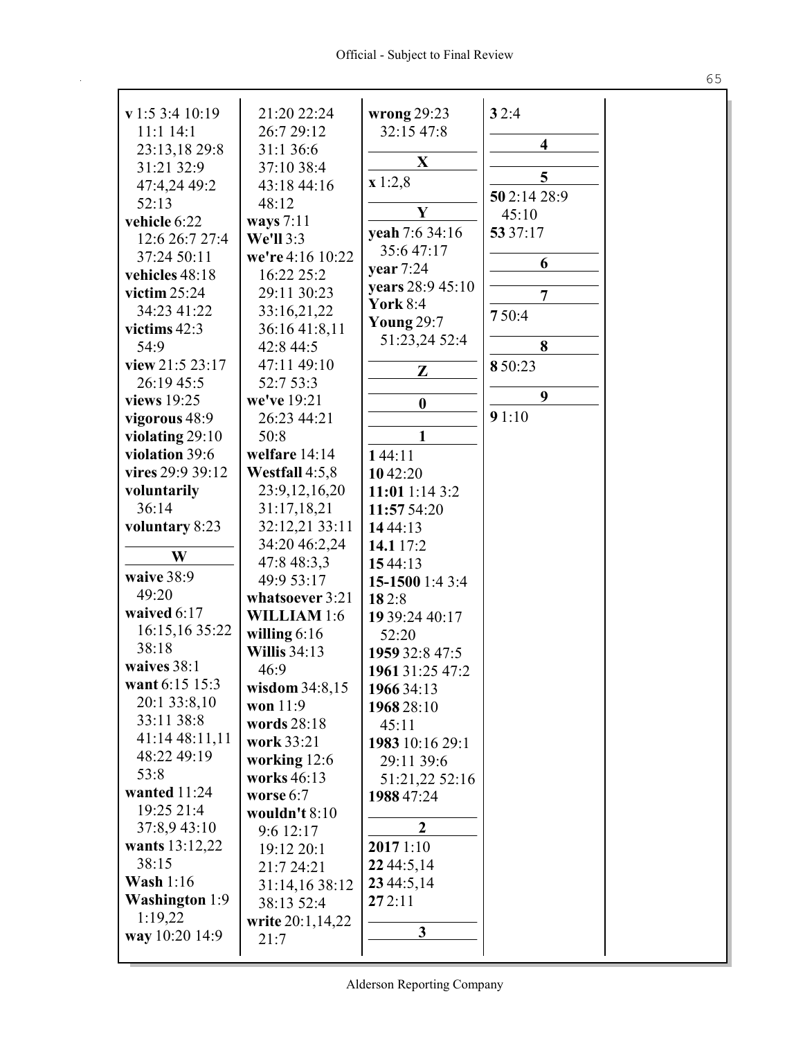**v** 1:5 3:4 10:19 11:1 14:1 23:13,18 29:8 31:21 32:9 47:4,24 49:2 52:13
**vehicle** 6:22 12:6 26:7 27:4 37:24 50:11
**vehicles** 48:18
**victim** 25:24 34:23 41:22
**victims** 42:3 54:9
**view** 21:5 23:17 26:19 45:5
**views** 19:25
**vigorous** 48:9
**violating** 29:10
**violation** 39:6
**vires** 29:9 39:12
**voluntarily** 36:14
**voluntary** 8:23

**W**

**waive** 38:9 49:20
**waived** 6:17 16:15,16 35:22 38:18
**waives** 38:1
**want** 6:15 15:3 20:1 33:8,10 33:11 38:8 41:14 48:11,11 48:22 49:19 53:8
**wanted** 11:24 19:25 21:4 37:8,9 43:10
**wants** 13:12,22 38:15
**Wash** 1:16
**Washington** 1:9 1:19,22
**way** 10:20 14:9 21:20 22:24 26:7 29:12 31:1 36:6 37:10 38:4 43:18 44:16 48:12
**ways** 7:11
**We'll** 3:3
**we're** 4:16 10:22 16:22 25:2 29:11 30:23 33:16,21,22 36:16 41:8,11 42:8 44:5 47:11 49:10 52:7 53:3
**we've** 19:21 26:23 44:21 50:8
**welfare** 14:14
**Westfall** 4:5,8 23:9,12,16,20 31:17,18,21 32:12,21 33:11 34:20 46:2,24 47:8 48:3,3 49:9 53:17
**whatsoever** 3:21
**WILLIAM** 1:6
**willing** 6:16
**Willis** 34:13 46:9
**wisdom** 34:8,15
**won** 11:9
**words** 28:18
**work** 33:21
**working** 12:6
**works** 46:13
**worse** 6:7
**wouldn't** 8:10 9:6 12:17 19:12 20:1 21:7 24:21 31:14,16 38:12 38:13 52:4
**write** 20:1,14,22 21:7
**wrong** 29:23 32:15 47:8

**X**

**x** 1:2,8

**Y**

**yeah** 7:6 34:16 35:6 47:17
**year** 7:24
**years** 28:9 45:10
**York** 8:4
**Young** 29:7 51:23,24 52:4

**Z**

**0**

**1**

**1** 44:11
**10** 42:20
**11:01** 1:14 3:2
**11:57** 54:20
**14** 44:13
**14.1** 17:2
**15** 44:13
**15-1500** 1:4 3:4
**18** 2:8
**19** 39:24 40:17 52:20
**1959** 32:8 47:5
**1961** 31:25 47:2
**1966** 34:13
**1968** 28:10 45:11
**1983** 10:16 29:1 29:11 39:6 51:21,22 52:16
**1988** 47:24

**2**

**2017** 1:10
**22** 44:5,14
**23** 44:5,14
**27** 2:11

**3**

**3** 2:4

**4**

**5**

**50** 2:14 28:9 45:10
**53** 37:17

**6**

**7**

**7** 50:4

**8**

**8** 50:23

**9**

**9** 1:10